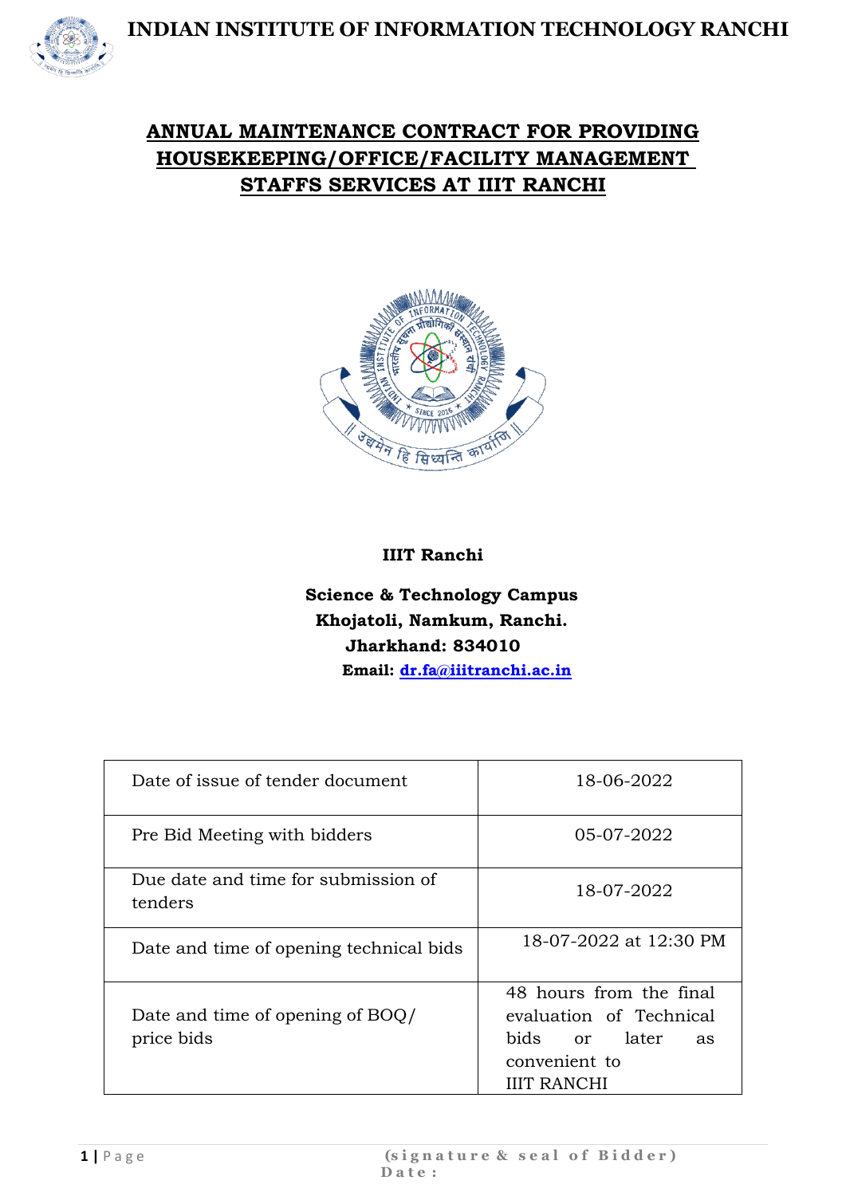# ANNUAL MAINTENANCE CONTRACT FOR PROVIDING HOUSEKEEPING/OFFICE/FACILITY MANAGEMENT STAFFS SERVICES AT IIIT RANCHI

**IIIT Ranchi**

**Science & Technology Campus**
**Khojatoli, Namkum, Ranchi.**
**Jharkhand: 834010**
**Email: dr.fa@iiitranchi.ac.in**

| | |
|---|---|
| Date of issue of tender document | 18-06-2022 |
| Pre Bid Meeting with bidders | 05-07-2022 |
| Due date and time for submission of tenders | 18-07-2022 |
| Date and time of opening technical bids | 18-07-2022 at 12:30 PM |
| Date and time of opening of BOQ/ price bids | 48 hours from the final evaluation of Technical bids or later as convenient to IIIT RANCHI |

(signature & seal of Bidder)
Date: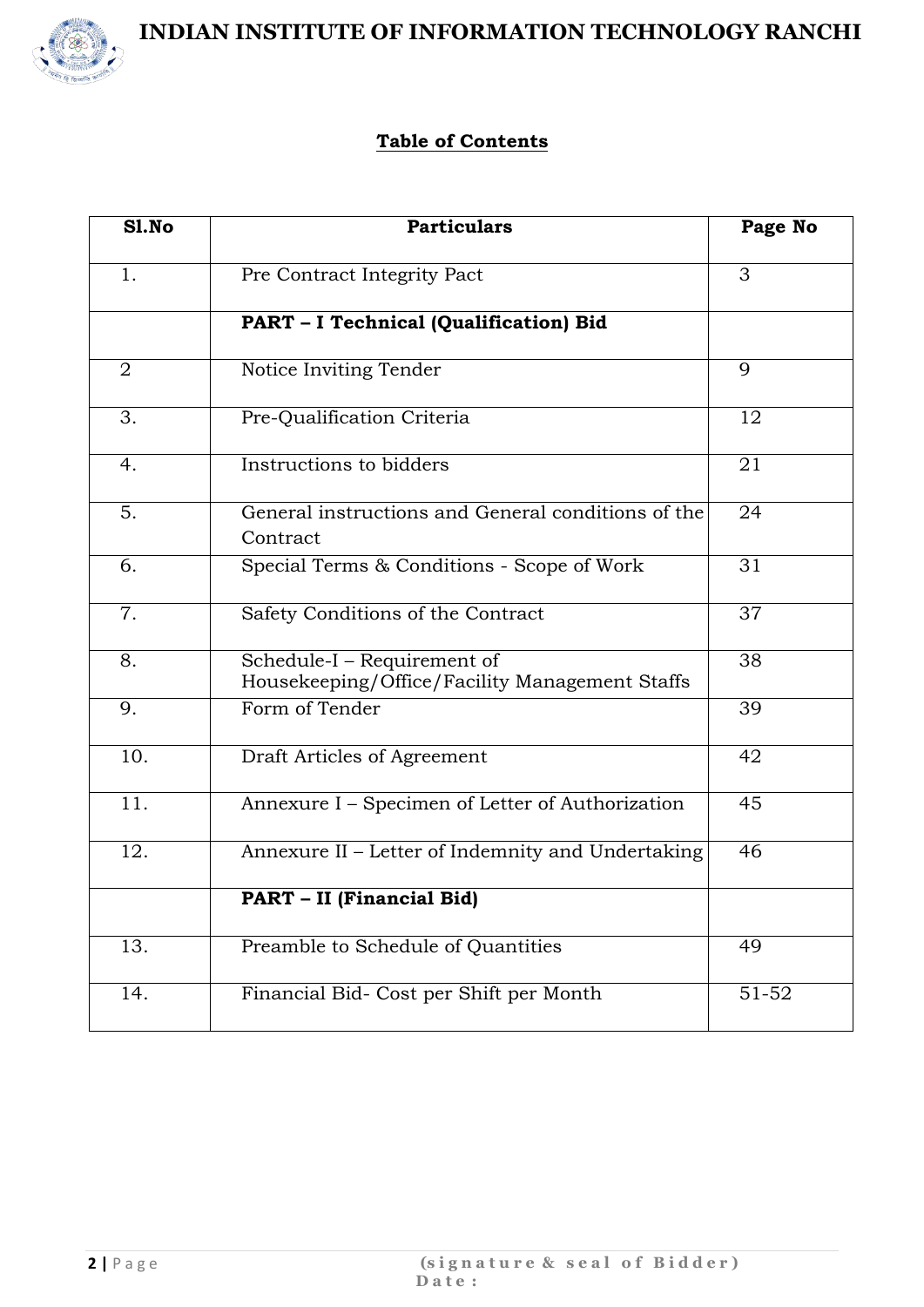# Table of Contents

| Sl.No | Particulars | Page No |
|---|---|---|
| 1. | Pre Contract Integrity Pact | 3 |
| | **PART – I Technical (Qualification) Bid** | |
| 2 | Notice Inviting Tender | 9 |
| 3. | Pre-Qualification Criteria | 12 |
| 4. | Instructions to bidders | 21 |
| 5. | General instructions and General conditions of the Contract | 24 |
| 6. | Special Terms & Conditions - Scope of Work | 31 |
| 7. | Safety Conditions of the Contract | 37 |
| 8. | Schedule-I – Requirement of Housekeeping/Office/Facility Management Staffs | 38 |
| 9. | Form of Tender | 39 |
| 10. | Draft Articles of Agreement | 42 |
| 11. | Annexure I – Specimen of Letter of Authorization | 45 |
| 12. | Annexure II – Letter of Indemnity and Undertaking | 46 |
| | **PART – II (Financial Bid)** | |
| 13. | Preamble to Schedule of Quantities | 49 |
| 14. | Financial Bid- Cost per Shift per Month | 51-52 |

**(signature & seal of Bidder)**
**Date :**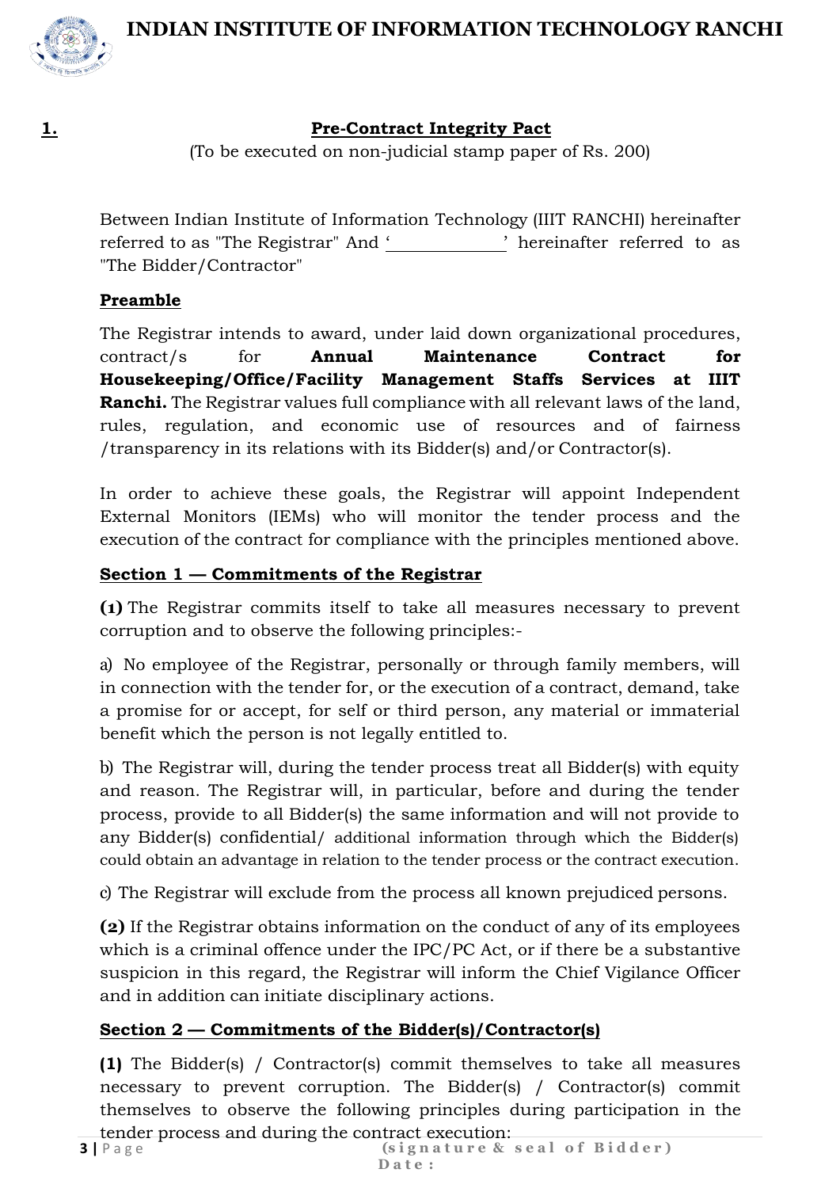## 1. Pre-Contract Integrity Pact

(To be executed on non-judicial stamp paper of Rs. 200)

Between Indian Institute of Information Technology (IIIT RANCHI) hereinafter referred to as "The Registrar" And '______________' hereinafter referred to as "The Bidder/Contractor"

### Preamble

The Registrar intends to award, under laid down organizational procedures, contract/s for **Annual Maintenance Contract for Housekeeping/Office/Facility Management Staffs Services at IIIT Ranchi.** The Registrar values full compliance with all relevant laws of the land, rules, regulation, and economic use of resources and of fairness /transparency in its relations with its Bidder(s) and/or Contractor(s).

In order to achieve these goals, the Registrar will appoint Independent External Monitors (IEMs) who will monitor the tender process and the execution of the contract for compliance with the principles mentioned above.

### Section 1 — Commitments of the Registrar

**(1)** The Registrar commits itself to take all measures necessary to prevent corruption and to observe the following principles:-

a) No employee of the Registrar, personally or through family members, will in connection with the tender for, or the execution of a contract, demand, take a promise for or accept, for self or third person, any material or immaterial benefit which the person is not legally entitled to.

b) The Registrar will, during the tender process treat all Bidder(s) with equity and reason. The Registrar will, in particular, before and during the tender process, provide to all Bidder(s) the same information and will not provide to any Bidder(s) confidential/ additional information through which the Bidder(s) could obtain an advantage in relation to the tender process or the contract execution.

c) The Registrar will exclude from the process all known prejudiced persons.

**(2)** If the Registrar obtains information on the conduct of any of its employees which is a criminal offence under the IPC/PC Act, or if there be a substantive suspicion in this regard, the Registrar will inform the Chief Vigilance Officer and in addition can initiate disciplinary actions.

### Section 2 — Commitments of the Bidder(s)/Contractor(s)

**(1)** The Bidder(s) / Contractor(s) commit themselves to take all measures necessary to prevent corruption. The Bidder(s) / Contractor(s) commit themselves to observe the following principles during participation in the tender process and during the contract execution:

(signature & seal of Bidder)
Date: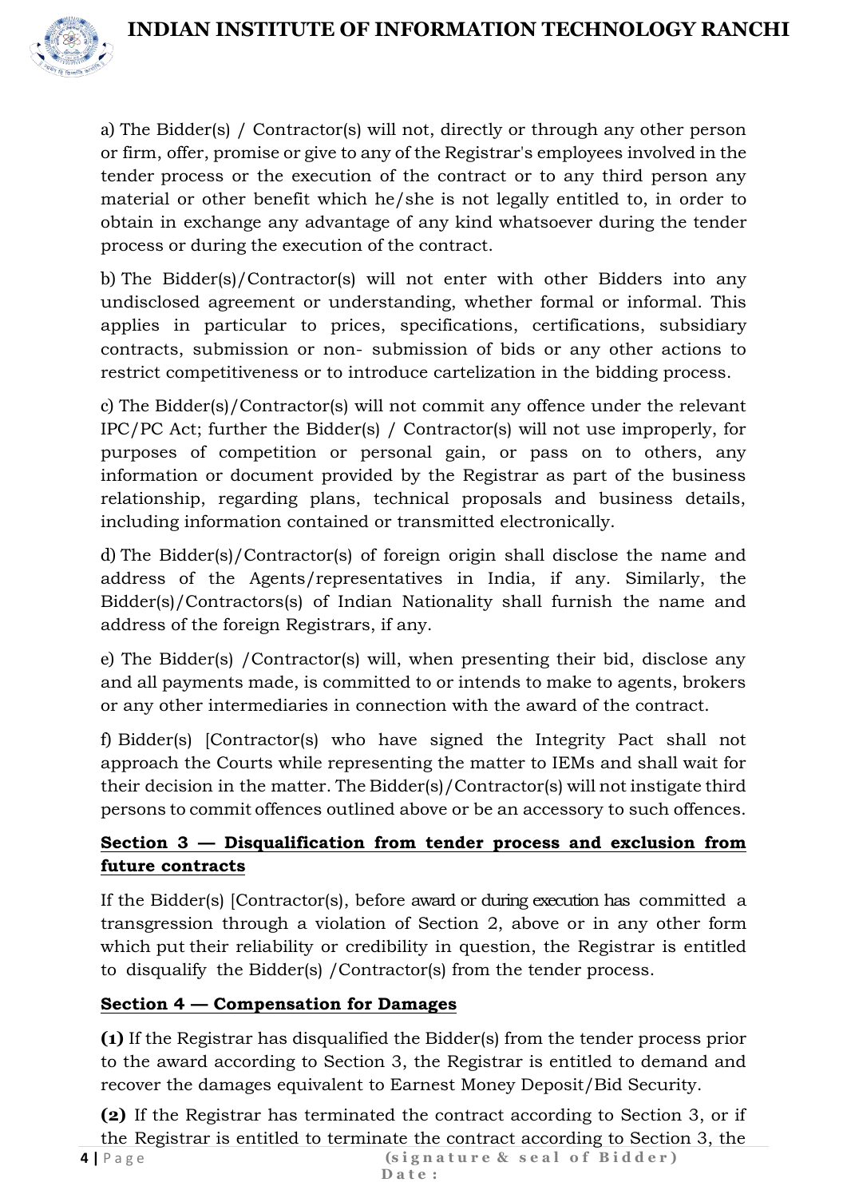a) The Bidder(s) / Contractor(s) will not, directly or through any other person or firm, offer, promise or give to any of the Registrar's employees involved in the tender process or the execution of the contract or to any third person any material or other benefit which he/she is not legally entitled to, in order to obtain in exchange any advantage of any kind whatsoever during the tender process or during the execution of the contract.

b) The Bidder(s)/Contractor(s) will not enter with other Bidders into any undisclosed agreement or understanding, whether formal or informal. This applies in particular to prices, specifications, certifications, subsidiary contracts, submission or non- submission of bids or any other actions to restrict competitiveness or to introduce cartelization in the bidding process.

c) The Bidder(s)/Contractor(s) will not commit any offence under the relevant IPC/PC Act; further the Bidder(s) / Contractor(s) will not use improperly, for purposes of competition or personal gain, or pass on to others, any information or document provided by the Registrar as part of the business relationship, regarding plans, technical proposals and business details, including information contained or transmitted electronically.

d) The Bidder(s)/Contractor(s) of foreign origin shall disclose the name and address of the Agents/representatives in India, if any. Similarly, the Bidder(s)/Contractors(s) of Indian Nationality shall furnish the name and address of the foreign Registrars, if any.

e) The Bidder(s) /Contractor(s) will, when presenting their bid, disclose any and all payments made, is committed to or intends to make to agents, brokers or any other intermediaries in connection with the award of the contract.

f) Bidder(s) [Contractor(s) who have signed the Integrity Pact shall not approach the Courts while representing the matter to IEMs and shall wait for their decision in the matter. The Bidder(s)/Contractor(s) will not instigate third persons to commit offences outlined above or be an accessory to such offences.

**Section 3 — Disqualification from tender process and exclusion from future contracts**

If the Bidder(s) [Contractor(s), before award or during execution has committed a transgression through a violation of Section 2, above or in any other form which put their reliability or credibility in question, the Registrar is entitled to disqualify the Bidder(s) /Contractor(s) from the tender process.

**Section 4 — Compensation for Damages**

**(1)** If the Registrar has disqualified the Bidder(s) from the tender process prior to the award according to Section 3, the Registrar is entitled to demand and recover the damages equivalent to Earnest Money Deposit/Bid Security.

**(2)** If the Registrar has terminated the contract according to Section 3, or if the Registrar is entitled to terminate the contract according to Section 3, the

**(signature & seal of Bidder)**
**Date:**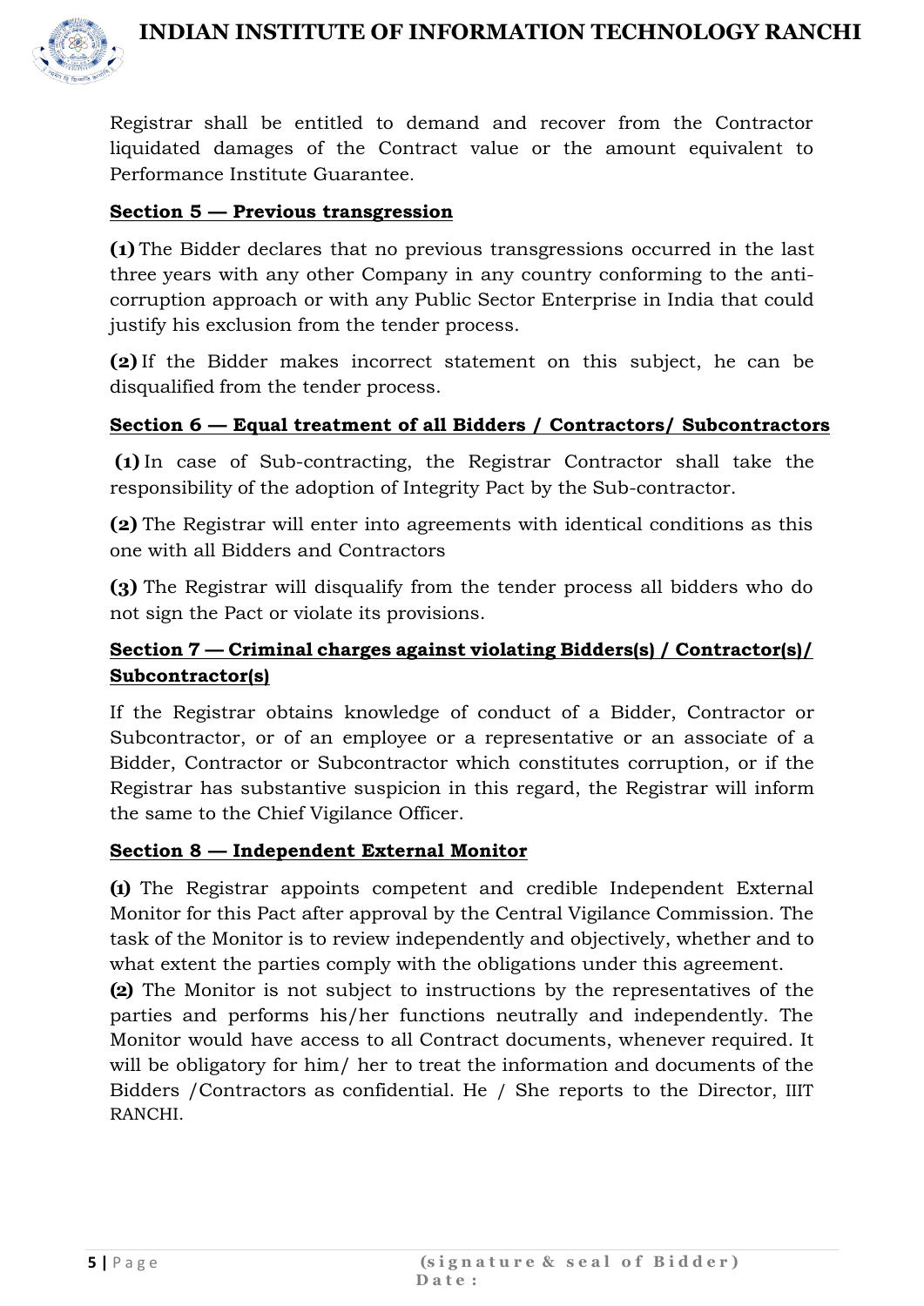Registrar shall be entitled to demand and recover from the Contractor liquidated damages of the Contract value or the amount equivalent to Performance Institute Guarantee.

**Section 5 — Previous transgression**

**(1)** The Bidder declares that no previous transgressions occurred in the last three years with any other Company in any country conforming to the anti-corruption approach or with any Public Sector Enterprise in India that could justify his exclusion from the tender process.

**(2)** If the Bidder makes incorrect statement on this subject, he can be disqualified from the tender process.

**Section 6 — Equal treatment of all Bidders / Contractors/ Subcontractors**

**(1)** In case of Sub-contracting, the Registrar Contractor shall take the responsibility of the adoption of Integrity Pact by the Sub-contractor.

**(2)** The Registrar will enter into agreements with identical conditions as this one with all Bidders and Contractors

**(3)** The Registrar will disqualify from the tender process all bidders who do not sign the Pact or violate its provisions.

**Section 7 — Criminal charges against violating Bidders(s) / Contractor(s)/ Subcontractor(s)**

If the Registrar obtains knowledge of conduct of a Bidder, Contractor or Subcontractor, or of an employee or a representative or an associate of a Bidder, Contractor or Subcontractor which constitutes corruption, or if the Registrar has substantive suspicion in this regard, the Registrar will inform the same to the Chief Vigilance Officer.

**Section 8 — Independent External Monitor**

**(1)** The Registrar appoints competent and credible Independent External Monitor for this Pact after approval by the Central Vigilance Commission. The task of the Monitor is to review independently and objectively, whether and to what extent the parties comply with the obligations under this agreement.

**(2)** The Monitor is not subject to instructions by the representatives of the parties and performs his/her functions neutrally and independently. The Monitor would have access to all Contract documents, whenever required. It will be obligatory for him/ her to treat the information and documents of the Bidders /Contractors as confidential. He / She reports to the Director, IIIT RANCHI.

**(signature & seal of Bidder)**
**Date :**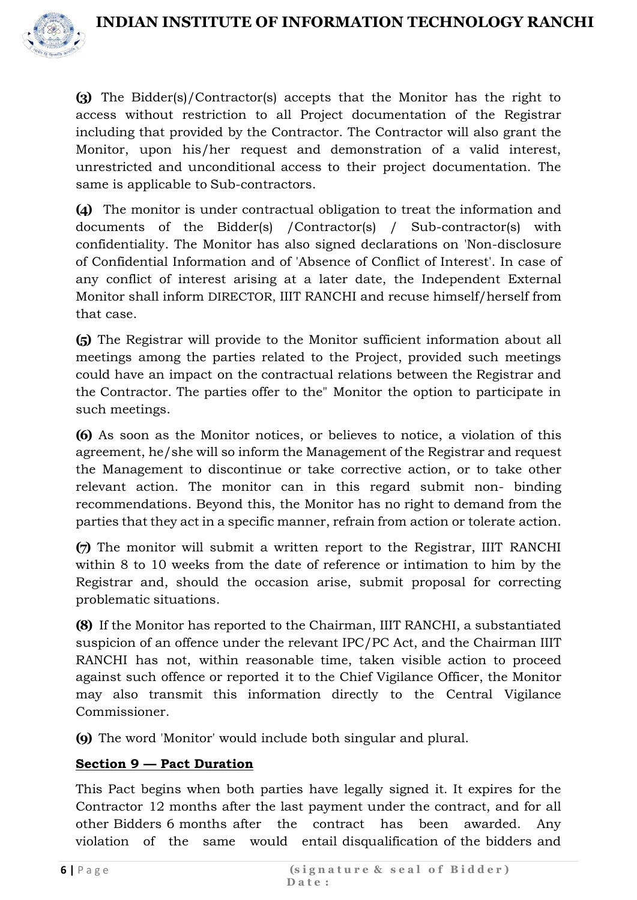**(3)** The Bidder(s)/Contractor(s) accepts that the Monitor has the right to access without restriction to all Project documentation of the Registrar including that provided by the Contractor. The Contractor will also grant the Monitor, upon his/her request and demonstration of a valid interest, unrestricted and unconditional access to their project documentation. The same is applicable to Sub-contractors.

**(4)** The monitor is under contractual obligation to treat the information and documents of the Bidder(s) /Contractor(s) / Sub-contractor(s) with confidentiality. The Monitor has also signed declarations on 'Non-disclosure of Confidential Information and of 'Absence of Conflict of Interest'. In case of any conflict of interest arising at a later date, the Independent External Monitor shall inform DIRECTOR, IIIT RANCHI and recuse himself/herself from that case.

**(5)** The Registrar will provide to the Monitor sufficient information about all meetings among the parties related to the Project, provided such meetings could have an impact on the contractual relations between the Registrar and the Contractor. The parties offer to the" Monitor the option to participate in such meetings.

**(6)** As soon as the Monitor notices, or believes to notice, a violation of this agreement, he/she will so inform the Management of the Registrar and request the Management to discontinue or take corrective action, or to take other relevant action. The monitor can in this regard submit non- binding recommendations. Beyond this, the Monitor has no right to demand from the parties that they act in a specific manner, refrain from action or tolerate action.

**(7)** The monitor will submit a written report to the Registrar, IIIT RANCHI within 8 to 10 weeks from the date of reference or intimation to him by the Registrar and, should the occasion arise, submit proposal for correcting problematic situations.

**(8)** If the Monitor has reported to the Chairman, IIIT RANCHI, a substantiated suspicion of an offence under the relevant IPC/PC Act, and the Chairman IIIT RANCHI has not, within reasonable time, taken visible action to proceed against such offence or reported it to the Chief Vigilance Officer, the Monitor may also transmit this information directly to the Central Vigilance Commissioner.

**(9)** The word 'Monitor' would include both singular and plural.

**Section 9 — Pact Duration**

This Pact begins when both parties have legally signed it. It expires for the Contractor 12 months after the last payment under the contract, and for all other Bidders 6 months after the contract has been awarded. Any violation of the same would entail disqualification of the bidders and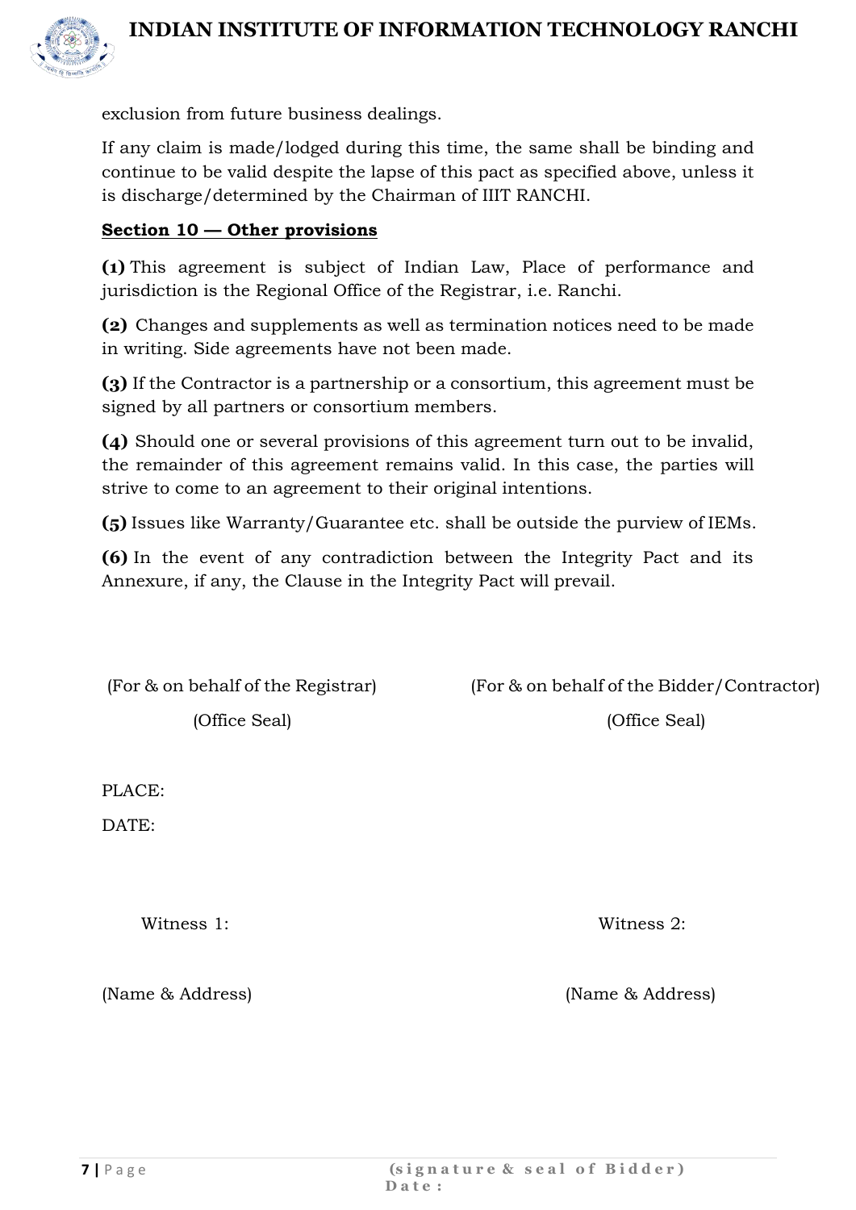exclusion from future business dealings.

If any claim is made/lodged during this time, the same shall be binding and continue to be valid despite the lapse of this pact as specified above, unless it is discharge/determined by the Chairman of IIIT RANCHI.

**Section 10 — Other provisions**

**(1)** This agreement is subject of Indian Law, Place of performance and jurisdiction is the Regional Office of the Registrar, i.e. Ranchi.

**(2)** Changes and supplements as well as termination notices need to be made in writing. Side agreements have not been made.

**(3)** If the Contractor is a partnership or a consortium, this agreement must be signed by all partners or consortium members.

**(4)** Should one or several provisions of this agreement turn out to be invalid, the remainder of this agreement remains valid. In this case, the parties will strive to come to an agreement to their original intentions.

**(5)** Issues like Warranty/Guarantee etc. shall be outside the purview of IEMs.

**(6)** In the event of any contradiction between the Integrity Pact and its Annexure, if any, the Clause in the Integrity Pact will prevail.

(For & on behalf of the Registrar)

(Office Seal)

(For & on behalf of the Bidder/Contractor)

(Office Seal)

PLACE:

DATE:

Witness 1:

(Name & Address)

Witness 2:

(Name & Address)

**(signature & seal of Bidder)**
**Date:**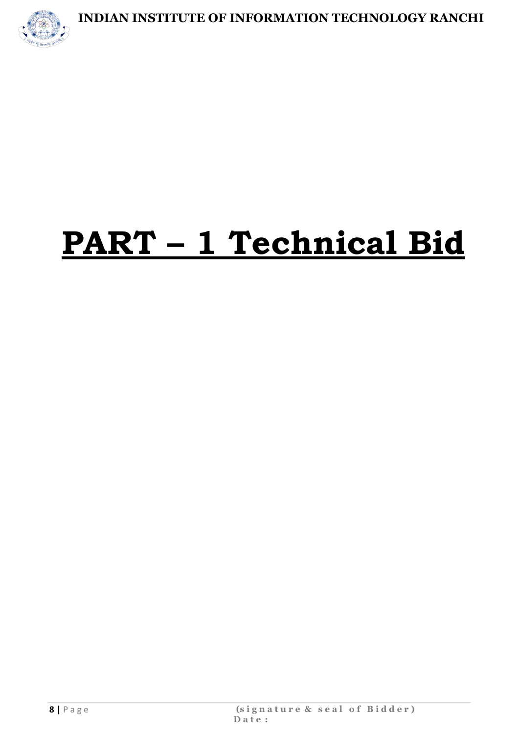# PART – 1 Technical Bid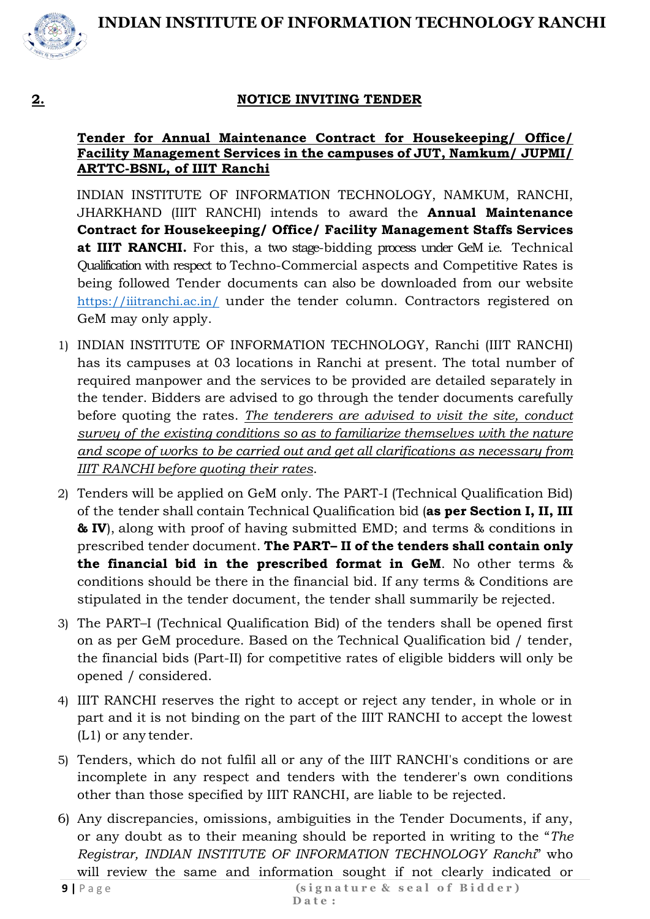## 2. NOTICE INVITING TENDER

**Tender for Annual Maintenance Contract for Housekeeping/ Office/ Facility Management Services in the campuses of JUT, Namkum/ JUPMI/ ARTTC-BSNL, of IIIT Ranchi**

INDIAN INSTITUTE OF INFORMATION TECHNOLOGY, NAMKUM, RANCHI, JHARKHAND (IIIT RANCHI) intends to award the **Annual Maintenance Contract for Housekeeping/ Office/ Facility Management Staffs Services at IIIT RANCHI.** For this, a two stage-bidding process under GeM i.e. Technical Qualification with respect to Techno-Commercial aspects and Competitive Rates is being followed Tender documents can also be downloaded from our website https://iiitranchi.ac.in/ under the tender column. Contractors registered on GeM may only apply.

1) INDIAN INSTITUTE OF INFORMATION TECHNOLOGY, Ranchi (IIIT RANCHI) has its campuses at 03 locations in Ranchi at present. The total number of required manpower and the services to be provided are detailed separately in the tender. Bidders are advised to go through the tender documents carefully before quoting the rates. *The tenderers are advised to visit the site, conduct survey of the existing conditions so as to familiarize themselves with the nature and scope of works to be carried out and get all clarifications as necessary from IIIT RANCHI before quoting their rates*.

2) Tenders will be applied on GeM only. The PART-I (Technical Qualification Bid) of the tender shall contain Technical Qualification bid (**as per Section I, II, III & IV**), along with proof of having submitted EMD; and terms & conditions in prescribed tender document. **The PART– II of the tenders shall contain only the financial bid in the prescribed format in GeM**. No other terms & conditions should be there in the financial bid. If any terms & Conditions are stipulated in the tender document, the tender shall summarily be rejected.

3) The PART–I (Technical Qualification Bid) of the tenders shall be opened first on as per GeM procedure. Based on the Technical Qualification bid / tender, the financial bids (Part-II) for competitive rates of eligible bidders will only be opened / considered.

4) IIIT RANCHI reserves the right to accept or reject any tender, in whole or in part and it is not binding on the part of the IIIT RANCHI to accept the lowest (L1) or any tender.

5) Tenders, which do not fulfil all or any of the IIIT RANCHI's conditions or are incomplete in any respect and tenders with the tenderer's own conditions other than those specified by IIIT RANCHI, are liable to be rejected.

6) Any discrepancies, omissions, ambiguities in the Tender Documents, if any, or any doubt as to their meaning should be reported in writing to the "*The Registrar, INDIAN INSTITUTE OF INFORMATION TECHNOLOGY Ranchi*" who will review the same and information sought if not clearly indicated or

(signature & seal of Bidder)
Date :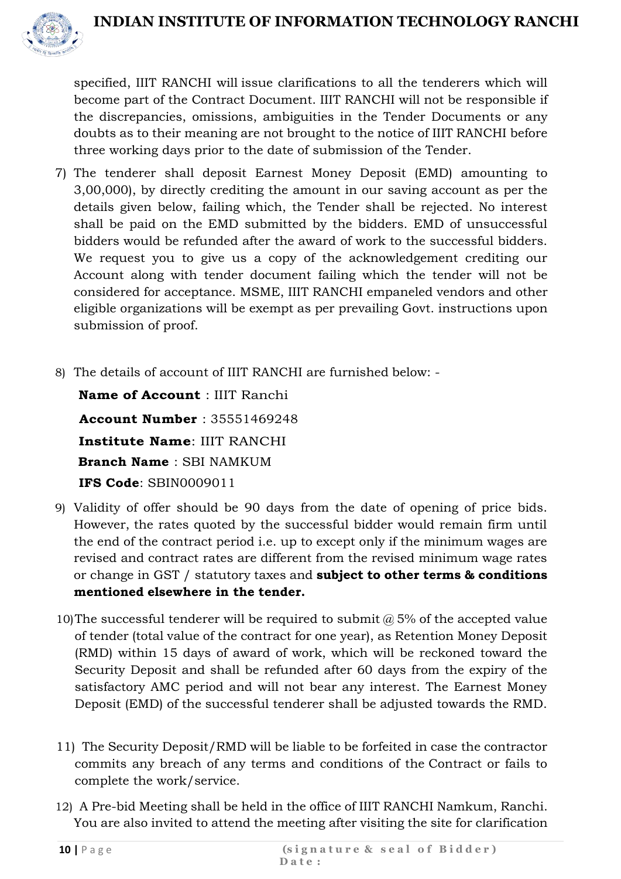specified, IIIT RANCHI will issue clarifications to all the tenderers which will become part of the Contract Document. IIIT RANCHI will not be responsible if the discrepancies, omissions, ambiguities in the Tender Documents or any doubts as to their meaning are not brought to the notice of IIIT RANCHI before three working days prior to the date of submission of the Tender.

7) The tenderer shall deposit Earnest Money Deposit (EMD) amounting to 3,00,000), by directly crediting the amount in our saving account as per the details given below, failing which, the Tender shall be rejected. No interest shall be paid on the EMD submitted by the bidders. EMD of unsuccessful bidders would be refunded after the award of work to the successful bidders. We request you to give us a copy of the acknowledgement crediting our Account along with tender document failing which the tender will not be considered for acceptance. MSME, IIIT RANCHI empaneled vendors and other eligible organizations will be exempt as per prevailing Govt. instructions upon submission of proof.

8) The details of account of IIIT RANCHI are furnished below: -

   **Name of Account** : IIIT Ranchi

   **Account Number** : 35551469248

   **Institute Name**: IIIT RANCHI

   **Branch Name** : SBI NAMKUM

   **IFS Code**: SBIN0009011

9) Validity of offer should be 90 days from the date of opening of price bids. However, the rates quoted by the successful bidder would remain firm until the end of the contract period i.e. up to except only if the minimum wages are revised and contract rates are different from the revised minimum wage rates or change in GST / statutory taxes and **subject to other terms & conditions mentioned elsewhere in the tender.**

10) The successful tenderer will be required to submit @ 5% of the accepted value of tender (total value of the contract for one year), as Retention Money Deposit (RMD) within 15 days of award of work, which will be reckoned toward the Security Deposit and shall be refunded after 60 days from the expiry of the satisfactory AMC period and will not bear any interest. The Earnest Money Deposit (EMD) of the successful tenderer shall be adjusted towards the RMD.

11) The Security Deposit/RMD will be liable to be forfeited in case the contractor commits any breach of any terms and conditions of the Contract or fails to complete the work/service.

12) A Pre-bid Meeting shall be held in the office of IIIT RANCHI Namkum, Ranchi. You are also invited to attend the meeting after visiting the site for clarification

(signature & seal of Bidder)
Date :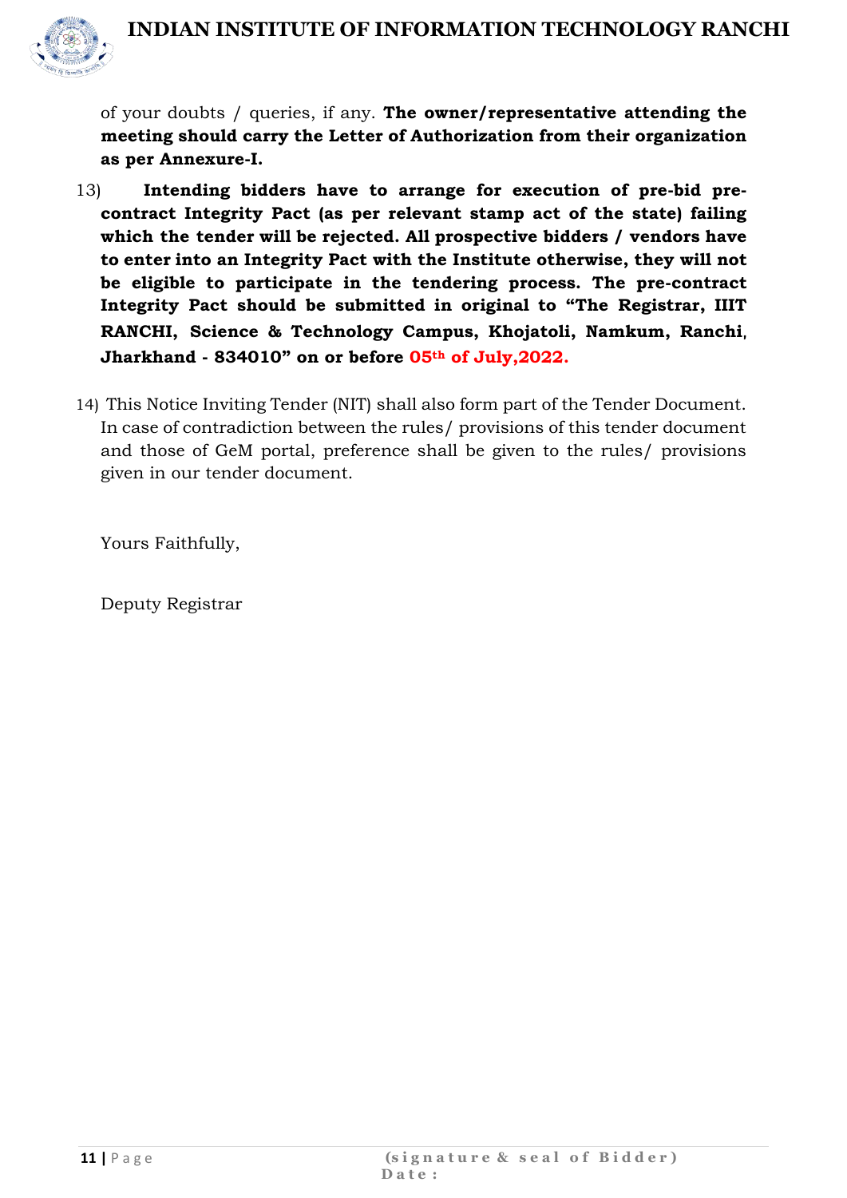of your doubts / queries, if any. **The owner/representative attending the meeting should carry the Letter of Authorization from their organization as per Annexure-I.**

13) **Intending bidders have to arrange for execution of pre-bid pre-contract Integrity Pact (as per relevant stamp act of the state) failing which the tender will be rejected. All prospective bidders / vendors have to enter into an Integrity Pact with the Institute otherwise, they will not be eligible to participate in the tendering process. The pre-contract Integrity Pact should be submitted in original to "The Registrar, IIIT RANCHI, Science & Technology Campus, Khojatoli, Namkum, Ranchi, Jharkhand - 834010" on or before 05th of July,2022.**

14) This Notice Inviting Tender (NIT) shall also form part of the Tender Document. In case of contradiction between the rules/ provisions of this tender document and those of GeM portal, preference shall be given to the rules/ provisions given in our tender document.

Yours Faithfully,

Deputy Registrar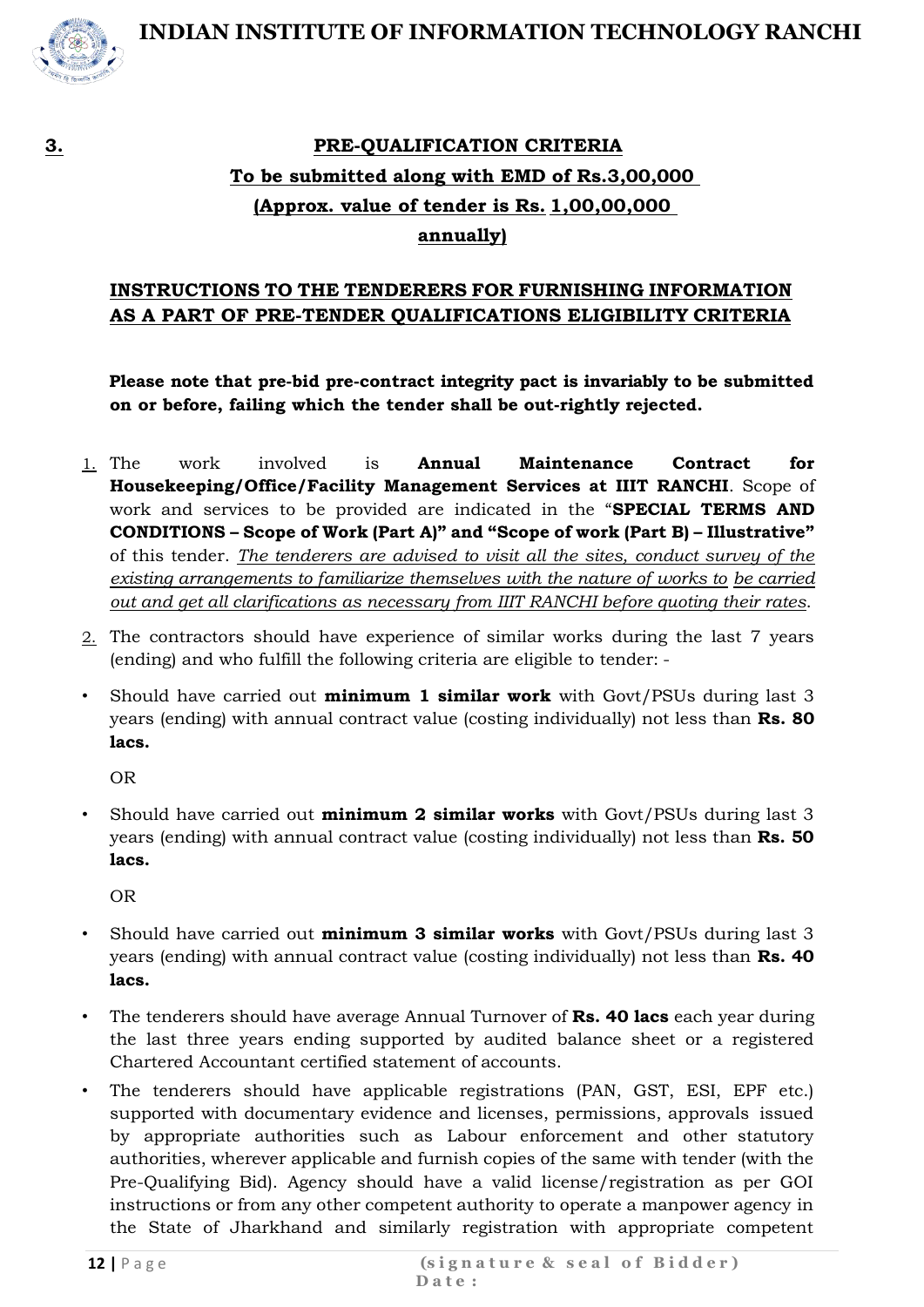**3.**

## PRE-QUALIFICATION CRITERIA

## To be submitted along with EMD of Rs.3,00,000

## (Approx. value of tender is Rs. 1,00,00,000 annually)

### INSTRUCTIONS TO THE TENDERERS FOR FURNISHING INFORMATION AS A PART OF PRE-TENDER QUALIFICATIONS ELIGIBILITY CRITERIA

**Please note that pre-bid pre-contract integrity pact is invariably to be submitted on or before, failing which the tender shall be out-rightly rejected.**

1. The work involved is **Annual Maintenance Contract for Housekeeping/Office/Facility Management Services at IIIT RANCHI**. Scope of work and services to be provided are indicated in the "**SPECIAL TERMS AND CONDITIONS – Scope of Work (Part A)" and "Scope of work (Part B) – Illustrative"** of this tender. *The tenderers are advised to visit all the sites, conduct survey of the existing arrangements to familiarize themselves with the nature of works to be carried out and get all clarifications as necessary from IIIT RANCHI before quoting their rates*.

2. The contractors should have experience of similar works during the last 7 years (ending) and who fulfill the following criteria are eligible to tender: -

- Should have carried out **minimum 1 similar work** with Govt/PSUs during last 3 years (ending) with annual contract value (costing individually) not less than **Rs. 80 lacs.**

  OR

- Should have carried out **minimum 2 similar works** with Govt/PSUs during last 3 years (ending) with annual contract value (costing individually) not less than **Rs. 50 lacs.**

  OR

- Should have carried out **minimum 3 similar works** with Govt/PSUs during last 3 years (ending) with annual contract value (costing individually) not less than **Rs. 40 lacs.**

- The tenderers should have average Annual Turnover of **Rs. 40 lacs** each year during the last three years ending supported by audited balance sheet or a registered Chartered Accountant certified statement of accounts.

- The tenderers should have applicable registrations (PAN, GST, ESI, EPF etc.) supported with documentary evidence and licenses, permissions, approvals issued by appropriate authorities such as Labour enforcement and other statutory authorities, wherever applicable and furnish copies of the same with tender (with the Pre-Qualifying Bid). Agency should have a valid license/registration as per GOI instructions or from any other competent authority to operate a manpower agency in the State of Jharkhand and similarly registration with appropriate competent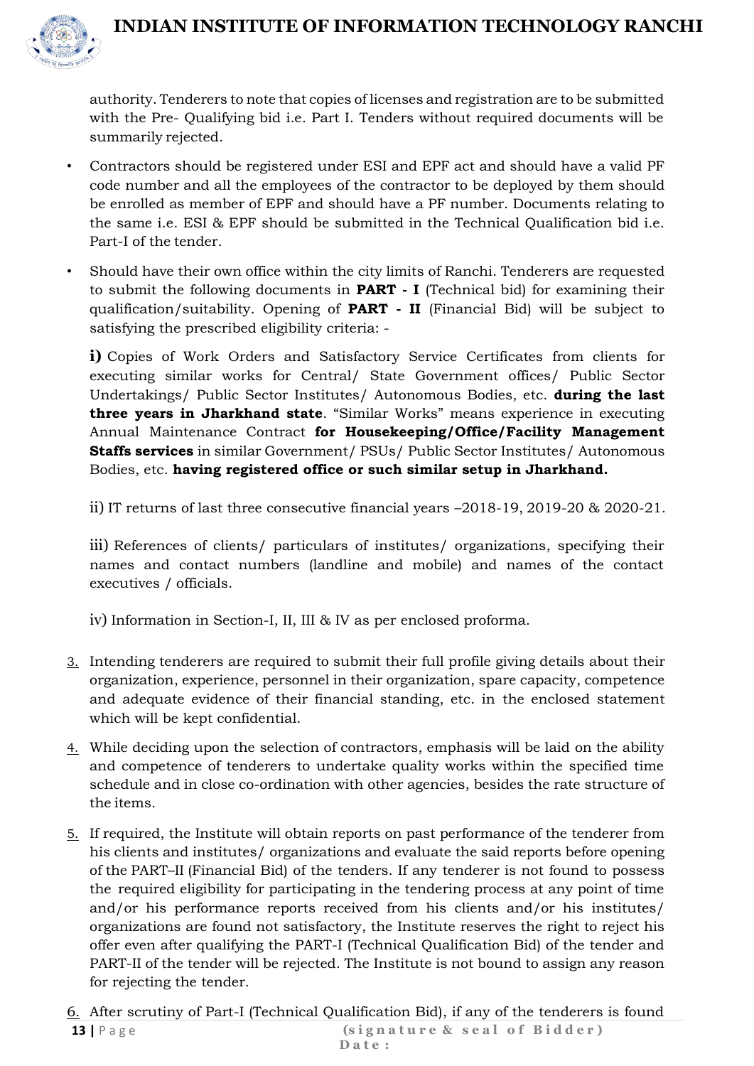authority. Tenderers to note that copies of licenses and registration are to be submitted with the Pre- Qualifying bid i.e. Part I. Tenders without required documents will be summarily rejected.

- Contractors should be registered under ESI and EPF act and should have a valid PF code number and all the employees of the contractor to be deployed by them should be enrolled as member of EPF and should have a PF number. Documents relating to the same i.e. ESI & EPF should be submitted in the Technical Qualification bid i.e. Part-I of the tender.

- Should have their own office within the city limits of Ranchi. Tenderers are requested to submit the following documents in **PART - I** (Technical bid) for examining their qualification/suitability. Opening of **PART - II** (Financial Bid) will be subject to satisfying the prescribed eligibility criteria: -

  **i)** Copies of Work Orders and Satisfactory Service Certificates from clients for executing similar works for Central/ State Government offices/ Public Sector Undertakings/ Public Sector Institutes/ Autonomous Bodies, etc. **during the last three years in Jharkhand state**. "Similar Works" means experience in executing Annual Maintenance Contract **for Housekeeping/Office/Facility Management Staffs services** in similar Government/ PSUs/ Public Sector Institutes/ Autonomous Bodies, etc. **having registered office or such similar setup in Jharkhand.**

  ii) IT returns of last three consecutive financial years –2018-19, 2019-20 & 2020-21.

  iii) References of clients/ particulars of institutes/ organizations, specifying their names and contact numbers (landline and mobile) and names of the contact executives / officials.

  iv) Information in Section-I, II, III & IV as per enclosed proforma.

3. Intending tenderers are required to submit their full profile giving details about their organization, experience, personnel in their organization, spare capacity, competence and adequate evidence of their financial standing, etc. in the enclosed statement which will be kept confidential.

4. While deciding upon the selection of contractors, emphasis will be laid on the ability and competence of tenderers to undertake quality works within the specified time schedule and in close co-ordination with other agencies, besides the rate structure of the items.

5. If required, the Institute will obtain reports on past performance of the tenderer from his clients and institutes/ organizations and evaluate the said reports before opening of the PART–II (Financial Bid) of the tenders. If any tenderer is not found to possess the required eligibility for participating in the tendering process at any point of time and/or his performance reports received from his clients and/or his institutes/ organizations are found not satisfactory, the Institute reserves the right to reject his offer even after qualifying the PART-I (Technical Qualification Bid) of the tender and PART-II of the tender will be rejected. The Institute is not bound to assign any reason for rejecting the tender.

6. After scrutiny of Part-I (Technical Qualification Bid), if any of the tenderers is found

(signature & seal of Bidder)
Date: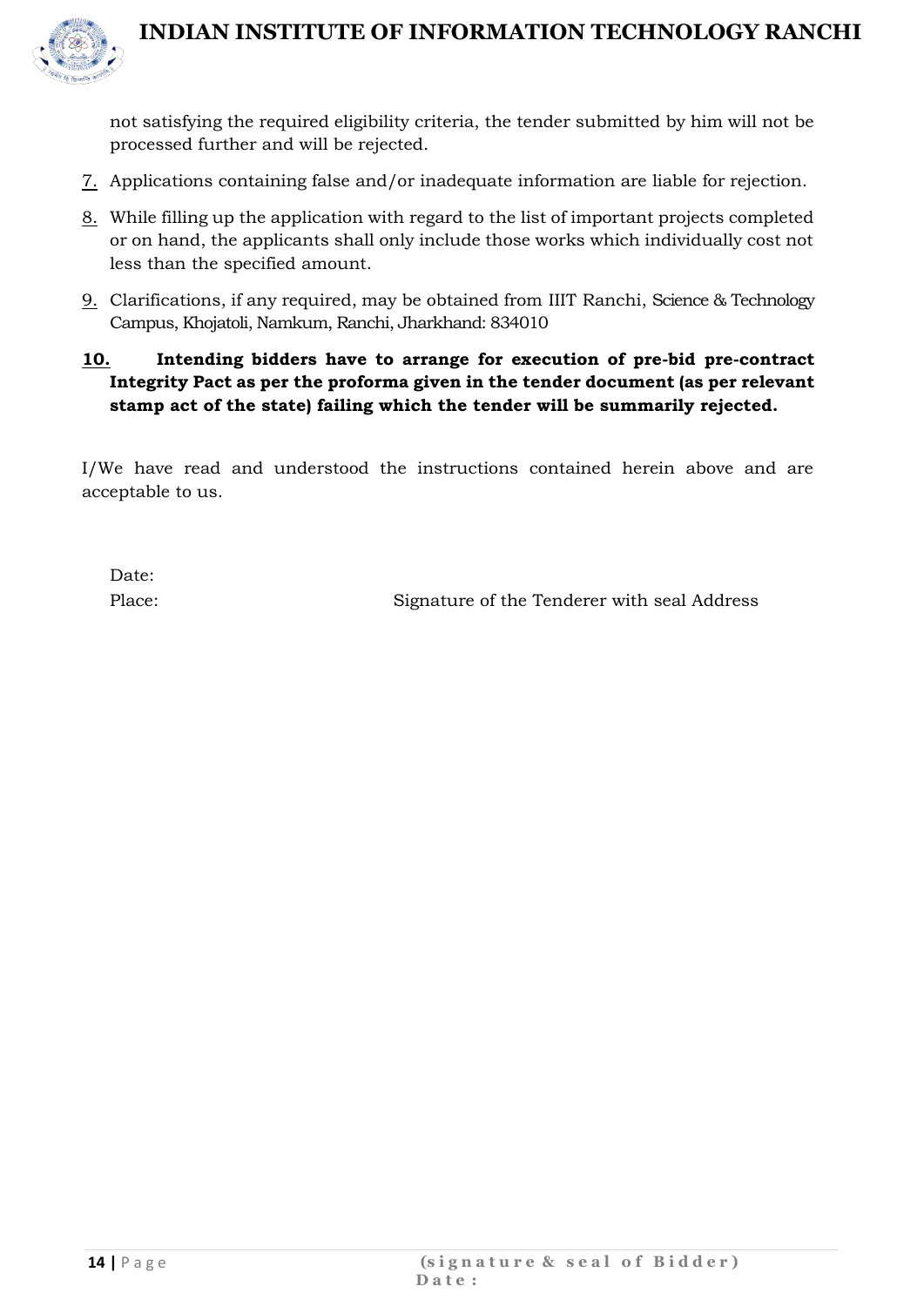not satisfying the required eligibility criteria, the tender submitted by him will not be processed further and will be rejected.

7. Applications containing false and/or inadequate information are liable for rejection.

8. While filling up the application with regard to the list of important projects completed or on hand, the applicants shall only include those works which individually cost not less than the specified amount.

9. Clarifications, if any required, may be obtained from IIIT Ranchi, Science & Technology Campus, Khojatoli, Namkum, Ranchi, Jharkhand: 834010

10. **Intending bidders have to arrange for execution of pre-bid pre-contract Integrity Pact as per the proforma given in the tender document (as per relevant stamp act of the state) failing which the tender will be summarily rejected.**

I/We have read and understood the instructions contained herein above and are acceptable to us.

Date:

Place: Signature of the Tenderer with seal Address

(signature & seal of Bidder)
Date: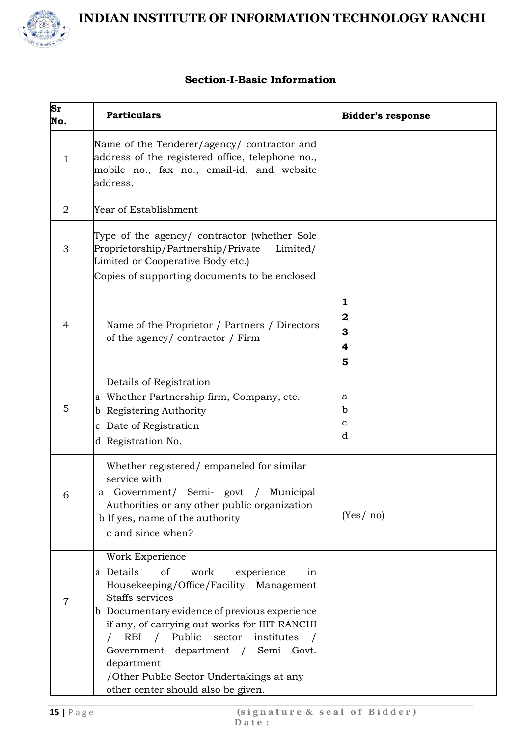## Section-I-Basic Information

| Sr No. | Particulars | Bidder's response |
|---|---|---|
| 1 | Name of the Tenderer/agency/ contractor and address of the registered office, telephone no., mobile no., fax no., email-id, and website address. | |
| 2 | Year of Establishment | |
| 3 | Type of the agency/ contractor (whether Sole Proprietorship/Partnership/Private Limited/ Limited or Cooperative Body etc.)<br>Copies of supporting documents to be enclosed | |
| 4 | Name of the Proprietor / Partners / Directors of the agency/ contractor / Firm | **1**<br>**2**<br>**3**<br>**4**<br>**5** |
| 5 | Details of Registration<br>a Whether Partnership firm, Company, etc.<br>b Registering Authority<br>c Date of Registration<br>d Registration No. | a<br>b<br>c<br>d |
| 6 | Whether registered/ empaneled for similar service with<br>a Government/ Semi- govt / Municipal Authorities or any other public organization<br>b If yes, name of the authority<br>c and since when? | (Yes/ no) |
| 7 | Work Experience<br>a Details of work experience in Housekeeping/Office/Facility Management Staffs services<br>b Documentary evidence of previous experience if any, of carrying out works for IIIT RANCHI / RBI / Public sector institutes / Government department / Semi Govt. department /Other Public Sector Undertakings at any other center should also be given. | |

(signature & seal of Bidder)
Date :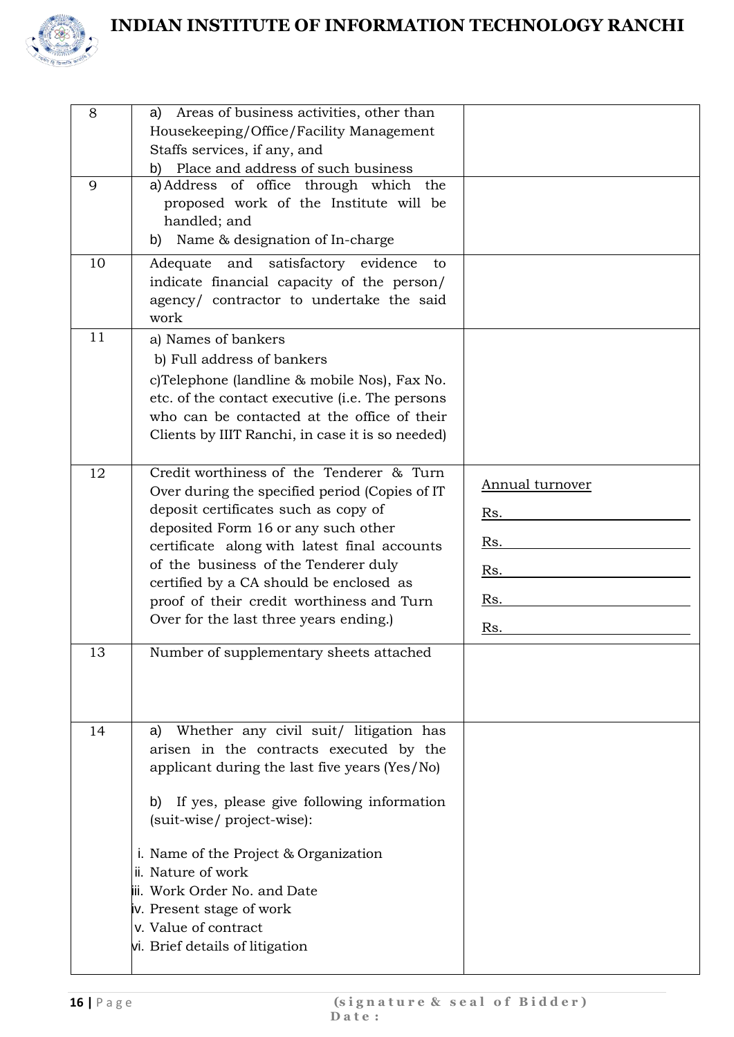| 8 | a) Areas of business activities, other than Housekeeping/Office/Facility Management Staffs services, if any, and<br>b) Place and address of such business | |
|---|---|---|
| 9 | a) Address of office through which the proposed work of the Institute will be handled; and<br>b) Name & designation of In-charge | |
| 10 | Adequate and satisfactory evidence to indicate financial capacity of the person/ agency/ contractor to undertake the said work | |
| 11 | a) Names of bankers<br>b) Full address of bankers<br>c) Telephone (landline & mobile Nos), Fax No. etc. of the contact executive (i.e. The persons who can be contacted at the office of their Clients by IIIT Ranchi, in case it is so needed) | |
| 12 | Credit worthiness of the Tenderer & Turn Over during the specified period (Copies of IT deposit certificates such as copy of deposited Form 16 or any such other certificate along with latest final accounts of the business of the Tenderer duly certified by a CA should be enclosed as proof of their credit worthiness and Turn Over for the last three years ending.) | Annual turnover<br>Rs. ____________<br>Rs. ____________<br>Rs. ____________<br>Rs. ____________<br>Rs. ____________ |
| 13 | Number of supplementary sheets attached | |
| 14 | a) Whether any civil suit/ litigation has arisen in the contracts executed by the applicant during the last five years (Yes/No)<br><br>b) If yes, please give following information (suit-wise/ project-wise):<br><br>i. Name of the Project & Organization<br>ii. Nature of work<br>iii. Work Order No. and Date<br>iv. Present stage of work<br>v. Value of contract<br>vi. Brief details of litigation | |

(signature & seal of Bidder)
Date: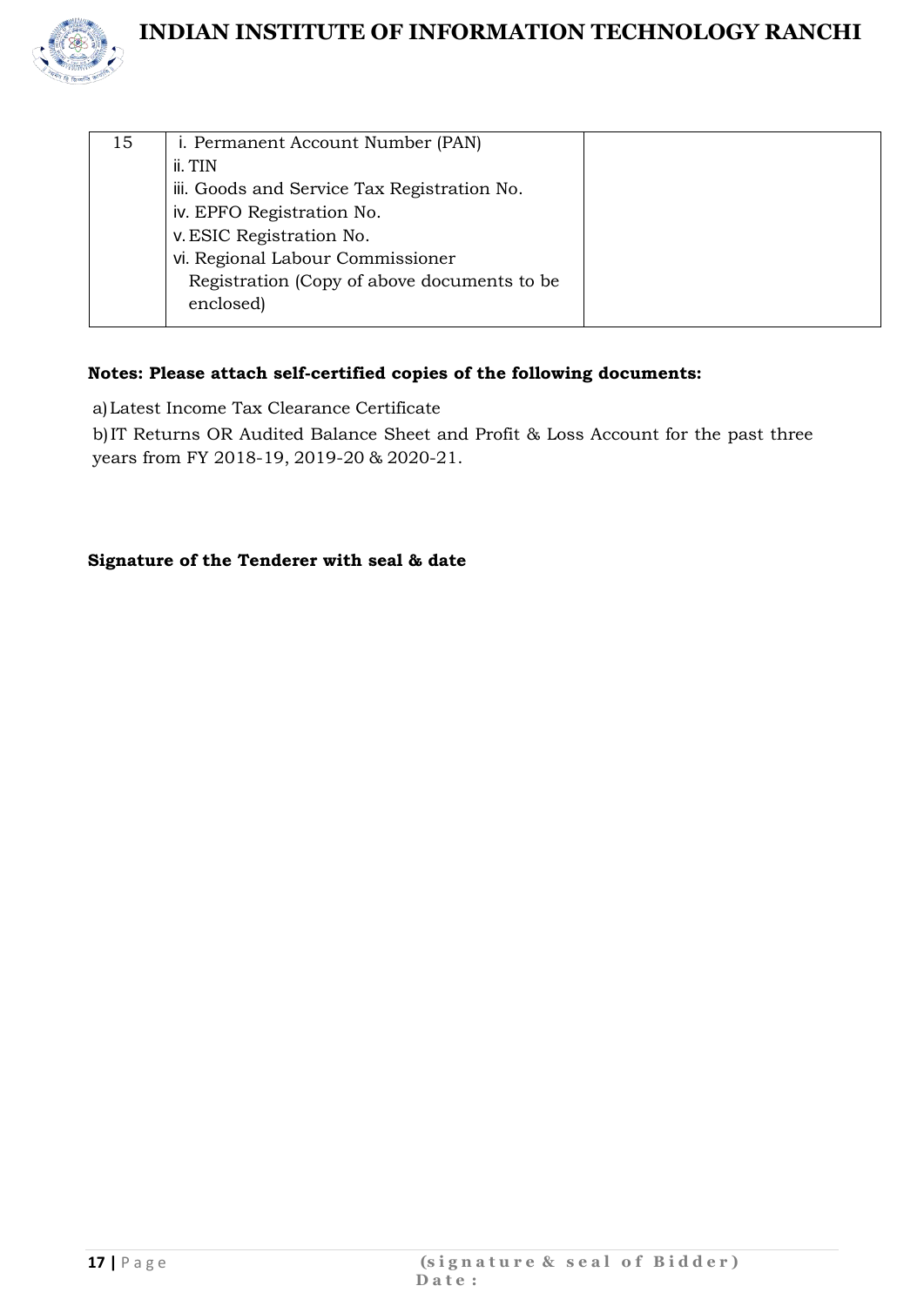| 15 | i. Permanent Account Number (PAN)<br>ii. TIN<br>iii. Goods and Service Tax Registration No.<br>iv. EPFO Registration No.<br>v. ESIC Registration No.<br>vi. Regional Labour Commissioner Registration (Copy of above documents to be enclosed) | |
|---|---|---|

**Notes: Please attach self-certified copies of the following documents:**

a) Latest Income Tax Clearance Certificate

b) IT Returns OR Audited Balance Sheet and Profit & Loss Account for the past three years from FY 2018-19, 2019-20 & 2020-21.

**Signature of the Tenderer with seal & date**

**(signature & seal of Bidder)**
**Date:**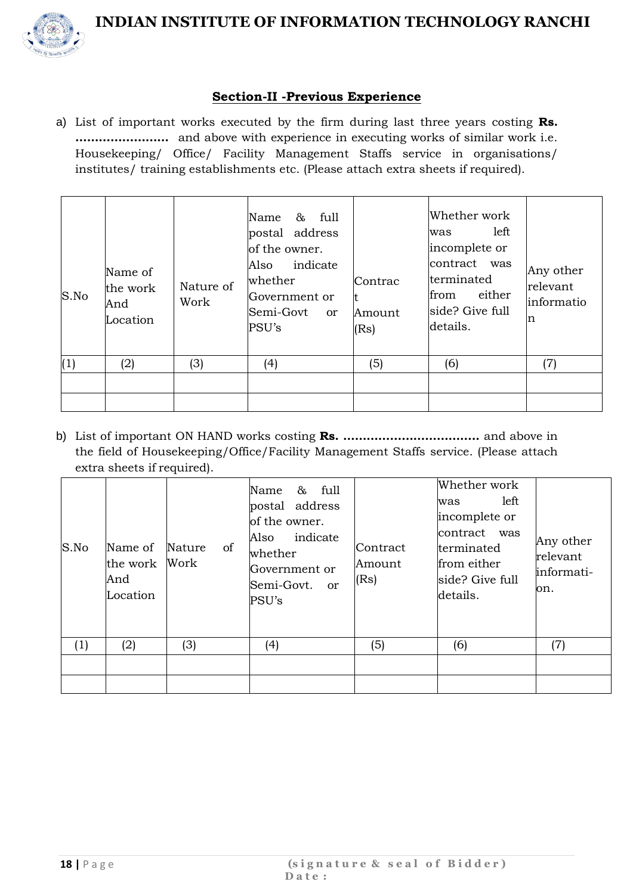## Section-II -Previous Experience

a) List of important works executed by the firm during last three years costing **Rs. ……………………** and above with experience in executing works of similar work i.e. Housekeeping/ Office/ Facility Management Staffs service in organisations/ institutes/ training establishments etc. (Please attach extra sheets if required).

| S.No | Name of the work And Location | Nature of Work | Name & full postal address of the owner. Also indicate whether Government or Semi-Govt or PSU's | Contract Amount (Rs) | Whether work was left incomplete or contract was terminated from either side? Give full details. | Any other relevant information |
|---|---|---|---|---|---|---|
| (1) | (2) | (3) | (4) | (5) | (6) | (7) |
| | | | | | | |
| | | | | | | |

b) List of important ON HAND works costing **Rs. ………………………………** and above in the field of Housekeeping/Office/Facility Management Staffs service. (Please attach extra sheets if required).

| S.No | Name of the work And Location | Nature of Work | Name & full postal address of the owner. Also indicate whether Government or Semi-Govt. or PSU's | Contract Amount (Rs) | Whether work was left incomplete or contract was terminated from either side? Give full details. | Any other relevant information. |
|---|---|---|---|---|---|---|
| (1) | (2) | (3) | (4) | (5) | (6) | (7) |
| | | | | | | |
| | | | | | | |

(signature & seal of Bidder)
Date :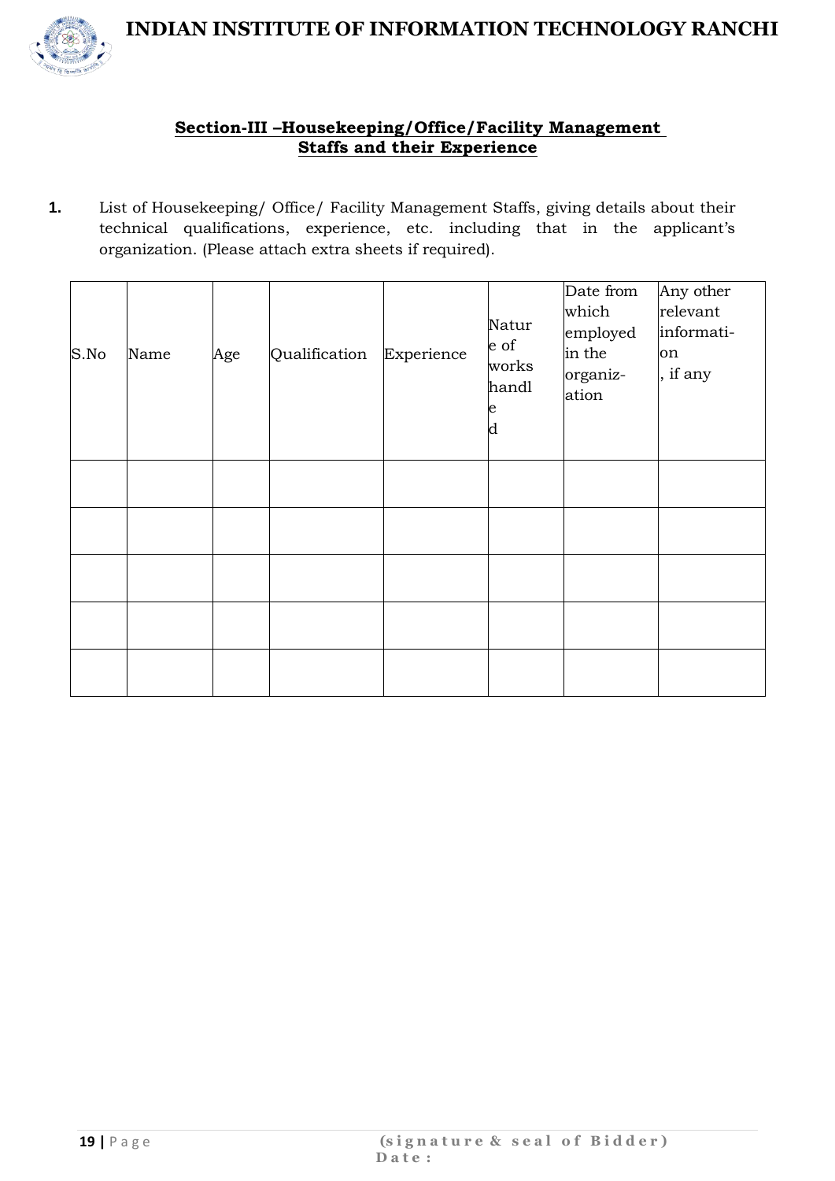## Section-III –Housekeeping/Office/Facility Management Staffs and their Experience

**1.** List of Housekeeping/ Office/ Facility Management Staffs, giving details about their technical qualifications, experience, etc. including that in the applicant's organization. (Please attach extra sheets if required).

| S.No | Name | Age | Qualification | Experience | Nature of works handled | Date from which employed in the organization | Any other relevant information, if any |
|---|---|---|---|---|---|---|---|
| | | | | | | | |
| | | | | | | | |
| | | | | | | | |
| | | | | | | | |
| | | | | | | | |

**(signature & seal of Bidder)**
**Date:**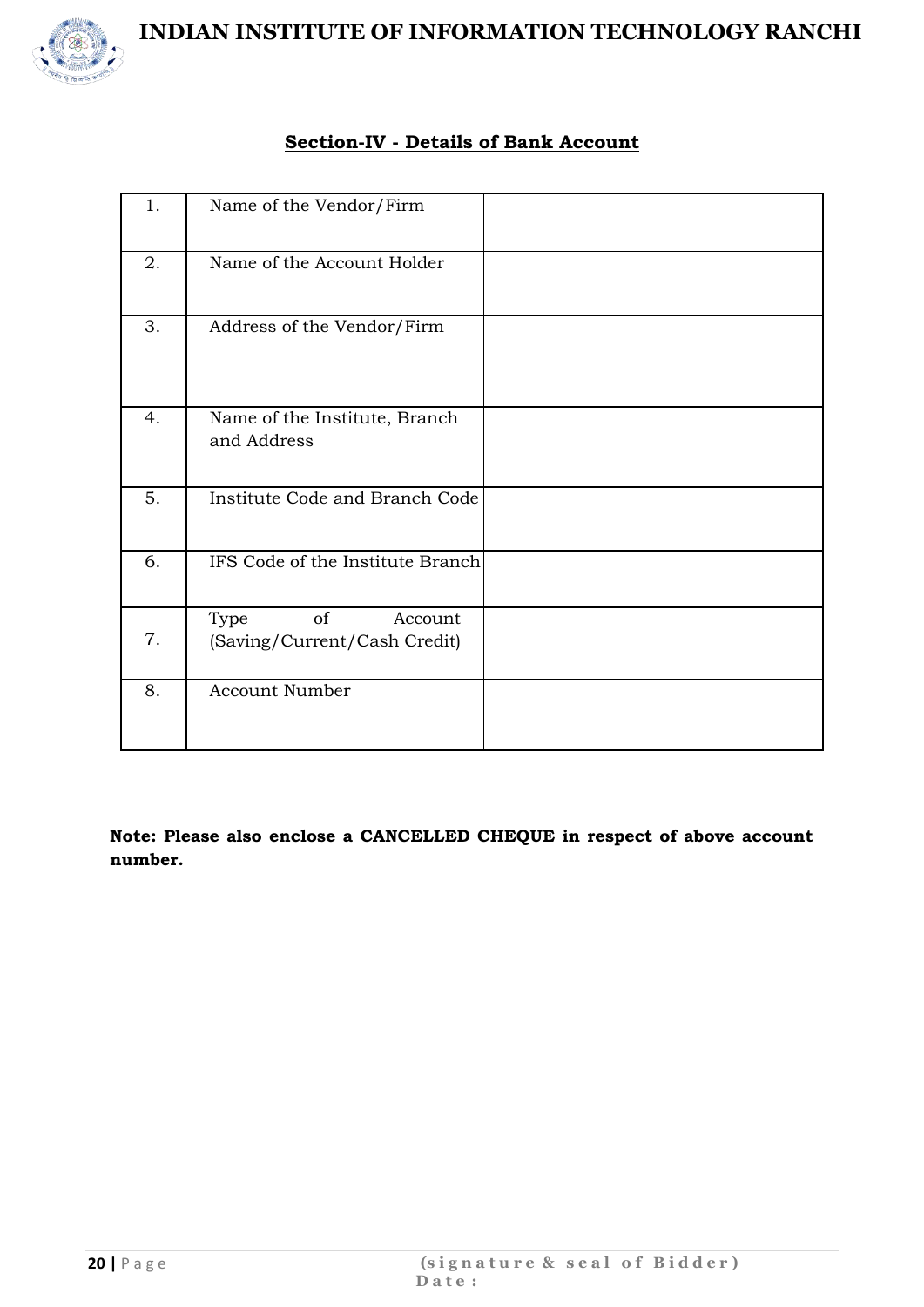## Section-IV - Details of Bank Account

| | | |
|---|---|---|
| 1. | Name of the Vendor/Firm | |
| 2. | Name of the Account Holder | |
| 3. | Address of the Vendor/Firm | |
| 4. | Name of the Institute, Branch and Address | |
| 5. | Institute Code and Branch Code | |
| 6. | IFS Code of the Institute Branch | |
| 7. | Type of Account (Saving/Current/Cash Credit) | |
| 8. | Account Number | |

**Note: Please also enclose a CANCELLED CHEQUE in respect of above account number.**

**(signature & seal of Bidder)**
**Date:**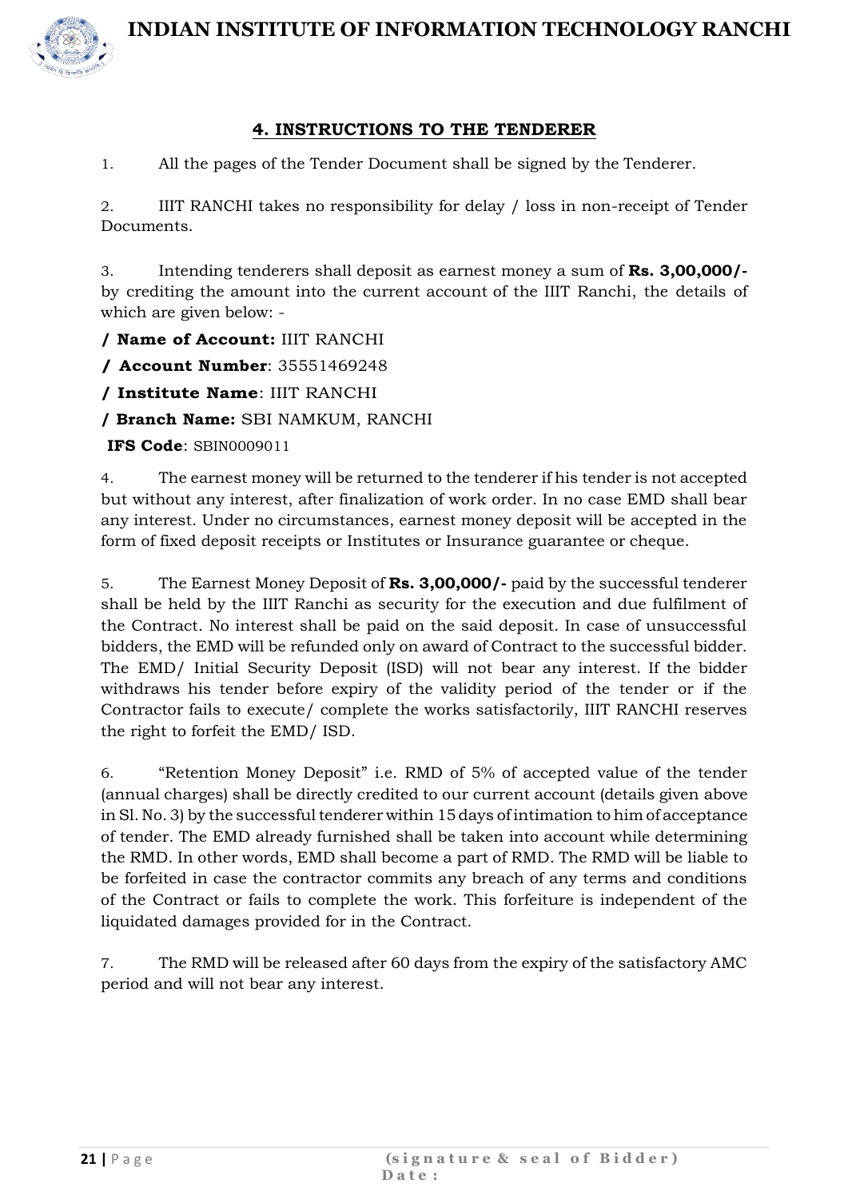## 4. INSTRUCTIONS TO THE TENDERER

1. All the pages of the Tender Document shall be signed by the Tenderer.

2. IIIT RANCHI takes no responsibility for delay / loss in non-receipt of Tender Documents.

3. Intending tenderers shall deposit as earnest money a sum of **Rs. 3,00,000/-** by crediting the amount into the current account of the IIIT Ranchi, the details of which are given below: -

/ **Name of Account:** IIIT RANCHI

/ **Account Number**: 35551469248

/ **Institute Name**: IIIT RANCHI

/ **Branch Name:** SBI NAMKUM, RANCHI

**IFS Code**: SBIN0009011

4. The earnest money will be returned to the tenderer if his tender is not accepted but without any interest, after finalization of work order. In no case EMD shall bear any interest. Under no circumstances, earnest money deposit will be accepted in the form of fixed deposit receipts or Institutes or Insurance guarantee or cheque.

5. The Earnest Money Deposit of **Rs. 3,00,000/-** paid by the successful tenderer shall be held by the IIIT Ranchi as security for the execution and due fulfilment of the Contract. No interest shall be paid on the said deposit. In case of unsuccessful bidders, the EMD will be refunded only on award of Contract to the successful bidder. The EMD/ Initial Security Deposit (ISD) will not bear any interest. If the bidder withdraws his tender before expiry of the validity period of the tender or if the Contractor fails to execute/ complete the works satisfactorily, IIIT RANCHI reserves the right to forfeit the EMD/ ISD.

6. "Retention Money Deposit" i.e. RMD of 5% of accepted value of the tender (annual charges) shall be directly credited to our current account (details given above in Sl. No. 3) by the successful tenderer within 15 days of intimation to him of acceptance of tender. The EMD already furnished shall be taken into account while determining the RMD. In other words, EMD shall become a part of RMD. The RMD will be liable to be forfeited in case the contractor commits any breach of any terms and conditions of the Contract or fails to complete the work. This forfeiture is independent of the liquidated damages provided for in the Contract.

7. The RMD will be released after 60 days from the expiry of the satisfactory AMC period and will not bear any interest.

**(signature & seal of Bidder)**
**Date:**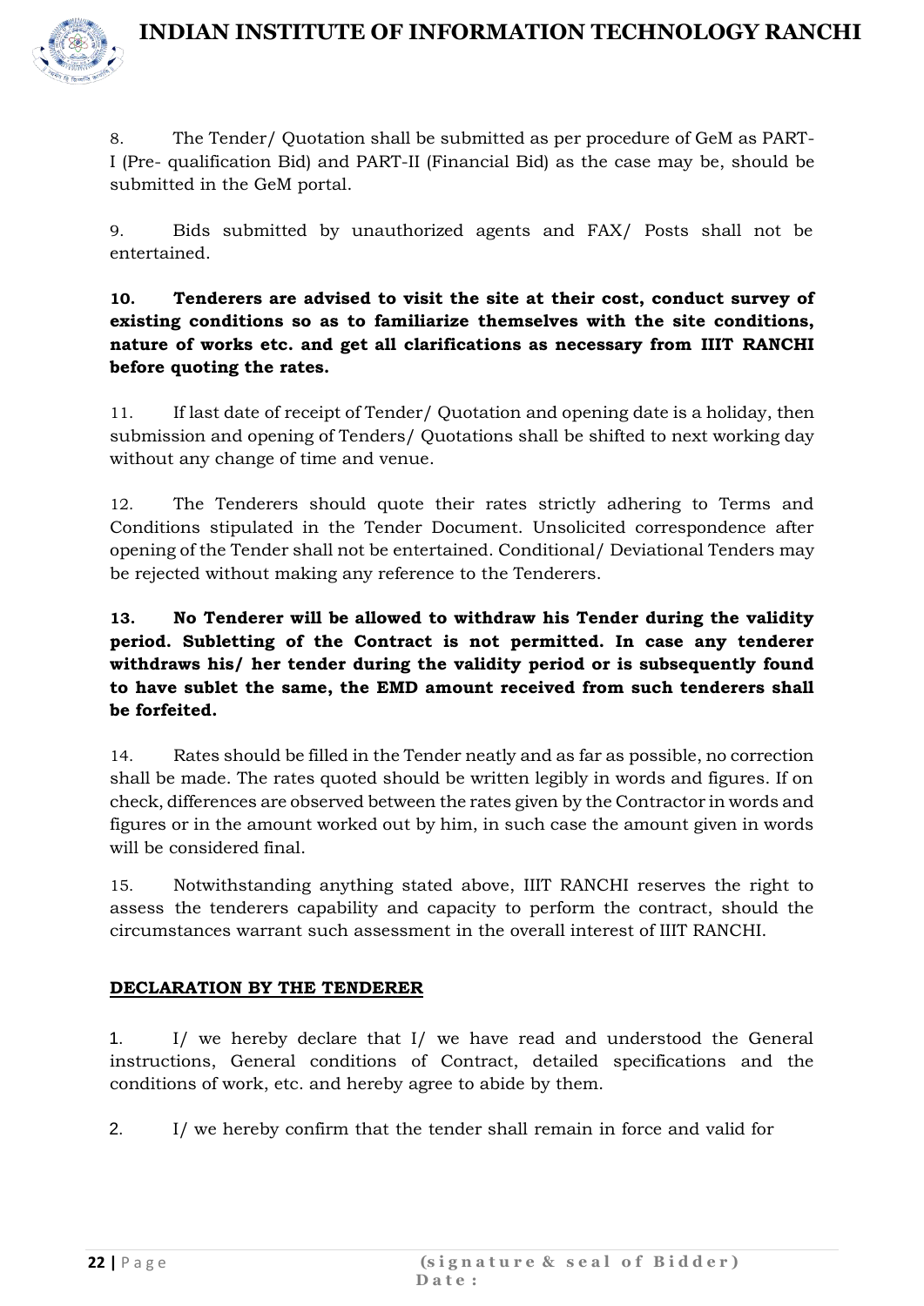8. The Tender/ Quotation shall be submitted as per procedure of GeM as PART-I (Pre- qualification Bid) and PART-II (Financial Bid) as the case may be, should be submitted in the GeM portal.

9. Bids submitted by unauthorized agents and FAX/ Posts shall not be entertained.

**10. Tenderers are advised to visit the site at their cost, conduct survey of existing conditions so as to familiarize themselves with the site conditions, nature of works etc. and get all clarifications as necessary from IIIT RANCHI before quoting the rates.**

11. If last date of receipt of Tender/ Quotation and opening date is a holiday, then submission and opening of Tenders/ Quotations shall be shifted to next working day without any change of time and venue.

12. The Tenderers should quote their rates strictly adhering to Terms and Conditions stipulated in the Tender Document. Unsolicited correspondence after opening of the Tender shall not be entertained. Conditional/ Deviational Tenders may be rejected without making any reference to the Tenderers.

**13. No Tenderer will be allowed to withdraw his Tender during the validity period. Subletting of the Contract is not permitted. In case any tenderer withdraws his/ her tender during the validity period or is subsequently found to have sublet the same, the EMD amount received from such tenderers shall be forfeited.**

14. Rates should be filled in the Tender neatly and as far as possible, no correction shall be made. The rates quoted should be written legibly in words and figures. If on check, differences are observed between the rates given by the Contractor in words and figures or in the amount worked out by him, in such case the amount given in words will be considered final.

15. Notwithstanding anything stated above, IIIT RANCHI reserves the right to assess the tenderers capability and capacity to perform the contract, should the circumstances warrant such assessment in the overall interest of IIIT RANCHI.

**<u>DECLARATION BY THE TENDERER</u>**

1. I/ we hereby declare that I/ we have read and understood the General instructions, General conditions of Contract, detailed specifications and the conditions of work, etc. and hereby agree to abide by them.

2. I/ we hereby confirm that the tender shall remain in force and valid for

(signature & seal of Bidder)
Date: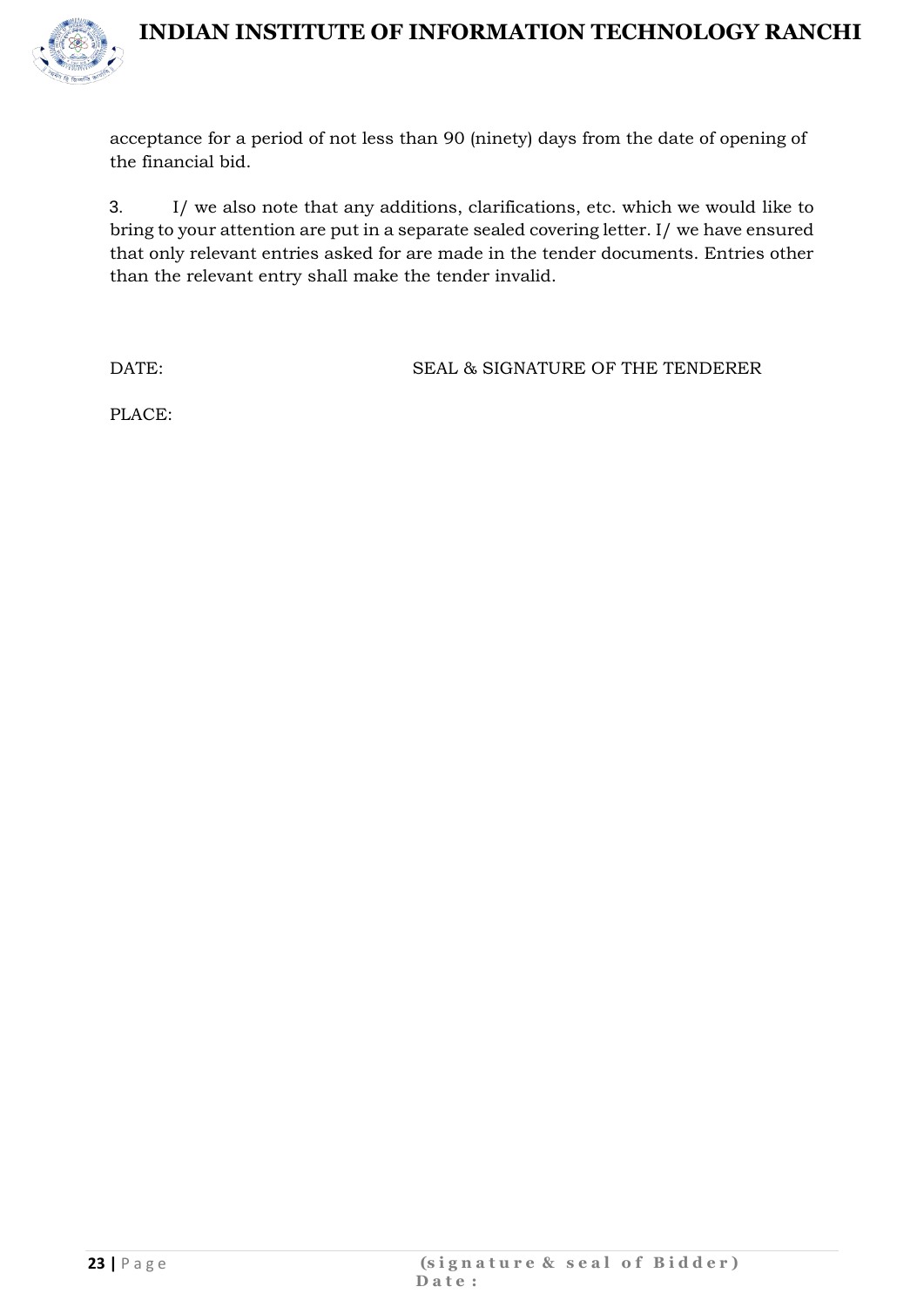acceptance for a period of not less than 90 (ninety) days from the date of opening of the financial bid.

3. I/ we also note that any additions, clarifications, etc. which we would like to bring to your attention are put in a separate sealed covering letter. I/ we have ensured that only relevant entries asked for are made in the tender documents. Entries other than the relevant entry shall make the tender invalid.

DATE: SEAL & SIGNATURE OF THE TENDERER

PLACE: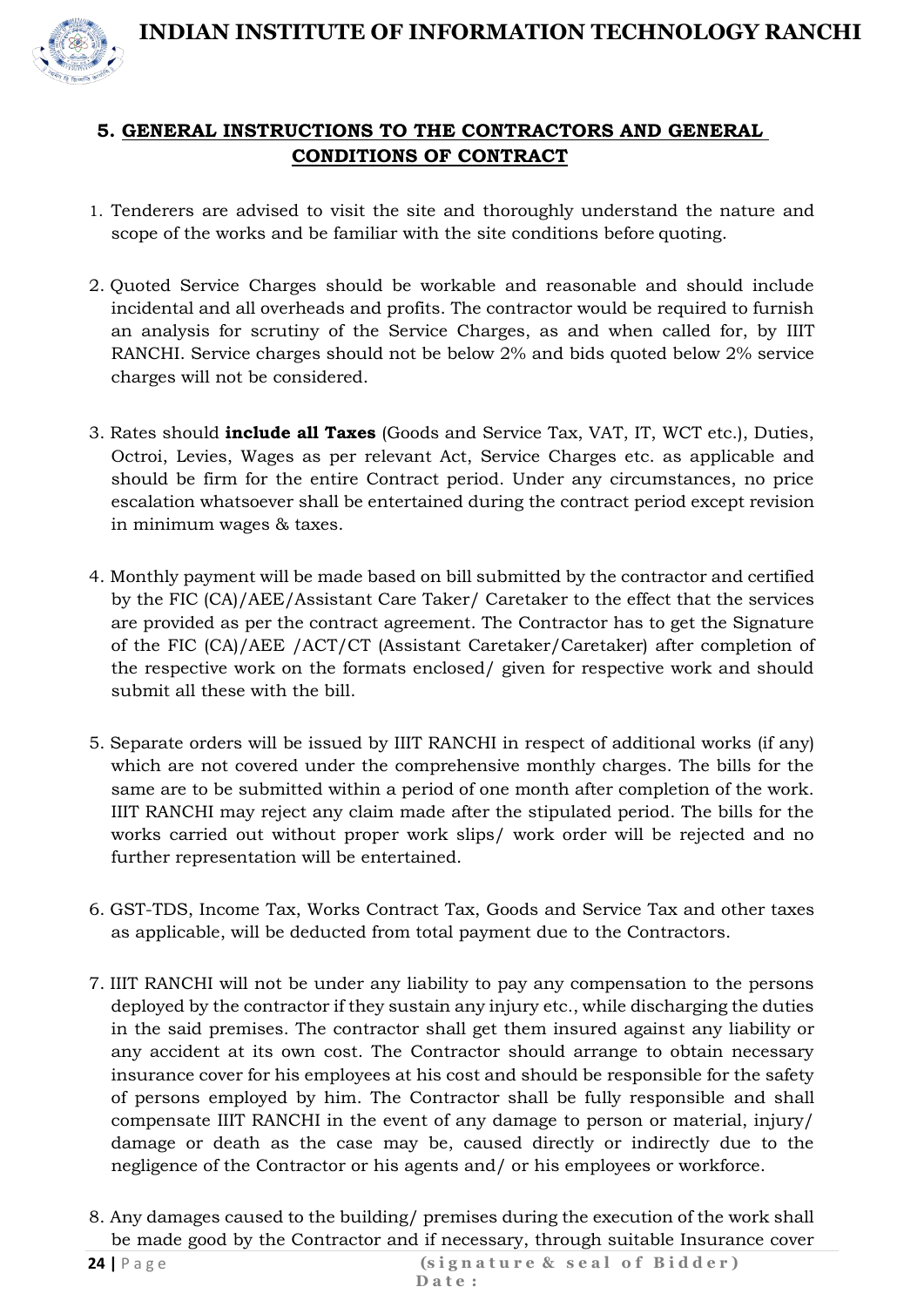## 5. GENERAL INSTRUCTIONS TO THE CONTRACTORS AND GENERAL CONDITIONS OF CONTRACT

1. Tenderers are advised to visit the site and thoroughly understand the nature and scope of the works and be familiar with the site conditions before quoting.

2. Quoted Service Charges should be workable and reasonable and should include incidental and all overheads and profits. The contractor would be required to furnish an analysis for scrutiny of the Service Charges, as and when called for, by IIIT RANCHI. Service charges should not be below 2% and bids quoted below 2% service charges will not be considered.

3. Rates should **include all Taxes** (Goods and Service Tax, VAT, IT, WCT etc.), Duties, Octroi, Levies, Wages as per relevant Act, Service Charges etc. as applicable and should be firm for the entire Contract period. Under any circumstances, no price escalation whatsoever shall be entertained during the contract period except revision in minimum wages & taxes.

4. Monthly payment will be made based on bill submitted by the contractor and certified by the FIC (CA)/AEE/Assistant Care Taker/ Caretaker to the effect that the services are provided as per the contract agreement. The Contractor has to get the Signature of the FIC (CA)/AEE /ACT/CT (Assistant Caretaker/Caretaker) after completion of the respective work on the formats enclosed/ given for respective work and should submit all these with the bill.

5. Separate orders will be issued by IIIT RANCHI in respect of additional works (if any) which are not covered under the comprehensive monthly charges. The bills for the same are to be submitted within a period of one month after completion of the work. IIIT RANCHI may reject any claim made after the stipulated period. The bills for the works carried out without proper work slips/ work order will be rejected and no further representation will be entertained.

6. GST-TDS, Income Tax, Works Contract Tax, Goods and Service Tax and other taxes as applicable, will be deducted from total payment due to the Contractors.

7. IIIT RANCHI will not be under any liability to pay any compensation to the persons deployed by the contractor if they sustain any injury etc., while discharging the duties in the said premises. The contractor shall get them insured against any liability or any accident at its own cost. The Contractor should arrange to obtain necessary insurance cover for his employees at his cost and should be responsible for the safety of persons employed by him. The Contractor shall be fully responsible and shall compensate IIIT RANCHI in the event of any damage to person or material, injury/ damage or death as the case may be, caused directly or indirectly due to the negligence of the Contractor or his agents and/ or his employees or workforce.

8. Any damages caused to the building/ premises during the execution of the work shall be made good by the Contractor and if necessary, through suitable Insurance cover

(signature & seal of Bidder)
Date :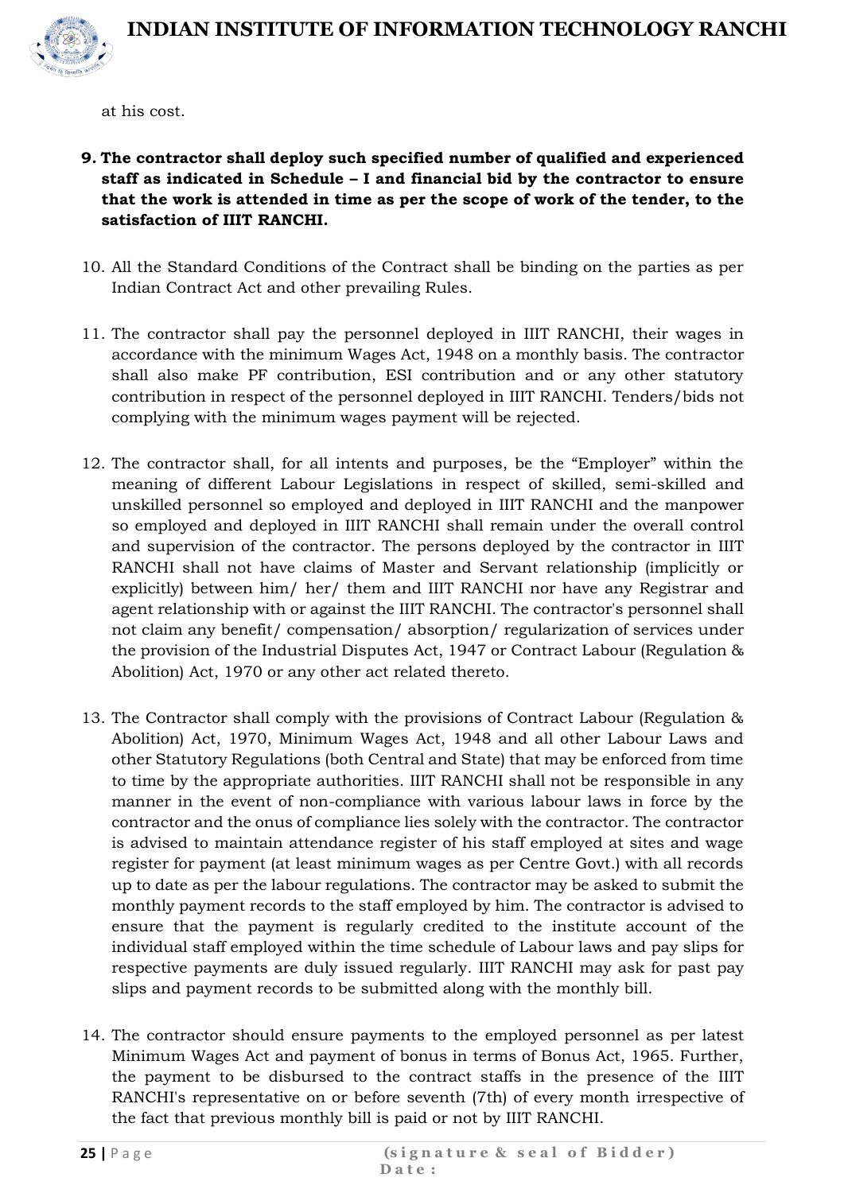at his cost.

9. **The contractor shall deploy such specified number of qualified and experienced staff as indicated in Schedule – I and financial bid by the contractor to ensure that the work is attended in time as per the scope of work of the tender, to the satisfaction of IIIT RANCHI.**

10. All the Standard Conditions of the Contract shall be binding on the parties as per Indian Contract Act and other prevailing Rules.

11. The contractor shall pay the personnel deployed in IIIT RANCHI, their wages in accordance with the minimum Wages Act, 1948 on a monthly basis. The contractor shall also make PF contribution, ESI contribution and or any other statutory contribution in respect of the personnel deployed in IIIT RANCHI. Tenders/bids not complying with the minimum wages payment will be rejected.

12. The contractor shall, for all intents and purposes, be the "Employer" within the meaning of different Labour Legislations in respect of skilled, semi-skilled and unskilled personnel so employed and deployed in IIIT RANCHI and the manpower so employed and deployed in IIIT RANCHI shall remain under the overall control and supervision of the contractor. The persons deployed by the contractor in IIIT RANCHI shall not have claims of Master and Servant relationship (implicitly or explicitly) between him/ her/ them and IIIT RANCHI nor have any Registrar and agent relationship with or against the IIIT RANCHI. The contractor's personnel shall not claim any benefit/ compensation/ absorption/ regularization of services under the provision of the Industrial Disputes Act, 1947 or Contract Labour (Regulation & Abolition) Act, 1970 or any other act related thereto.

13. The Contractor shall comply with the provisions of Contract Labour (Regulation & Abolition) Act, 1970, Minimum Wages Act, 1948 and all other Labour Laws and other Statutory Regulations (both Central and State) that may be enforced from time to time by the appropriate authorities. IIIT RANCHI shall not be responsible in any manner in the event of non-compliance with various labour laws in force by the contractor and the onus of compliance lies solely with the contractor. The contractor is advised to maintain attendance register of his staff employed at sites and wage register for payment (at least minimum wages as per Centre Govt.) with all records up to date as per the labour regulations. The contractor may be asked to submit the monthly payment records to the staff employed by him. The contractor is advised to ensure that the payment is regularly credited to the institute account of the individual staff employed within the time schedule of Labour laws and pay slips for respective payments are duly issued regularly. IIIT RANCHI may ask for past pay slips and payment records to be submitted along with the monthly bill.

14. The contractor should ensure payments to the employed personnel as per latest Minimum Wages Act and payment of bonus in terms of Bonus Act, 1965. Further, the payment to be disbursed to the contract staffs in the presence of the IIIT RANCHI's representative on or before seventh (7th) of every month irrespective of the fact that previous monthly bill is paid or not by IIIT RANCHI.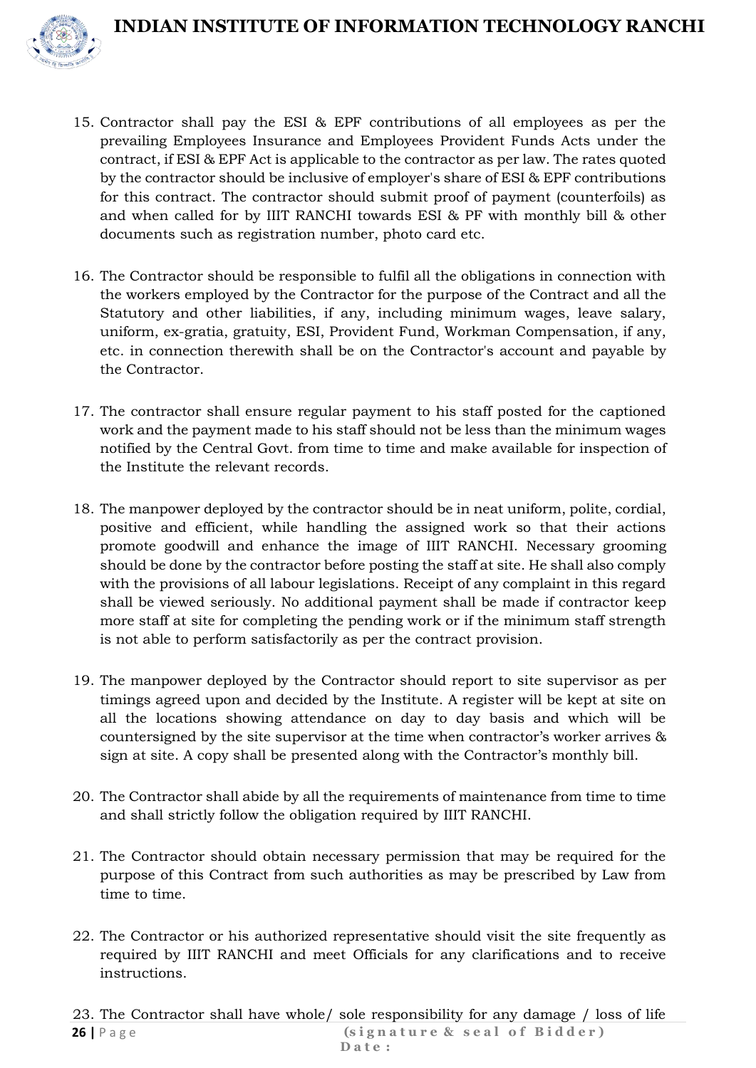15. Contractor shall pay the ESI & EPF contributions of all employees as per the prevailing Employees Insurance and Employees Provident Funds Acts under the contract, if ESI & EPF Act is applicable to the contractor as per law. The rates quoted by the contractor should be inclusive of employer's share of ESI & EPF contributions for this contract. The contractor should submit proof of payment (counterfoils) as and when called for by IIIT RANCHI towards ESI & PF with monthly bill & other documents such as registration number, photo card etc.

16. The Contractor should be responsible to fulfil all the obligations in connection with the workers employed by the Contractor for the purpose of the Contract and all the Statutory and other liabilities, if any, including minimum wages, leave salary, uniform, ex-gratia, gratuity, ESI, Provident Fund, Workman Compensation, if any, etc. in connection therewith shall be on the Contractor's account and payable by the Contractor.

17. The contractor shall ensure regular payment to his staff posted for the captioned work and the payment made to his staff should not be less than the minimum wages notified by the Central Govt. from time to time and make available for inspection of the Institute the relevant records.

18. The manpower deployed by the contractor should be in neat uniform, polite, cordial, positive and efficient, while handling the assigned work so that their actions promote goodwill and enhance the image of IIIT RANCHI. Necessary grooming should be done by the contractor before posting the staff at site. He shall also comply with the provisions of all labour legislations. Receipt of any complaint in this regard shall be viewed seriously. No additional payment shall be made if contractor keep more staff at site for completing the pending work or if the minimum staff strength is not able to perform satisfactorily as per the contract provision.

19. The manpower deployed by the Contractor should report to site supervisor as per timings agreed upon and decided by the Institute. A register will be kept at site on all the locations showing attendance on day to day basis and which will be countersigned by the site supervisor at the time when contractor's worker arrives & sign at site. A copy shall be presented along with the Contractor's monthly bill.

20. The Contractor shall abide by all the requirements of maintenance from time to time and shall strictly follow the obligation required by IIIT RANCHI.

21. The Contractor should obtain necessary permission that may be required for the purpose of this Contract from such authorities as may be prescribed by Law from time to time.

22. The Contractor or his authorized representative should visit the site frequently as required by IIIT RANCHI and meet Officials for any clarifications and to receive instructions.

23. The Contractor shall have whole/ sole responsibility for any damage / loss of life

**(signature & seal of Bidder)**
**Date:**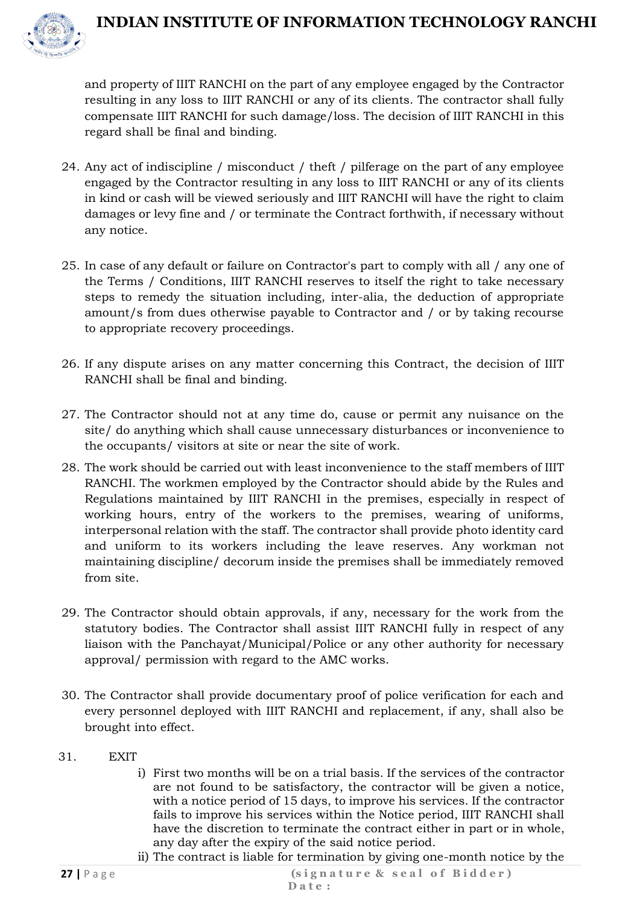and property of IIIT RANCHI on the part of any employee engaged by the Contractor resulting in any loss to IIIT RANCHI or any of its clients. The contractor shall fully compensate IIIT RANCHI for such damage/loss. The decision of IIIT RANCHI in this regard shall be final and binding.

24. Any act of indiscipline / misconduct / theft / pilferage on the part of any employee engaged by the Contractor resulting in any loss to IIIT RANCHI or any of its clients in kind or cash will be viewed seriously and IIIT RANCHI will have the right to claim damages or levy fine and / or terminate the Contract forthwith, if necessary without any notice.

25. In case of any default or failure on Contractor's part to comply with all / any one of the Terms / Conditions, IIIT RANCHI reserves to itself the right to take necessary steps to remedy the situation including, inter-alia, the deduction of appropriate amount/s from dues otherwise payable to Contractor and / or by taking recourse to appropriate recovery proceedings.

26. If any dispute arises on any matter concerning this Contract, the decision of IIIT RANCHI shall be final and binding.

27. The Contractor should not at any time do, cause or permit any nuisance on the site/ do anything which shall cause unnecessary disturbances or inconvenience to the occupants/ visitors at site or near the site of work.

28. The work should be carried out with least inconvenience to the staff members of IIIT RANCHI. The workmen employed by the Contractor should abide by the Rules and Regulations maintained by IIIT RANCHI in the premises, especially in respect of working hours, entry of the workers to the premises, wearing of uniforms, interpersonal relation with the staff. The contractor shall provide photo identity card and uniform to its workers including the leave reserves. Any workman not maintaining discipline/ decorum inside the premises shall be immediately removed from site.

29. The Contractor should obtain approvals, if any, necessary for the work from the statutory bodies. The Contractor shall assist IIIT RANCHI fully in respect of any liaison with the Panchayat/Municipal/Police or any other authority for necessary approval/ permission with regard to the AMC works.

30. The Contractor shall provide documentary proof of police verification for each and every personnel deployed with IIIT RANCHI and replacement, if any, shall also be brought into effect.

31. EXIT

    i) First two months will be on a trial basis. If the services of the contractor are not found to be satisfactory, the contractor will be given a notice, with a notice period of 15 days, to improve his services. If the contractor fails to improve his services within the Notice period, IIIT RANCHI shall have the discretion to terminate the contract either in part or in whole, any day after the expiry of the said notice period.

    ii) The contract is liable for termination by giving one-month notice by the

**(signature & seal of Bidder)**

**Date:**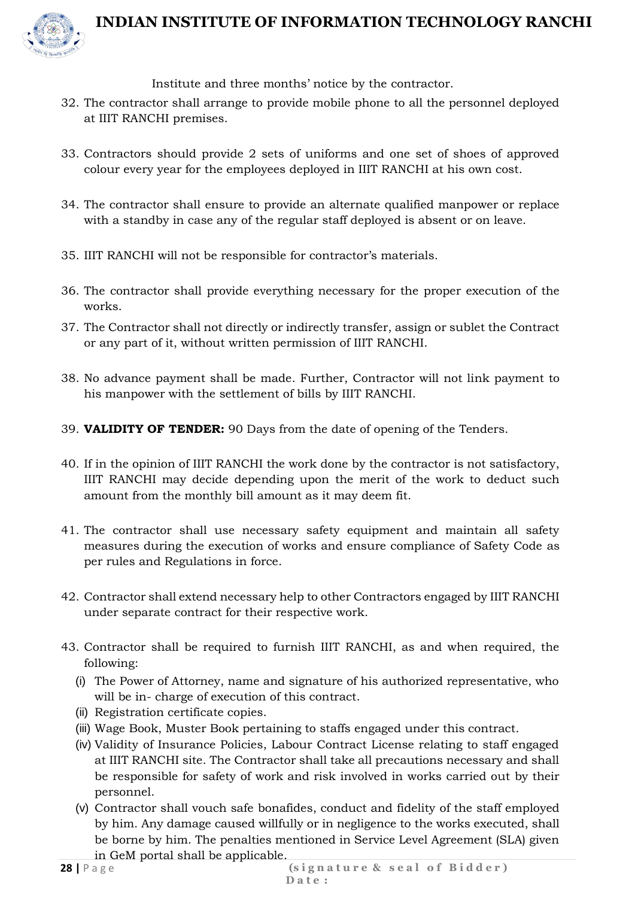Institute and three months' notice by the contractor.

32. The contractor shall arrange to provide mobile phone to all the personnel deployed at IIIT RANCHI premises.

33. Contractors should provide 2 sets of uniforms and one set of shoes of approved colour every year for the employees deployed in IIIT RANCHI at his own cost.

34. The contractor shall ensure to provide an alternate qualified manpower or replace with a standby in case any of the regular staff deployed is absent or on leave.

35. IIIT RANCHI will not be responsible for contractor's materials.

36. The contractor shall provide everything necessary for the proper execution of the works.

37. The Contractor shall not directly or indirectly transfer, assign or sublet the Contract or any part of it, without written permission of IIIT RANCHI.

38. No advance payment shall be made. Further, Contractor will not link payment to his manpower with the settlement of bills by IIIT RANCHI.

39. **VALIDITY OF TENDER:** 90 Days from the date of opening of the Tenders.

40. If in the opinion of IIIT RANCHI the work done by the contractor is not satisfactory, IIIT RANCHI may decide depending upon the merit of the work to deduct such amount from the monthly bill amount as it may deem fit.

41. The contractor shall use necessary safety equipment and maintain all safety measures during the execution of works and ensure compliance of Safety Code as per rules and Regulations in force.

42. Contractor shall extend necessary help to other Contractors engaged by IIIT RANCHI under separate contract for their respective work.

43. Contractor shall be required to furnish IIIT RANCHI, as and when required, the following:
    - (i) The Power of Attorney, name and signature of his authorized representative, who will be in- charge of execution of this contract.
    - (ii) Registration certificate copies.
    - (iii) Wage Book, Muster Book pertaining to staffs engaged under this contract.
    - (iv) Validity of Insurance Policies, Labour Contract License relating to staff engaged at IIIT RANCHI site. The Contractor shall take all precautions necessary and shall be responsible for safety of work and risk involved in works carried out by their personnel.
    - (v) Contractor shall vouch safe bonafides, conduct and fidelity of the staff employed by him. Any damage caused willfully or in negligence to the works executed, shall be borne by him. The penalties mentioned in Service Level Agreement (SLA) given in GeM portal shall be applicable.

**(signature & seal of Bidder)**
**Date:**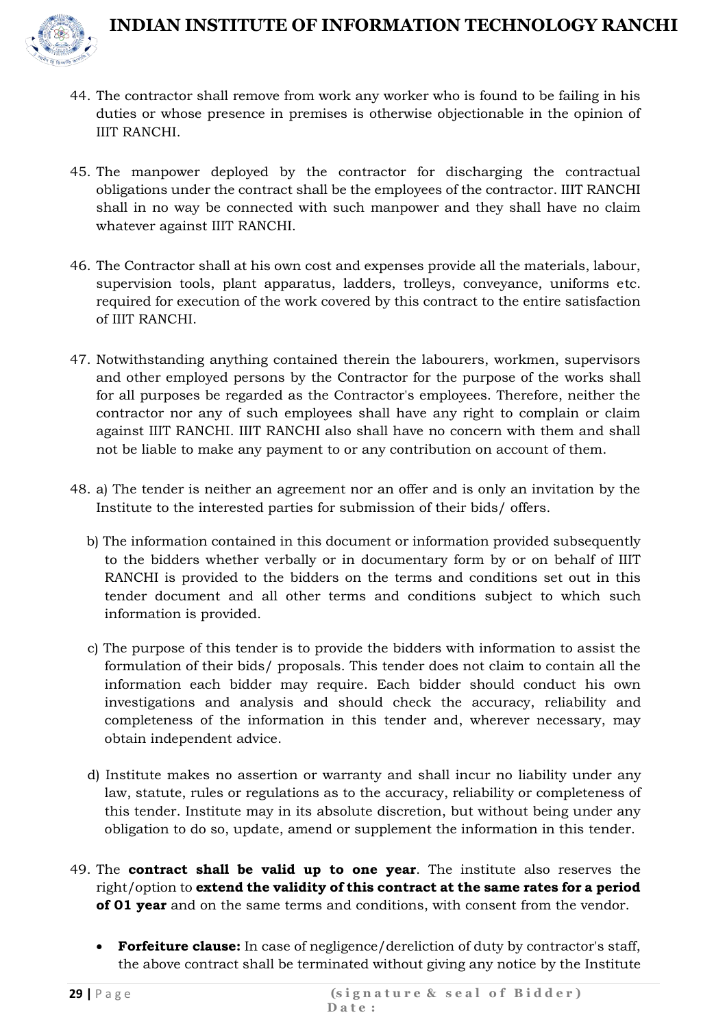44. The contractor shall remove from work any worker who is found to be failing in his duties or whose presence in premises is otherwise objectionable in the opinion of IIIT RANCHI.

45. The manpower deployed by the contractor for discharging the contractual obligations under the contract shall be the employees of the contractor. IIIT RANCHI shall in no way be connected with such manpower and they shall have no claim whatever against IIIT RANCHI.

46. The Contractor shall at his own cost and expenses provide all the materials, labour, supervision tools, plant apparatus, ladders, trolleys, conveyance, uniforms etc. required for execution of the work covered by this contract to the entire satisfaction of IIIT RANCHI.

47. Notwithstanding anything contained therein the labourers, workmen, supervisors and other employed persons by the Contractor for the purpose of the works shall for all purposes be regarded as the Contractor's employees. Therefore, neither the contractor nor any of such employees shall have any right to complain or claim against IIIT RANCHI. IIIT RANCHI also shall have no concern with them and shall not be liable to make any payment to or any contribution on account of them.

48. a) The tender is neither an agreement nor an offer and is only an invitation by the Institute to the interested parties for submission of their bids/ offers.

    b) The information contained in this document or information provided subsequently to the bidders whether verbally or in documentary form by or on behalf of IIIT RANCHI is provided to the bidders on the terms and conditions set out in this tender document and all other terms and conditions subject to which such information is provided.

    c) The purpose of this tender is to provide the bidders with information to assist the formulation of their bids/ proposals. This tender does not claim to contain all the information each bidder may require. Each bidder should conduct his own investigations and analysis and should check the accuracy, reliability and completeness of the information in this tender and, wherever necessary, may obtain independent advice.

    d) Institute makes no assertion or warranty and shall incur no liability under any law, statute, rules or regulations as to the accuracy, reliability or completeness of this tender. Institute may in its absolute discretion, but without being under any obligation to do so, update, amend or supplement the information in this tender.

49. The **contract shall be valid up to one year**. The institute also reserves the right/option to **extend the validity of this contract at the same rates for a period of 01 year** and on the same terms and conditions, with consent from the vendor.

    - **Forfeiture clause:** In case of negligence/dereliction of duty by contractor's staff, the above contract shall be terminated without giving any notice by the Institute

(signature & seal of Bidder)
Date :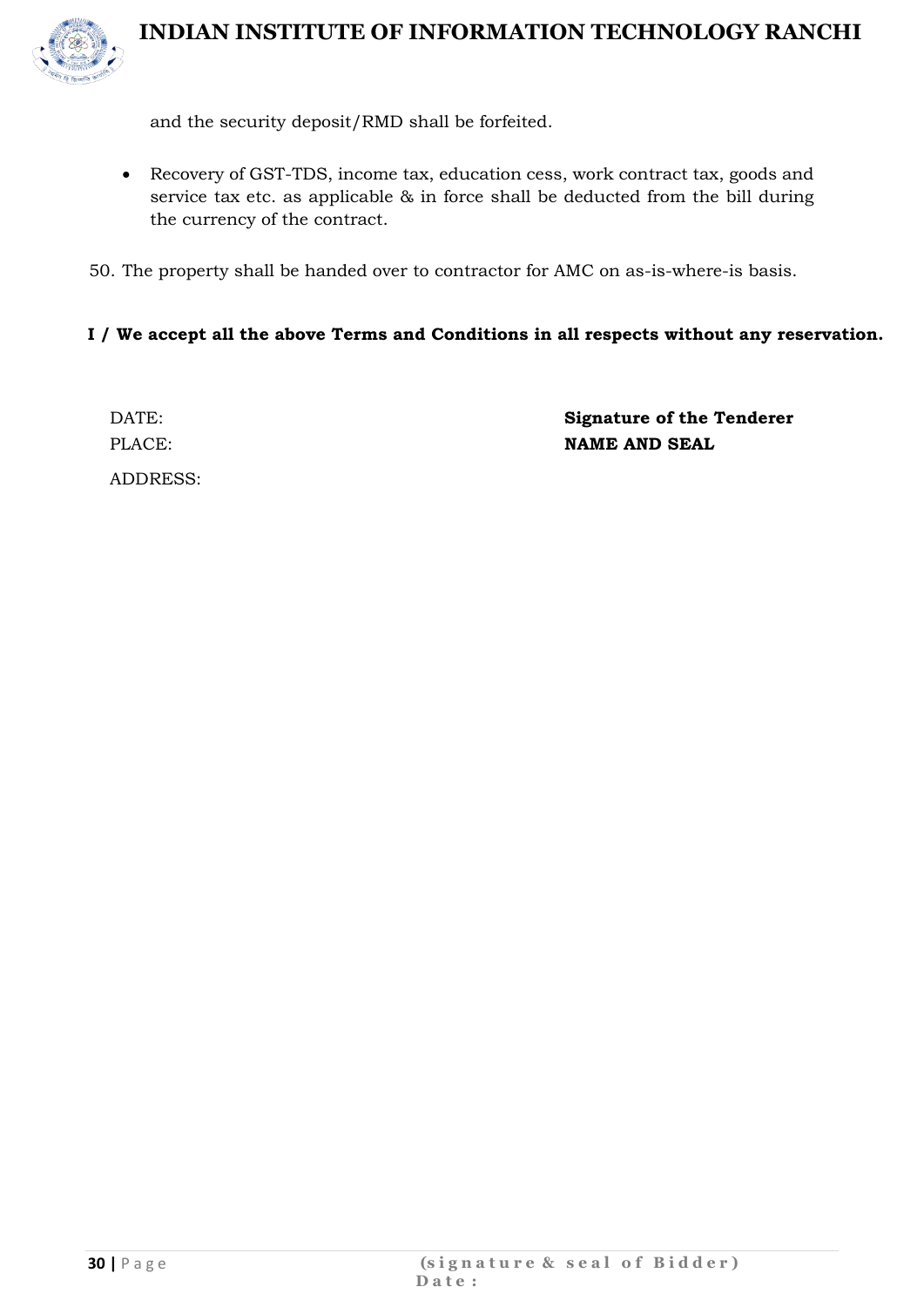and the security deposit/RMD shall be forfeited.

- Recovery of GST-TDS, income tax, education cess, work contract tax, goods and service tax etc. as applicable & in force shall be deducted from the bill during the currency of the contract.

50. The property shall be handed over to contractor for AMC on as-is-where-is basis.

**I / We accept all the above Terms and Conditions in all respects without any reservation.**

DATE: **Signature of the Tenderer**

PLACE: **NAME AND SEAL**

ADDRESS: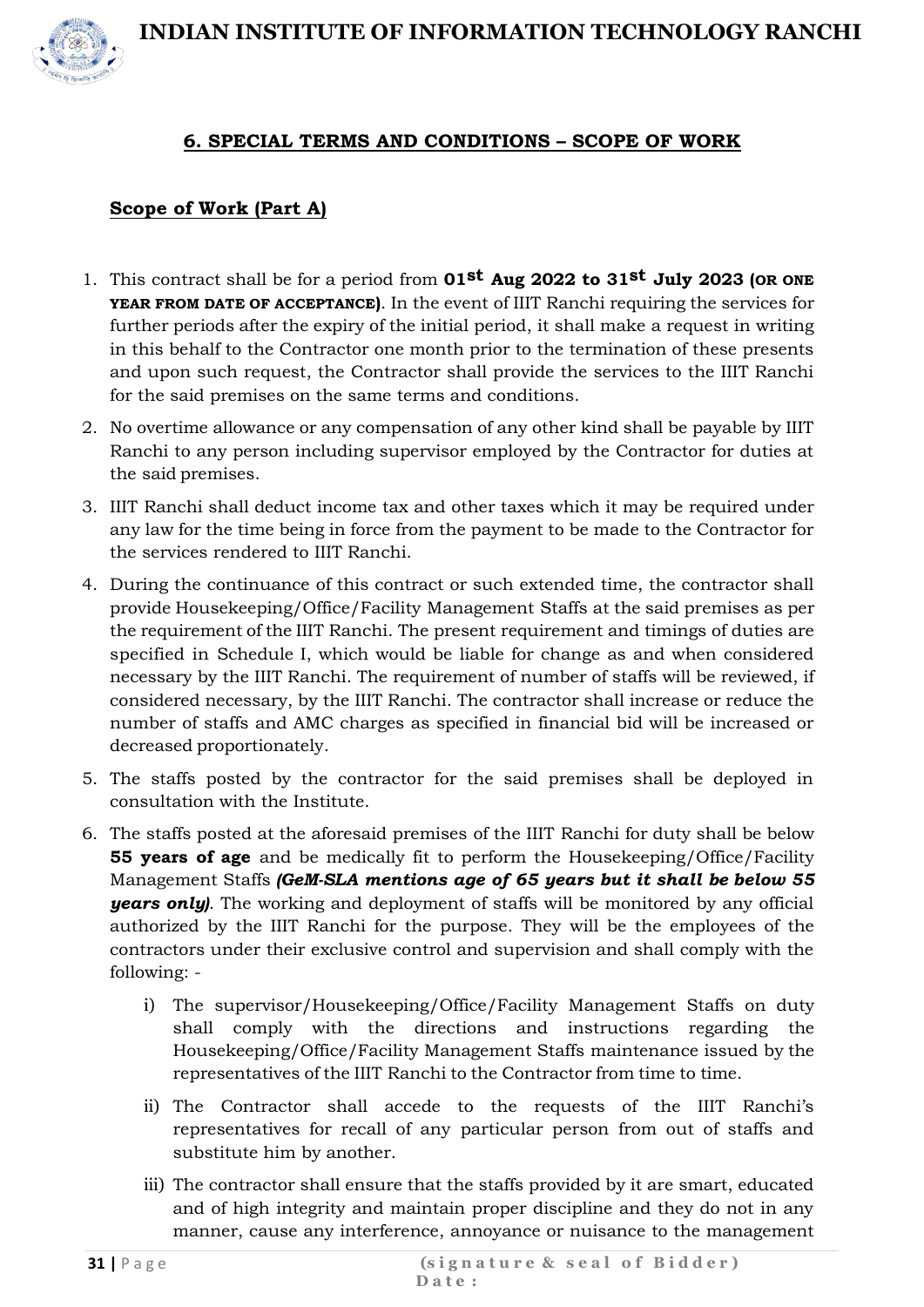## 6. SPECIAL TERMS AND CONDITIONS – SCOPE OF WORK

### Scope of Work (Part A)

1. This contract shall be for a period from **01st Aug 2022 to 31st July 2023 (OR ONE YEAR FROM DATE OF ACCEPTANCE)**. In the event of IIIT Ranchi requiring the services for further periods after the expiry of the initial period, it shall make a request in writing in this behalf to the Contractor one month prior to the termination of these presents and upon such request, the Contractor shall provide the services to the IIIT Ranchi for the said premises on the same terms and conditions.
2. No overtime allowance or any compensation of any other kind shall be payable by IIIT Ranchi to any person including supervisor employed by the Contractor for duties at the said premises.
3. IIIT Ranchi shall deduct income tax and other taxes which it may be required under any law for the time being in force from the payment to be made to the Contractor for the services rendered to IIIT Ranchi.
4. During the continuance of this contract or such extended time, the contractor shall provide Housekeeping/Office/Facility Management Staffs at the said premises as per the requirement of the IIIT Ranchi. The present requirement and timings of duties are specified in Schedule I, which would be liable for change as and when considered necessary by the IIIT Ranchi. The requirement of number of staffs will be reviewed, if considered necessary, by the IIIT Ranchi. The contractor shall increase or reduce the number of staffs and AMC charges as specified in financial bid will be increased or decreased proportionately.
5. The staffs posted by the contractor for the said premises shall be deployed in consultation with the Institute.
6. The staffs posted at the aforesaid premises of the IIIT Ranchi for duty shall be below **55 years of age** and be medically fit to perform the Housekeeping/Office/Facility Management Staffs ***(GeM-SLA mentions age of 65 years but it shall be below 55 years only)***. The working and deployment of staffs will be monitored by any official authorized by the IIIT Ranchi for the purpose. They will be the employees of the contractors under their exclusive control and supervision and shall comply with the following: -
   i) The supervisor/Housekeeping/Office/Facility Management Staffs on duty shall comply with the directions and instructions regarding the Housekeeping/Office/Facility Management Staffs maintenance issued by the representatives of the IIIT Ranchi to the Contractor from time to time.
   ii) The Contractor shall accede to the requests of the IIIT Ranchi's representatives for recall of any particular person from out of staffs and substitute him by another.
   iii) The contractor shall ensure that the staffs provided by it are smart, educated and of high integrity and maintain proper discipline and they do not in any manner, cause any interference, annoyance or nuisance to the management

(signature & seal of Bidder)
Date: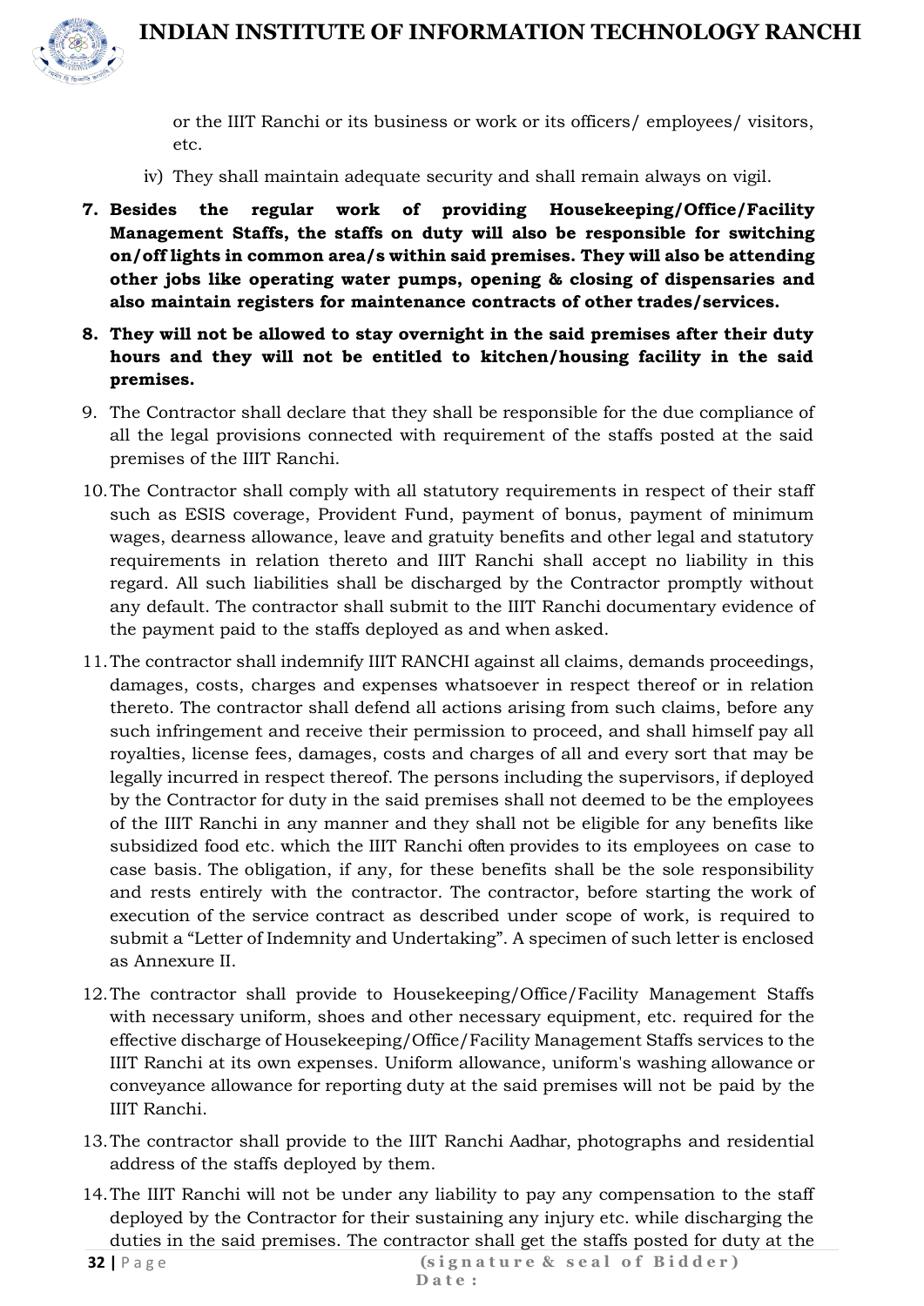or the IIIT Ranchi or its business or work or its officers/ employees/ visitors, etc.

iv) They shall maintain adequate security and shall remain always on vigil.

**7. Besides the regular work of providing Housekeeping/Office/Facility Management Staffs, the staffs on duty will also be responsible for switching on/off lights in common area/s within said premises. They will also be attending other jobs like operating water pumps, opening & closing of dispensaries and also maintain registers for maintenance contracts of other trades/services.**

**8. They will not be allowed to stay overnight in the said premises after their duty hours and they will not be entitled to kitchen/housing facility in the said premises.**

9. The Contractor shall declare that they shall be responsible for the due compliance of all the legal provisions connected with requirement of the staffs posted at the said premises of the IIIT Ranchi.

10. The Contractor shall comply with all statutory requirements in respect of their staff such as ESIS coverage, Provident Fund, payment of bonus, payment of minimum wages, dearness allowance, leave and gratuity benefits and other legal and statutory requirements in relation thereto and IIIT Ranchi shall accept no liability in this regard. All such liabilities shall be discharged by the Contractor promptly without any default. The contractor shall submit to the IIIT Ranchi documentary evidence of the payment paid to the staffs deployed as and when asked.

11. The contractor shall indemnify IIIT RANCHI against all claims, demands proceedings, damages, costs, charges and expenses whatsoever in respect thereof or in relation thereto. The contractor shall defend all actions arising from such claims, before any such infringement and receive their permission to proceed, and shall himself pay all royalties, license fees, damages, costs and charges of all and every sort that may be legally incurred in respect thereof. The persons including the supervisors, if deployed by the Contractor for duty in the said premises shall not deemed to be the employees of the IIIT Ranchi in any manner and they shall not be eligible for any benefits like subsidized food etc. which the IIIT Ranchi often provides to its employees on case to case basis. The obligation, if any, for these benefits shall be the sole responsibility and rests entirely with the contractor. The contractor, before starting the work of execution of the service contract as described under scope of work, is required to submit a "Letter of Indemnity and Undertaking". A specimen of such letter is enclosed as Annexure II.

12. The contractor shall provide to Housekeeping/Office/Facility Management Staffs with necessary uniform, shoes and other necessary equipment, etc. required for the effective discharge of Housekeeping/Office/Facility Management Staffs services to the IIIT Ranchi at its own expenses. Uniform allowance, uniform's washing allowance or conveyance allowance for reporting duty at the said premises will not be paid by the IIIT Ranchi.

13. The contractor shall provide to the IIIT Ranchi Aadhar, photographs and residential address of the staffs deployed by them.

14. The IIIT Ranchi will not be under any liability to pay any compensation to the staff deployed by the Contractor for their sustaining any injury etc. while discharging the duties in the said premises. The contractor shall get the staffs posted for duty at the

(signature & seal of Bidder)
Date: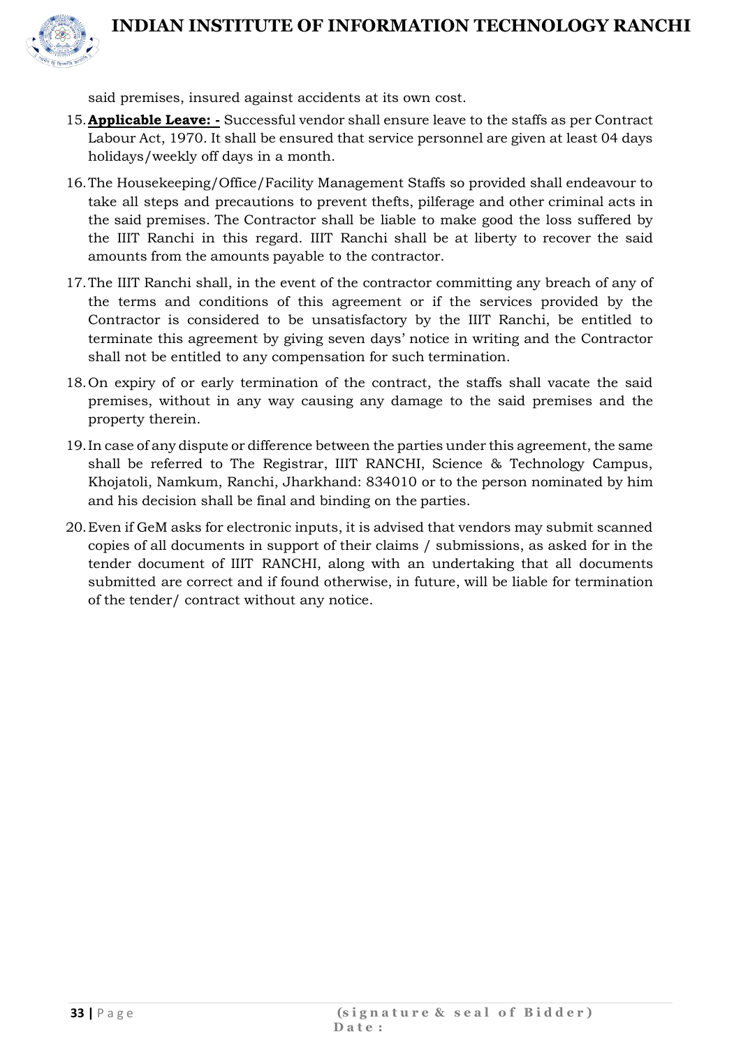said premises, insured against accidents at its own cost.

15. **Applicable Leave: -** Successful vendor shall ensure leave to the staffs as per Contract Labour Act, 1970. It shall be ensured that service personnel are given at least 04 days holidays/weekly off days in a month.

16. The Housekeeping/Office/Facility Management Staffs so provided shall endeavour to take all steps and precautions to prevent thefts, pilferage and other criminal acts in the said premises. The Contractor shall be liable to make good the loss suffered by the IIIT Ranchi in this regard. IIIT Ranchi shall be at liberty to recover the said amounts from the amounts payable to the contractor.

17. The IIIT Ranchi shall, in the event of the contractor committing any breach of any of the terms and conditions of this agreement or if the services provided by the Contractor is considered to be unsatisfactory by the IIIT Ranchi, be entitled to terminate this agreement by giving seven days' notice in writing and the Contractor shall not be entitled to any compensation for such termination.

18. On expiry of or early termination of the contract, the staffs shall vacate the said premises, without in any way causing any damage to the said premises and the property therein.

19. In case of any dispute or difference between the parties under this agreement, the same shall be referred to The Registrar, IIIT RANCHI, Science & Technology Campus, Khojatoli, Namkum, Ranchi, Jharkhand: 834010 or to the person nominated by him and his decision shall be final and binding on the parties.

20. Even if GeM asks for electronic inputs, it is advised that vendors may submit scanned copies of all documents in support of their claims / submissions, as asked for in the tender document of IIIT RANCHI, along with an undertaking that all documents submitted are correct and if found otherwise, in future, will be liable for termination of the tender/ contract without any notice.

(signature & seal of Bidder)
Date: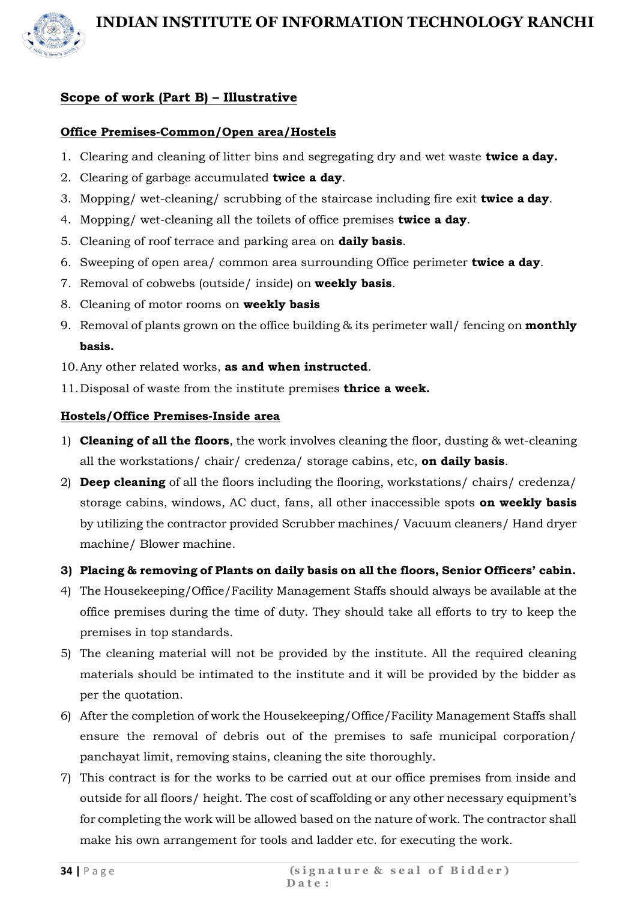## Scope of work (Part B) – Illustrative

### Office Premises-Common/Open area/Hostels

1. Clearing and cleaning of litter bins and segregating dry and wet waste **twice a day.**
2. Clearing of garbage accumulated **twice a day**.
3. Mopping/ wet-cleaning/ scrubbing of the staircase including fire exit **twice a day**.
4. Mopping/ wet-cleaning all the toilets of office premises **twice a day**.
5. Cleaning of roof terrace and parking area on **daily basis**.
6. Sweeping of open area/ common area surrounding Office perimeter **twice a day**.
7. Removal of cobwebs (outside/ inside) on **weekly basis**.
8. Cleaning of motor rooms on **weekly basis**
9. Removal of plants grown on the office building & its perimeter wall/ fencing on **monthly basis.**
10. Any other related works, **as and when instructed**.
11. Disposal of waste from the institute premises **thrice a week.**

### Hostels/Office Premises-Inside area

1) **Cleaning of all the floors**, the work involves cleaning the floor, dusting & wet-cleaning all the workstations/ chair/ credenza/ storage cabins, etc, **on daily basis**.
2) **Deep cleaning** of all the floors including the flooring, workstations/ chairs/ credenza/ storage cabins, windows, AC duct, fans, all other inaccessible spots **on weekly basis** by utilizing the contractor provided Scrubber machines/ Vacuum cleaners/ Hand dryer machine/ Blower machine.
3) **Placing & removing of Plants on daily basis on all the floors, Senior Officers' cabin.**
4) The Housekeeping/Office/Facility Management Staffs should always be available at the office premises during the time of duty. They should take all efforts to try to keep the premises in top standards.
5) The cleaning material will not be provided by the institute. All the required cleaning materials should be intimated to the institute and it will be provided by the bidder as per the quotation.
6) After the completion of work the Housekeeping/Office/Facility Management Staffs shall ensure the removal of debris out of the premises to safe municipal corporation/ panchayat limit, removing stains, cleaning the site thoroughly.
7) This contract is for the works to be carried out at our office premises from inside and outside for all floors/ height. The cost of scaffolding or any other necessary equipment's for completing the work will be allowed based on the nature of work. The contractor shall make his own arrangement for tools and ladder etc. for executing the work.

(signature & seal of Bidder)
Date :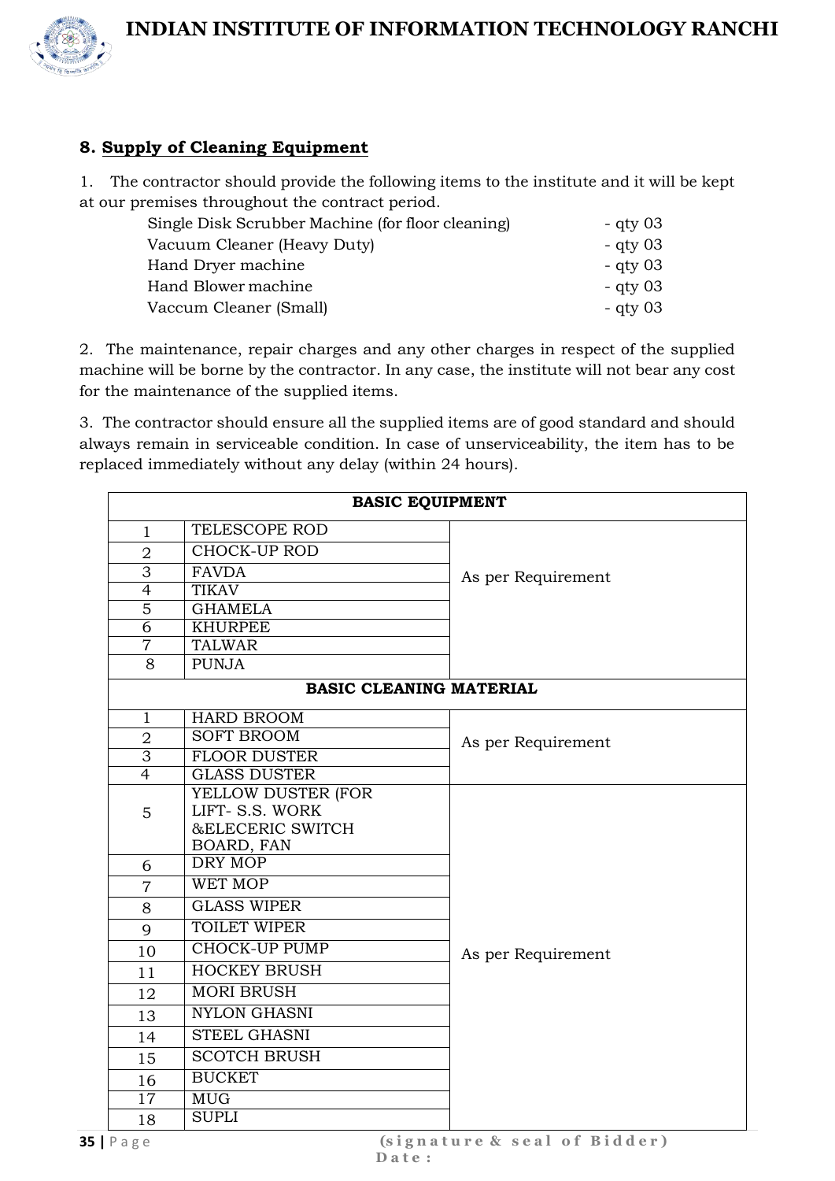## 8. Supply of Cleaning Equipment

1. The contractor should provide the following items to the institute and it will be kept at our premises throughout the contract period.

| | |
|---|---|
| Single Disk Scrubber Machine (for floor cleaning) | - qty 03 |
| Vacuum Cleaner (Heavy Duty) | - qty 03 |
| Hand Dryer machine | - qty 03 |
| Hand Blower machine | - qty 03 |
| Vaccum Cleaner (Small) | - qty 03 |

2. The maintenance, repair charges and any other charges in respect of the supplied machine will be borne by the contractor. In any case, the institute will not bear any cost for the maintenance of the supplied items.

3. The contractor should ensure all the supplied items are of good standard and should always remain in serviceable condition. In case of unserviceability, the item has to be replaced immediately without any delay (within 24 hours).

| **BASIC EQUIPMENT** | | |
|---|---|---|
| 1 | TELESCOPE ROD | As per Requirement |
| 2 | CHOCK-UP ROD | |
| 3 | FAVDA | |
| 4 | TIKAV | |
| 5 | GHAMELA | |
| 6 | KHURPEE | |
| 7 | TALWAR | |
| 8 | PUNJA | |
| **BASIC CLEANING MATERIAL** | | |
| 1 | HARD BROOM | As per Requirement |
| 2 | SOFT BROOM | |
| 3 | FLOOR DUSTER | |
| 4 | GLASS DUSTER | |
| 5 | YELLOW DUSTER (FOR LIFT- S.S. WORK &ELECERIC SWITCH BOARD, FAN | As per Requirement |
| 6 | DRY MOP | |
| 7 | WET MOP | |
| 8 | GLASS WIPER | |
| 9 | TOILET WIPER | |
| 10 | CHOCK-UP PUMP | |
| 11 | HOCKEY BRUSH | |
| 12 | MORI BRUSH | |
| 13 | NYLON GHASNI | |
| 14 | STEEL GHASNI | |
| 15 | SCOTCH BRUSH | |
| 16 | BUCKET | |
| 17 | MUG | |
| 18 | SUPLI | |

(signature & seal of Bidder)
Date :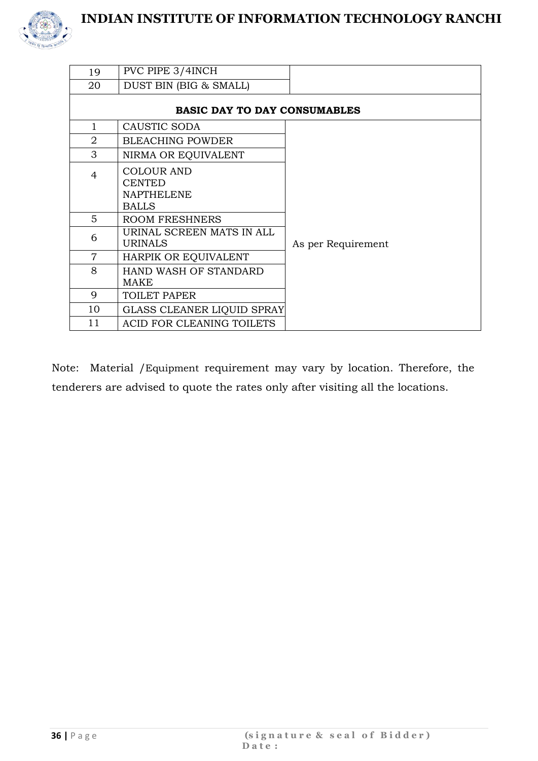| 19 | PVC PIPE 3/4INCH | |
|---|---|---|
| 20 | DUST BIN (BIG & SMALL) | |
| **BASIC DAY TO DAY CONSUMABLES** | | |
| 1 | CAUSTIC SODA | As per Requirement |
| 2 | BLEACHING POWDER | |
| 3 | NIRMA OR EQUIVALENT | |
| 4 | COLOUR AND CENTED NAPTHELENE BALLS | |
| 5 | ROOM FRESHNERS | |
| 6 | URINAL SCREEN MATS IN ALL URINALS | |
| 7 | HARPIK OR EQUIVALENT | |
| 8 | HAND WASH OF STANDARD MAKE | |
| 9 | TOILET PAPER | |
| 10 | GLASS CLEANER LIQUID SPRAY | |
| 11 | ACID FOR CLEANING TOILETS | |

Note: Material /Equipment requirement may vary by location. Therefore, the tenderers are advised to quote the rates only after visiting all the locations.

**(signature & seal of Bidder)**
**Date:**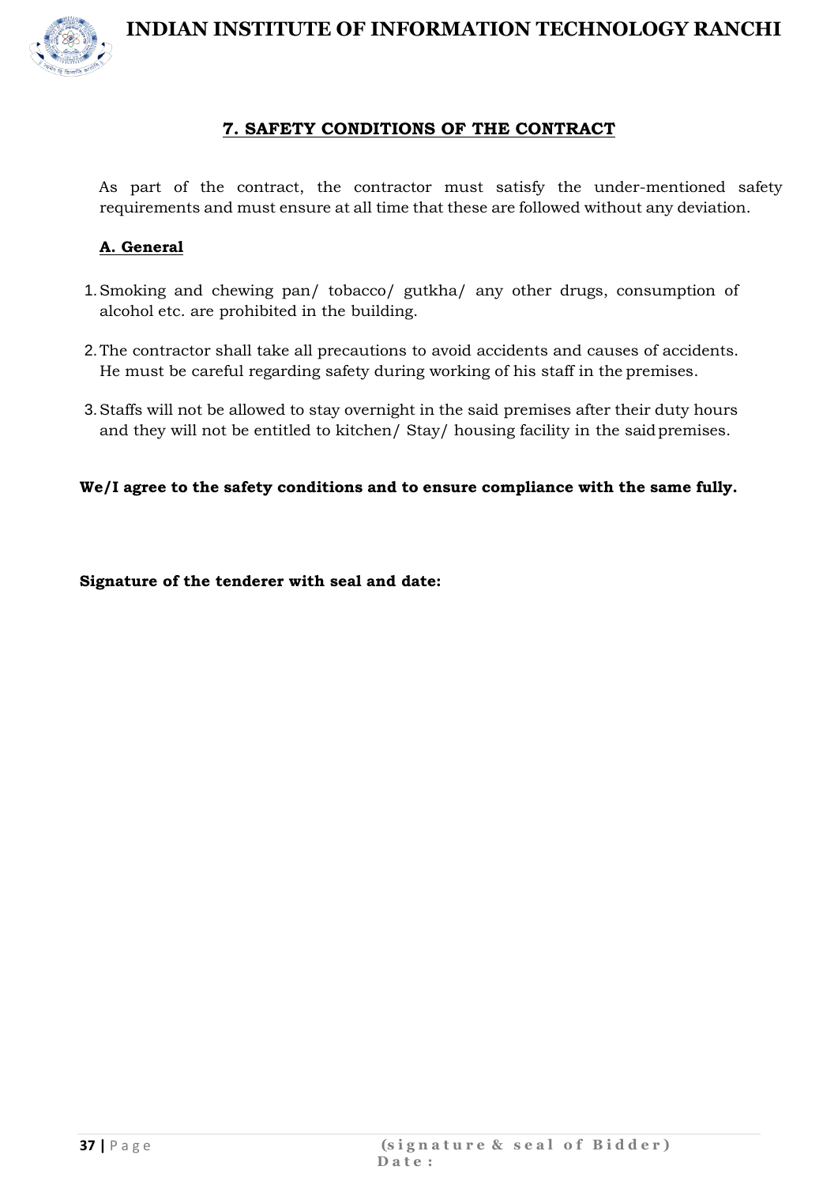## 7. SAFETY CONDITIONS OF THE CONTRACT

As part of the contract, the contractor must satisfy the under-mentioned safety requirements and must ensure at all time that these are followed without any deviation.

### A. General

1. Smoking and chewing pan/ tobacco/ gutkha/ any other drugs, consumption of alcohol etc. are prohibited in the building.
2. The contractor shall take all precautions to avoid accidents and causes of accidents. He must be careful regarding safety during working of his staff in the premises.
3. Staffs will not be allowed to stay overnight in the said premises after their duty hours and they will not be entitled to kitchen/ Stay/ housing facility in the said premises.

**We/I agree to the safety conditions and to ensure compliance with the same fully.**

**Signature of the tenderer with seal and date:**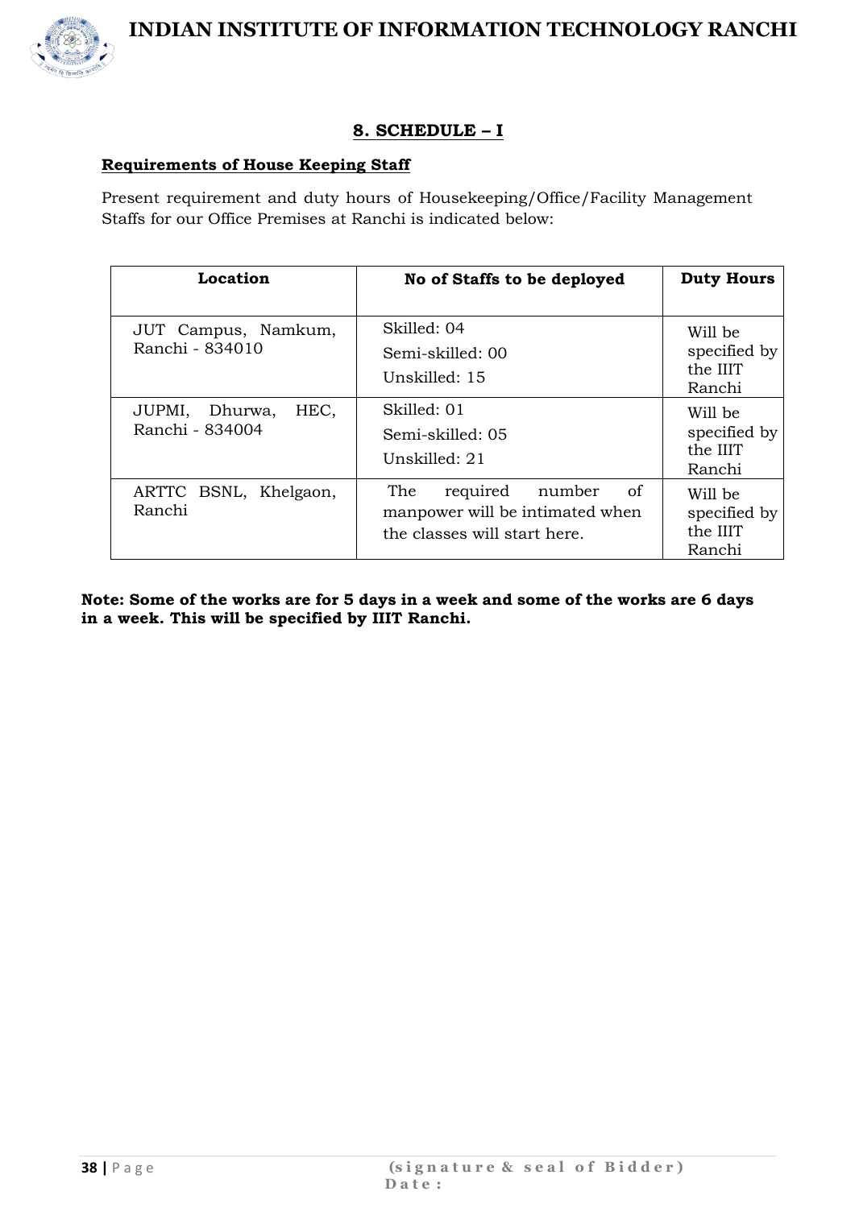## 8. SCHEDULE – I

**Requirements of House Keeping Staff**

Present requirement and duty hours of Housekeeping/Office/Facility Management Staffs for our Office Premises at Ranchi is indicated below:

| Location | No of Staffs to be deployed | Duty Hours |
|---|---|---|
| JUT Campus, Namkum, Ranchi - 834010 | Skilled: 04<br>Semi-skilled: 00<br>Unskilled: 15 | Will be specified by the IIIT Ranchi |
| JUPMI, Dhurwa, HEC, Ranchi - 834004 | Skilled: 01<br>Semi-skilled: 05<br>Unskilled: 21 | Will be specified by the IIIT Ranchi |
| ARTTC BSNL, Khelgaon, Ranchi | The required number of manpower will be intimated when the classes will start here. | Will be specified by the IIIT Ranchi |

**Note: Some of the works are for 5 days in a week and some of the works are 6 days in a week. This will be specified by IIIT Ranchi.**

(signature & seal of Bidder)
Date :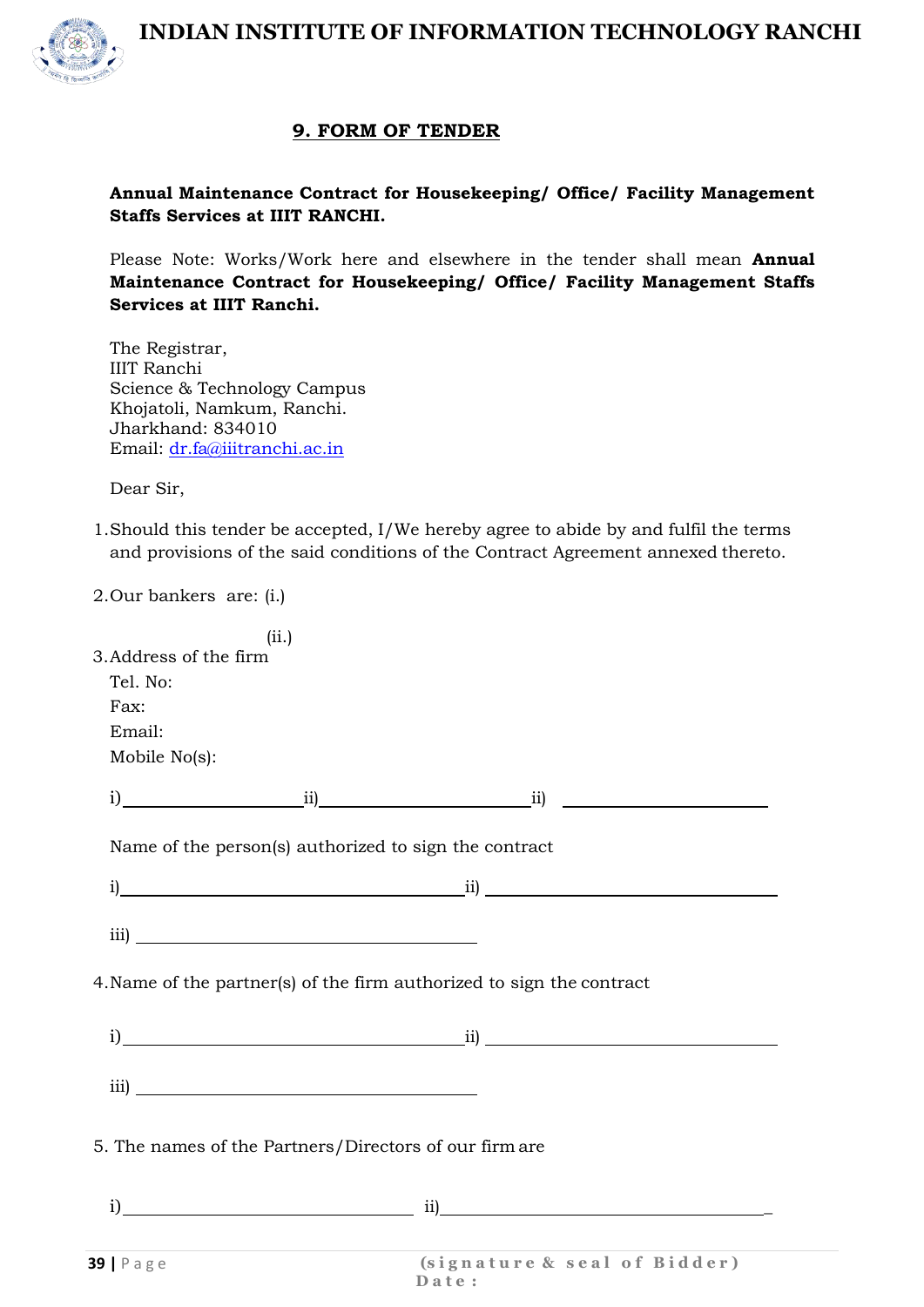## 9. FORM OF TENDER

**Annual Maintenance Contract for Housekeeping/ Office/ Facility Management Staffs Services at IIIT RANCHI.**

Please Note: Works/Work here and elsewhere in the tender shall mean **Annual Maintenance Contract for Housekeeping/ Office/ Facility Management Staffs Services at IIIT Ranchi.**

The Registrar,
IIIT Ranchi
Science & Technology Campus
Khojatoli, Namkum, Ranchi.
Jharkhand: 834010
Email: dr.fa@iiitranchi.ac.in

Dear Sir,

1. Should this tender be accepted, I/We hereby agree to abide by and fulfil the terms and provisions of the said conditions of the Contract Agreement annexed thereto.

2. Our bankers are: (i.)

   (ii.)

3. Address of the firm

   Tel. No:

   Fax:

   Email:

   Mobile No(s):

   i)____________________ ii)______________________ ii) ______________________

   Name of the person(s) authorized to sign the contract

   i)______________________________________ ii) ________________________________

   iii) ______________________________________

4. Name of the partner(s) of the firm authorized to sign the contract

   i)______________________________________ ii) ________________________________

   iii) ______________________________________

5. The names of the Partners/Directors of our firm are

   i)________________________________ ii)____________________________________

(signature & seal of Bidder)
Date: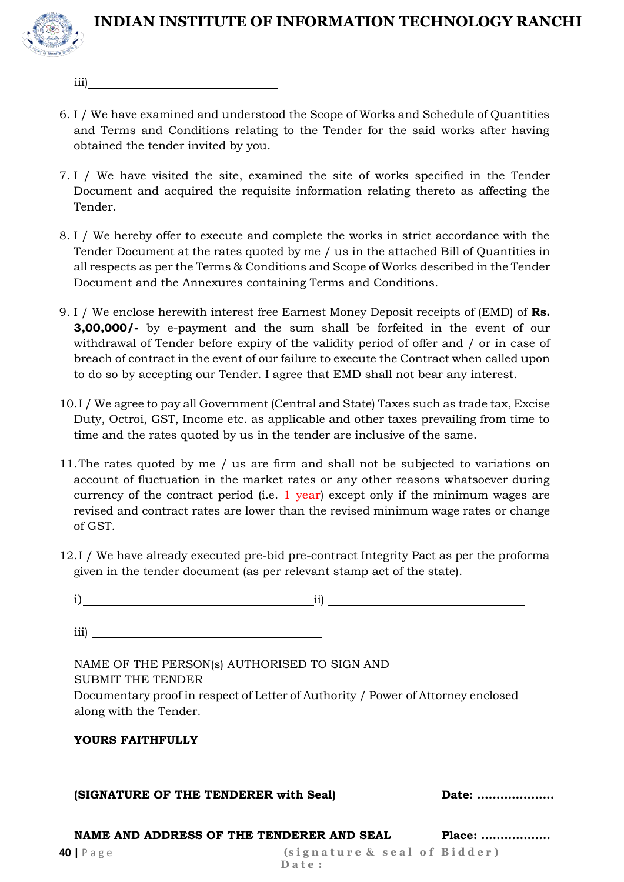iii)\_\_\_\_\_\_\_\_\_\_\_\_\_\_\_\_\_\_\_\_\_\_\_\_\_\_\_\_\_\_\_\_

6. I / We have examined and understood the Scope of Works and Schedule of Quantities and Terms and Conditions relating to the Tender for the said works after having obtained the tender invited by you.

7. I / We have visited the site, examined the site of works specified in the Tender Document and acquired the requisite information relating thereto as affecting the Tender.

8. I / We hereby offer to execute and complete the works in strict accordance with the Tender Document at the rates quoted by me / us in the attached Bill of Quantities in all respects as per the Terms & Conditions and Scope of Works described in the Tender Document and the Annexures containing Terms and Conditions.

9. I / We enclose herewith interest free Earnest Money Deposit receipts of (EMD) of **Rs. 3,00,000/-** by e-payment and the sum shall be forfeited in the event of our withdrawal of Tender before expiry of the validity period of offer and / or in case of breach of contract in the event of our failure to execute the Contract when called upon to do so by accepting our Tender. I agree that EMD shall not bear any interest.

10. I / We agree to pay all Government (Central and State) Taxes such as trade tax, Excise Duty, Octroi, GST, Income etc. as applicable and other taxes prevailing from time to time and the rates quoted by us in the tender are inclusive of the same.

11. The rates quoted by me / us are firm and shall not be subjected to variations on account of fluctuation in the market rates or any other reasons whatsoever during currency of the contract period (i.e. 1 year) except only if the minimum wages are revised and contract rates are lower than the revised minimum wage rates or change of GST.

12. I / We have already executed pre-bid pre-contract Integrity Pact as per the proforma given in the tender document (as per relevant stamp act of the state).

i)\_\_\_\_\_\_\_\_\_\_\_\_\_\_\_\_\_\_\_\_\_\_\_\_\_\_\_\_\_\_\_\_ ii) \_\_\_\_\_\_\_\_\_\_\_\_\_\_\_\_\_\_\_\_\_\_\_\_\_\_\_\_\_\_\_\_

iii) \_\_\_\_\_\_\_\_\_\_\_\_\_\_\_\_\_\_\_\_\_\_\_\_\_\_\_\_\_\_\_\_

NAME OF THE PERSON(s) AUTHORISED TO SIGN AND SUBMIT THE TENDER

Documentary proof in respect of Letter of Authority / Power of Attorney enclosed along with the Tender.

**YOURS FAITHFULLY**

**(SIGNATURE OF THE TENDERER with Seal)** **Date: ....................**

**NAME AND ADDRESS OF THE TENDERER AND SEAL** **Place: ..................**

(signature & seal of Bidder)
Date: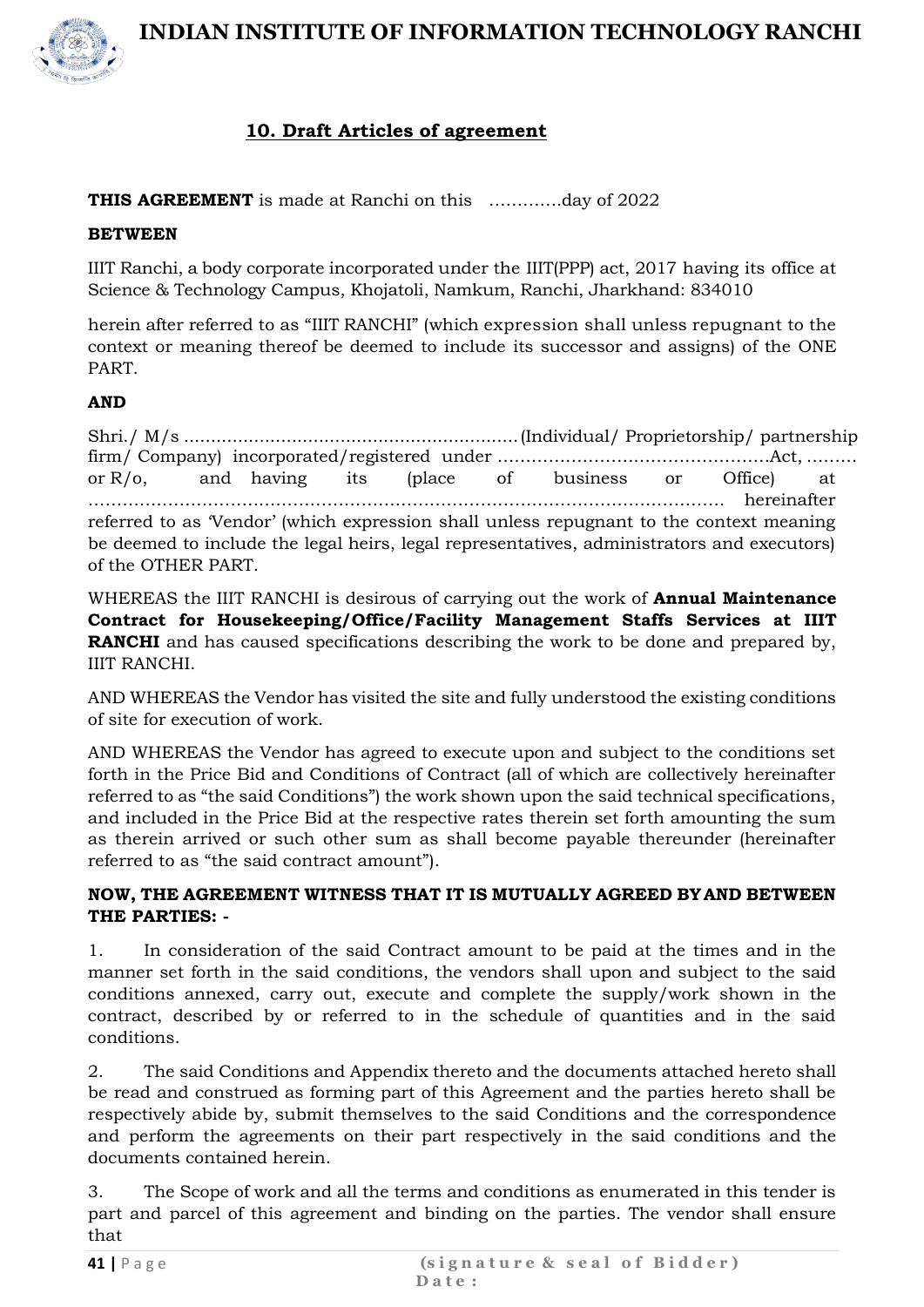## 10. Draft Articles of agreement

**THIS AGREEMENT** is made at Ranchi on this ………….day of 2022

**BETWEEN**

IIIT Ranchi, a body corporate incorporated under the IIIT(PPP) act, 2017 having its office at Science & Technology Campus, Khojatoli, Namkum, Ranchi, Jharkhand: 834010

herein after referred to as "IIIT RANCHI" (which expression shall unless repugnant to the context or meaning thereof be deemed to include its successor and assigns) of the ONE PART.

**AND**

Shri./ M/s ............................................................. (Individual/ Proprietorship/ partnership firm/ Company) incorporated/registered under ………………………………………….Act, ……… or R/o, and having its (place of business or Office) at …………………………………………………………………………………………… hereinafter referred to as 'Vendor' (which expression shall unless repugnant to the context meaning be deemed to include the legal heirs, legal representatives, administrators and executors) of the OTHER PART.

WHEREAS the IIIT RANCHI is desirous of carrying out the work of **Annual Maintenance Contract for Housekeeping/Office/Facility Management Staffs Services at IIIT RANCHI** and has caused specifications describing the work to be done and prepared by, IIIT RANCHI.

AND WHEREAS the Vendor has visited the site and fully understood the existing conditions of site for execution of work.

AND WHEREAS the Vendor has agreed to execute upon and subject to the conditions set forth in the Price Bid and Conditions of Contract (all of which are collectively hereinafter referred to as "the said Conditions") the work shown upon the said technical specifications, and included in the Price Bid at the respective rates therein set forth amounting the sum as therein arrived or such other sum as shall become payable thereunder (hereinafter referred to as "the said contract amount").

**NOW, THE AGREEMENT WITNESS THAT IT IS MUTUALLY AGREED BY AND BETWEEN THE PARTIES: -**

1. In consideration of the said Contract amount to be paid at the times and in the manner set forth in the said conditions, the vendors shall upon and subject to the said conditions annexed, carry out, execute and complete the supply/work shown in the contract, described by or referred to in the schedule of quantities and in the said conditions.

2. The said Conditions and Appendix thereto and the documents attached hereto shall be read and construed as forming part of this Agreement and the parties hereto shall be respectively abide by, submit themselves to the said Conditions and the correspondence and perform the agreements on their part respectively in the said conditions and the documents contained herein.

3. The Scope of work and all the terms and conditions as enumerated in this tender is part and parcel of this agreement and binding on the parties. The vendor shall ensure that

**(signature & seal of Bidder)**
**Date:**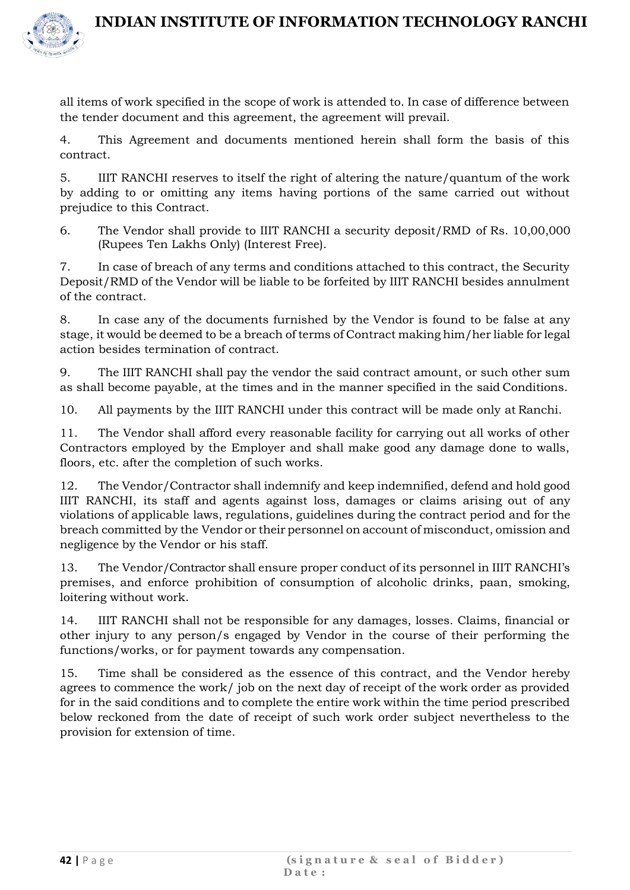all items of work specified in the scope of work is attended to. In case of difference between the tender document and this agreement, the agreement will prevail.

4. This Agreement and documents mentioned herein shall form the basis of this contract.

5. IIIT RANCHI reserves to itself the right of altering the nature/quantum of the work by adding to or omitting any items having portions of the same carried out without prejudice to this Contract.

6. The Vendor shall provide to IIIT RANCHI a security deposit/RMD of Rs. 10,00,000 (Rupees Ten Lakhs Only) (Interest Free).

7. In case of breach of any terms and conditions attached to this contract, the Security Deposit/RMD of the Vendor will be liable to be forfeited by IIIT RANCHI besides annulment of the contract.

8. In case any of the documents furnished by the Vendor is found to be false at any stage, it would be deemed to be a breach of terms of Contract making him/her liable for legal action besides termination of contract.

9. The IIIT RANCHI shall pay the vendor the said contract amount, or such other sum as shall become payable, at the times and in the manner specified in the said Conditions.

10. All payments by the IIIT RANCHI under this contract will be made only at Ranchi.

11. The Vendor shall afford every reasonable facility for carrying out all works of other Contractors employed by the Employer and shall make good any damage done to walls, floors, etc. after the completion of such works.

12. The Vendor/Contractor shall indemnify and keep indemnified, defend and hold good IIIT RANCHI, its staff and agents against loss, damages or claims arising out of any violations of applicable laws, regulations, guidelines during the contract period and for the breach committed by the Vendor or their personnel on account of misconduct, omission and negligence by the Vendor or his staff.

13. The Vendor/Contractor shall ensure proper conduct of its personnel in IIIT RANCHI's premises, and enforce prohibition of consumption of alcoholic drinks, paan, smoking, loitering without work.

14. IIIT RANCHI shall not be responsible for any damages, losses. Claims, financial or other injury to any person/s engaged by Vendor in the course of their performing the functions/works, or for payment towards any compensation.

15. Time shall be considered as the essence of this contract, and the Vendor hereby agrees to commence the work/ job on the next day of receipt of the work order as provided for in the said conditions and to complete the entire work within the time period prescribed below reckoned from the date of receipt of such work order subject nevertheless to the provision for extension of time.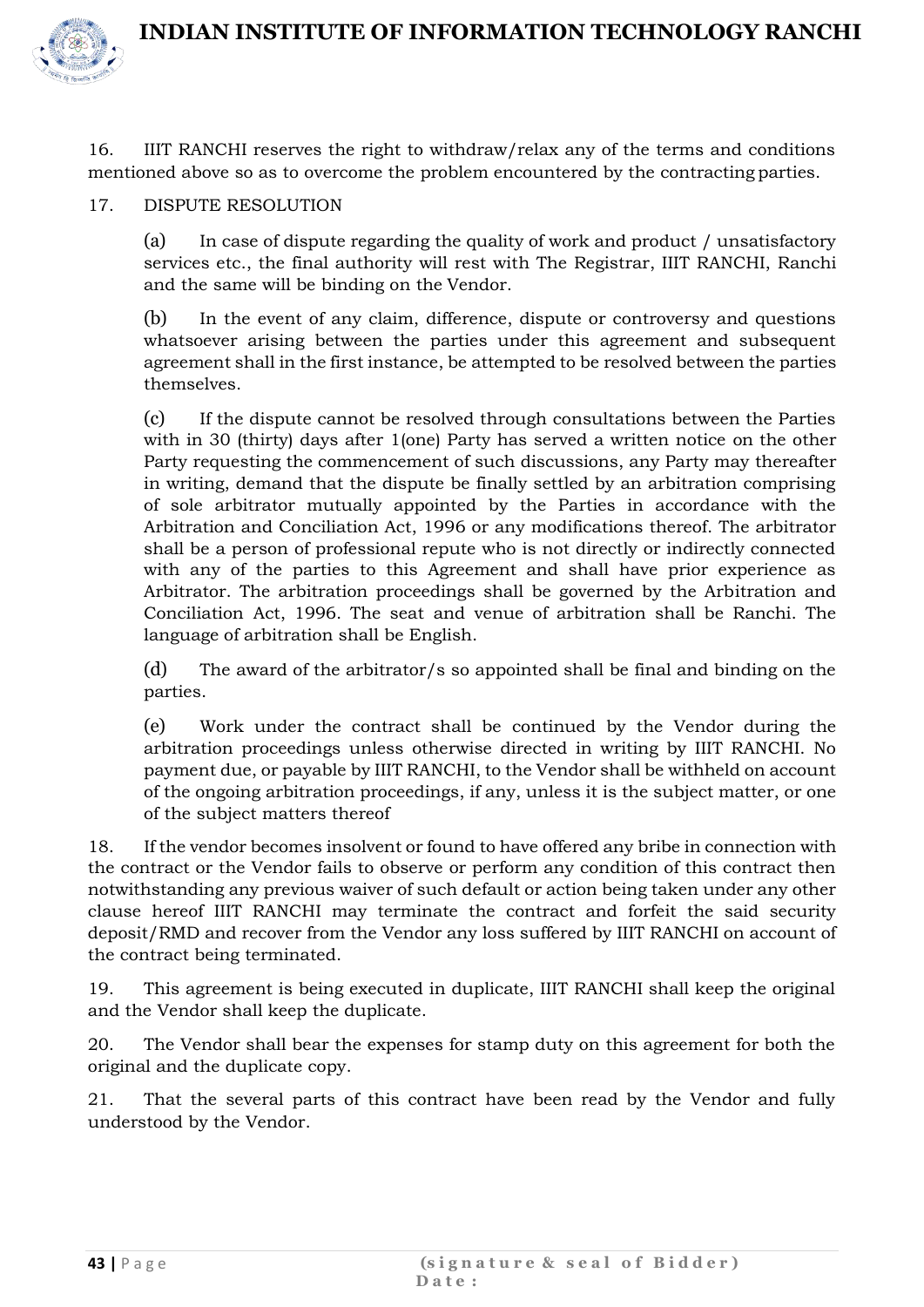16. IIIT RANCHI reserves the right to withdraw/relax any of the terms and conditions mentioned above so as to overcome the problem encountered by the contracting parties.

17. DISPUTE RESOLUTION

(a) In case of dispute regarding the quality of work and product / unsatisfactory services etc., the final authority will rest with The Registrar, IIIT RANCHI, Ranchi and the same will be binding on the Vendor.

(b) In the event of any claim, difference, dispute or controversy and questions whatsoever arising between the parties under this agreement and subsequent agreement shall in the first instance, be attempted to be resolved between the parties themselves.

(c) If the dispute cannot be resolved through consultations between the Parties with in 30 (thirty) days after 1(one) Party has served a written notice on the other Party requesting the commencement of such discussions, any Party may thereafter in writing, demand that the dispute be finally settled by an arbitration comprising of sole arbitrator mutually appointed by the Parties in accordance with the Arbitration and Conciliation Act, 1996 or any modifications thereof. The arbitrator shall be a person of professional repute who is not directly or indirectly connected with any of the parties to this Agreement and shall have prior experience as Arbitrator. The arbitration proceedings shall be governed by the Arbitration and Conciliation Act, 1996. The seat and venue of arbitration shall be Ranchi. The language of arbitration shall be English.

(d) The award of the arbitrator/s so appointed shall be final and binding on the parties.

(e) Work under the contract shall be continued by the Vendor during the arbitration proceedings unless otherwise directed in writing by IIIT RANCHI. No payment due, or payable by IIIT RANCHI, to the Vendor shall be withheld on account of the ongoing arbitration proceedings, if any, unless it is the subject matter, or one of the subject matters thereof

18. If the vendor becomes insolvent or found to have offered any bribe in connection with the contract or the Vendor fails to observe or perform any condition of this contract then notwithstanding any previous waiver of such default or action being taken under any other clause hereof IIIT RANCHI may terminate the contract and forfeit the said security deposit/RMD and recover from the Vendor any loss suffered by IIIT RANCHI on account of the contract being terminated.

19. This agreement is being executed in duplicate, IIIT RANCHI shall keep the original and the Vendor shall keep the duplicate.

20. The Vendor shall bear the expenses for stamp duty on this agreement for both the original and the duplicate copy.

21. That the several parts of this contract have been read by the Vendor and fully understood by the Vendor.

(signature & seal of Bidder)
Date: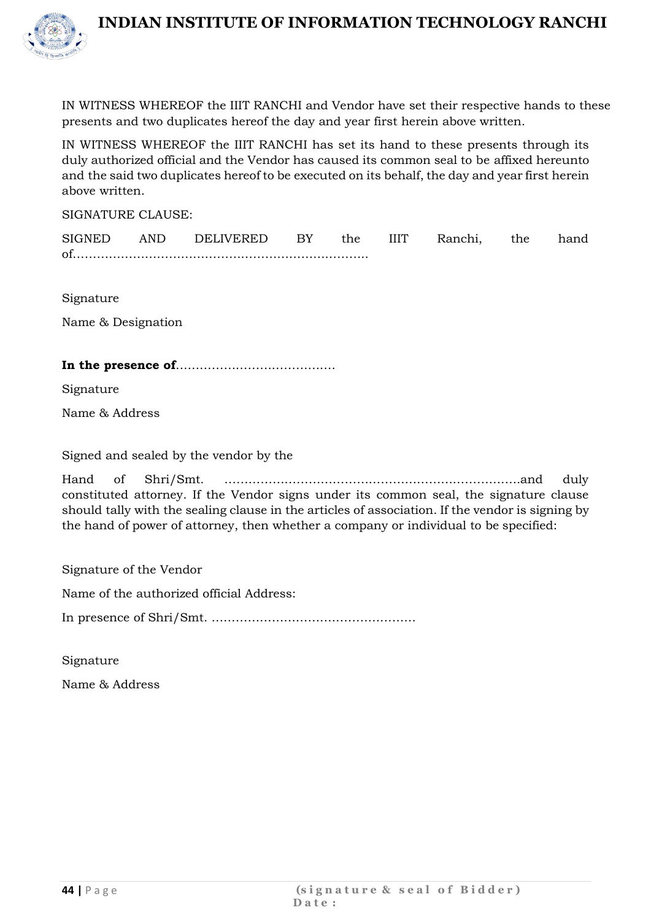IN WITNESS WHEREOF the IIIT RANCHI and Vendor have set their respective hands to these presents and two duplicates hereof the day and year first herein above written.

IN WITNESS WHEREOF the IIIT RANCHI has set its hand to these presents through its duly authorized official and the Vendor has caused its common seal to be affixed hereunto and the said two duplicates hereof to be executed on its behalf, the day and year first herein above written.

SIGNATURE CLAUSE:

SIGNED AND DELIVERED BY the IIIT Ranchi, the hand of…………………………………………………………………

Signature

Name & Designation

**In the presence of**…………………………………

Signature

Name & Address

Signed and sealed by the vendor by the

Hand of Shri/Smt. ………………………………………………………………and duly constituted attorney. If the Vendor signs under its common seal, the signature clause should tally with the sealing clause in the articles of association. If the vendor is signing by the hand of power of attorney, then whether a company or individual to be specified:

Signature of the Vendor

Name of the authorized official Address:

In presence of Shri/Smt. ……………………………………………

Signature

Name & Address

(signature & seal of Bidder)
Date: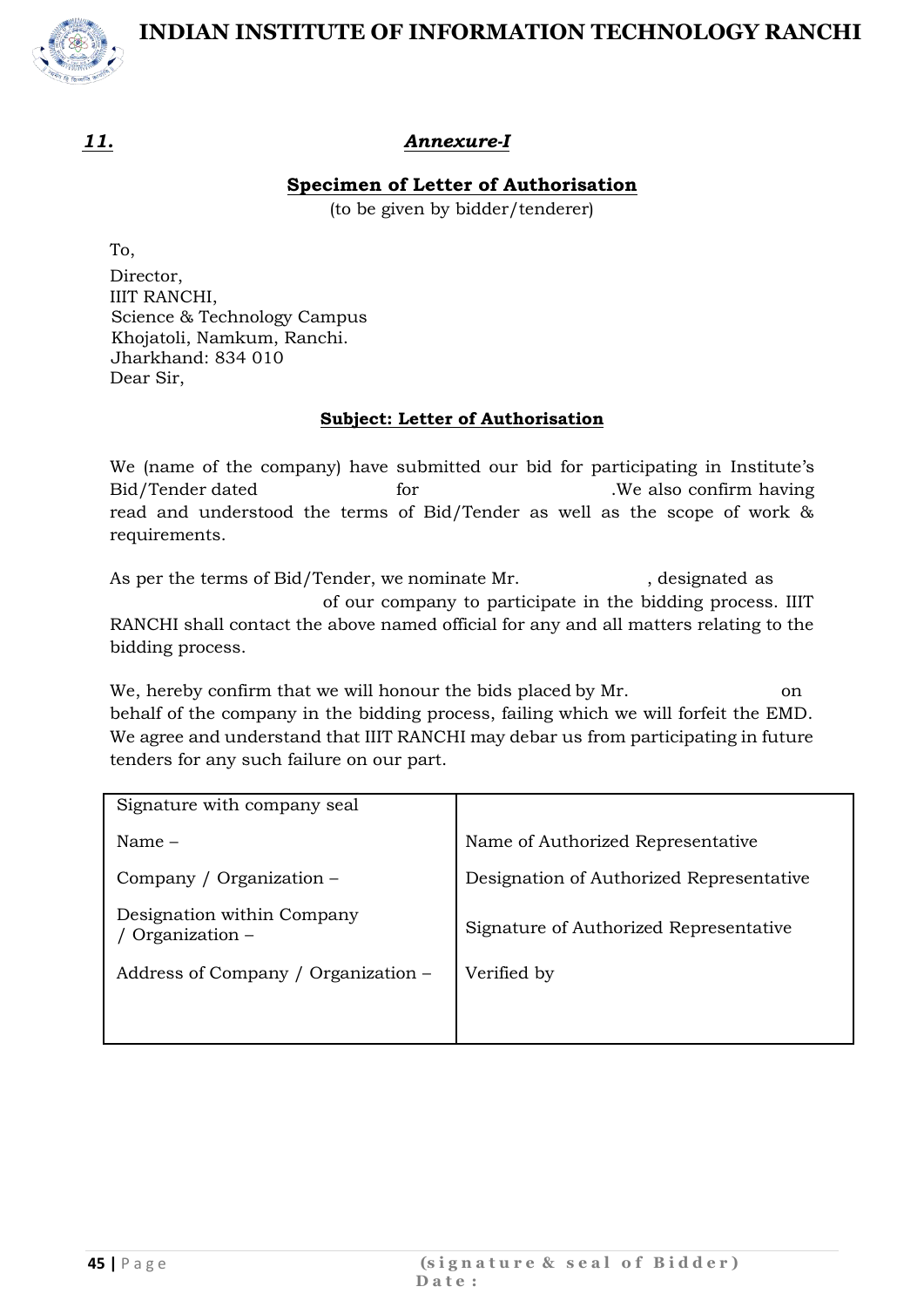***11.*** ***Annexure-I***

**Specimen of Letter of Authorisation**

(to be given by bidder/tenderer)

To,

Director,
IIIT RANCHI,
Science & Technology Campus
Khojatoli, Namkum, Ranchi.
Jharkhand: 834 010
Dear Sir,

**Subject: Letter of Authorisation**

We (name of the company) have submitted our bid for participating in Institute's Bid/Tender dated for .We also confirm having read and understood the terms of Bid/Tender as well as the scope of work & requirements.

As per the terms of Bid/Tender, we nominate Mr. , designated as of our company to participate in the bidding process. IIIT RANCHI shall contact the above named official for any and all matters relating to the bidding process.

We, hereby confirm that we will honour the bids placed by Mr. on behalf of the company in the bidding process, failing which we will forfeit the EMD. We agree and understand that IIIT RANCHI may debar us from participating in future tenders for any such failure on our part.

| Signature with company seal | |
|---|---|
| Name – | Name of Authorized Representative |
| Company / Organization – | Designation of Authorized Representative |
| Designation within Company / Organization – | Signature of Authorized Representative |
| Address of Company / Organization – | Verified by |

**(signature & seal of Bidder)**
**Date:**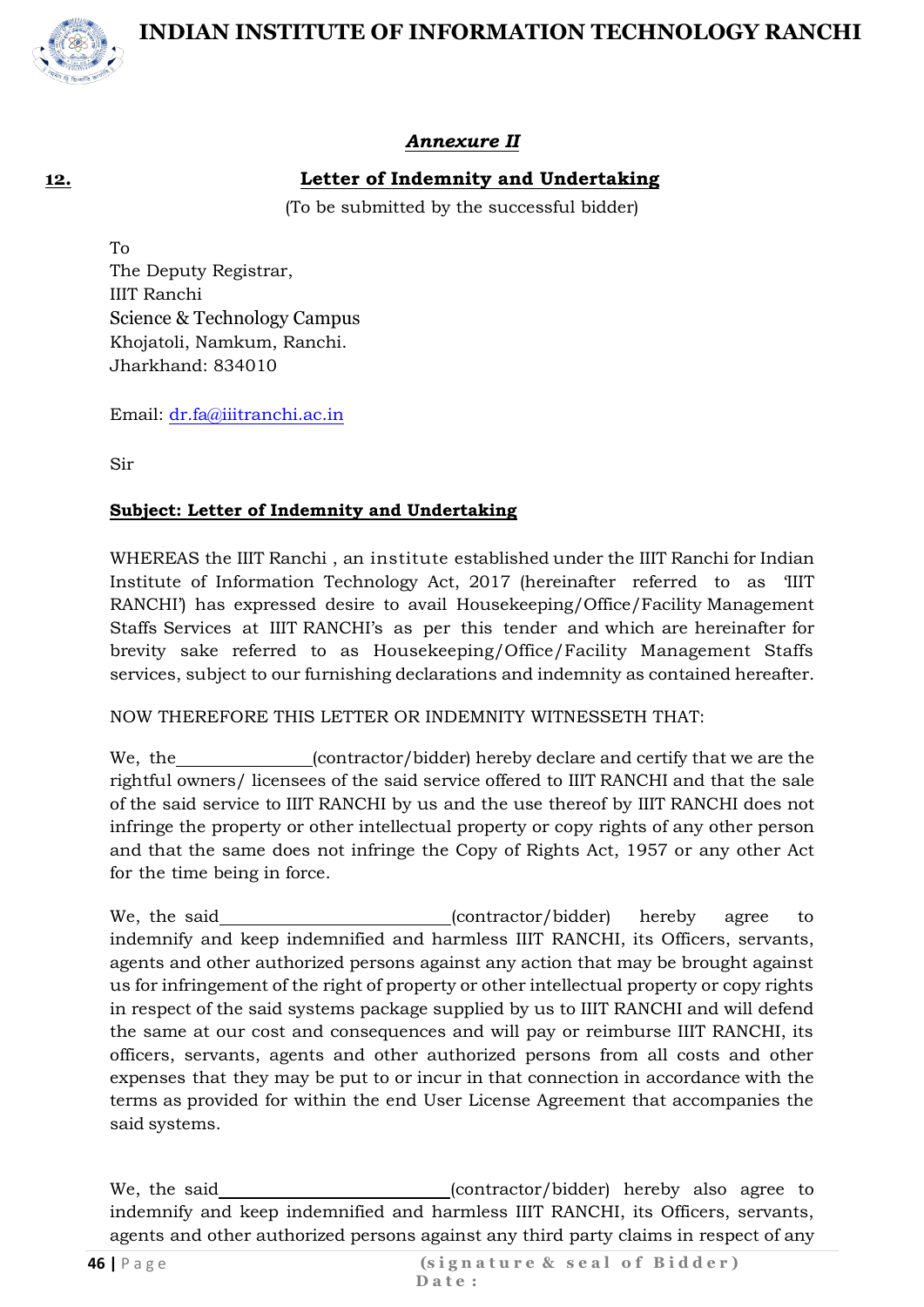*__Annexure II__*

**12.** **__Letter of Indemnity and Undertaking__**

(To be submitted by the successful bidder)

To
The Deputy Registrar,
IIIT Ranchi
Science & Technology Campus
Khojatoli, Namkum, Ranchi.
Jharkhand: 834010

Email: dr.fa@iiitranchi.ac.in

Sir

**__Subject: Letter of Indemnity and Undertaking__**

WHEREAS the IIIT Ranchi , an institute established under the IIIT Ranchi for Indian Institute of Information Technology Act, 2017 (hereinafter referred to as 'IIIT RANCHI') has expressed desire to avail Housekeeping/Office/Facility Management Staffs Services at IIIT RANCHI's as per this tender and which are hereinafter for brevity sake referred to as Housekeeping/Office/Facility Management Staffs services, subject to our furnishing declarations and indemnity as contained hereafter.

NOW THEREFORE THIS LETTER OR INDEMNITY WITNESSETH THAT:

We, the_______________(contractor/bidder) hereby declare and certify that we are the rightful owners/ licensees of the said service offered to IIIT RANCHI and that the sale of the said service to IIIT RANCHI by us and the use thereof by IIIT RANCHI does not infringe the property or other intellectual property or copy rights of any other person and that the same does not infringe the Copy of Rights Act, 1957 or any other Act for the time being in force.

We, the said_________________________(contractor/bidder) hereby agree to indemnify and keep indemnified and harmless IIIT RANCHI, its Officers, servants, agents and other authorized persons against any action that may be brought against us for infringement of the right of property or other intellectual property or copy rights in respect of the said systems package supplied by us to IIIT RANCHI and will defend the same at our cost and consequences and will pay or reimburse IIIT RANCHI, its officers, servants, agents and other authorized persons from all costs and other expenses that they may be put to or incur in that connection in accordance with the terms as provided for within the end User License Agreement that accompanies the said systems.

We, the said_________________________(contractor/bidder) hereby also agree to indemnify and keep indemnified and harmless IIIT RANCHI, its Officers, servants, agents and other authorized persons against any third party claims in respect of any

(signature & seal of Bidder)
Date :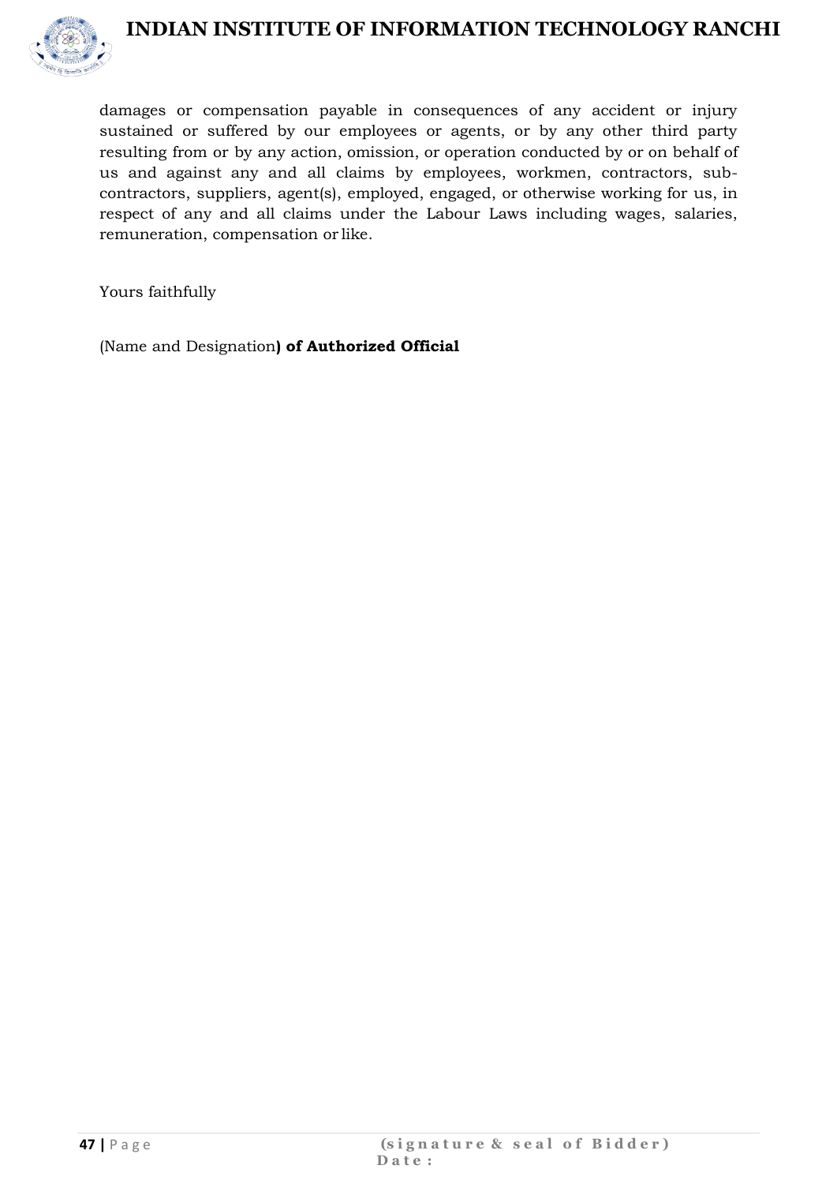damages or compensation payable in consequences of any accident or injury sustained or suffered by our employees or agents, or by any other third party resulting from or by any action, omission, or operation conducted by or on behalf of us and against any and all claims by employees, workmen, contractors, sub-contractors, suppliers, agent(s), employed, engaged, or otherwise working for us, in respect of any and all claims under the Labour Laws including wages, salaries, remuneration, compensation or like.

Yours faithfully

(Name and Designation**) of Authorized Official**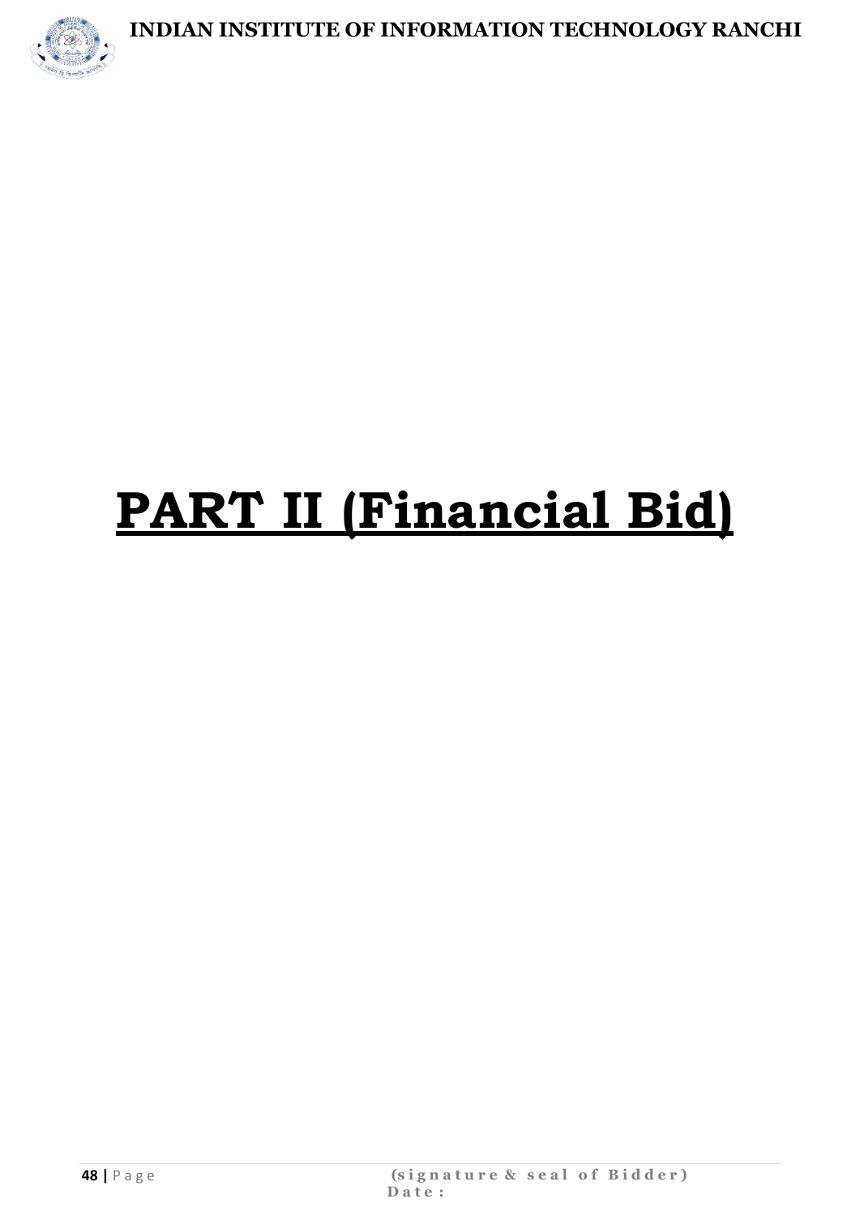# **PART II (Financial Bid)**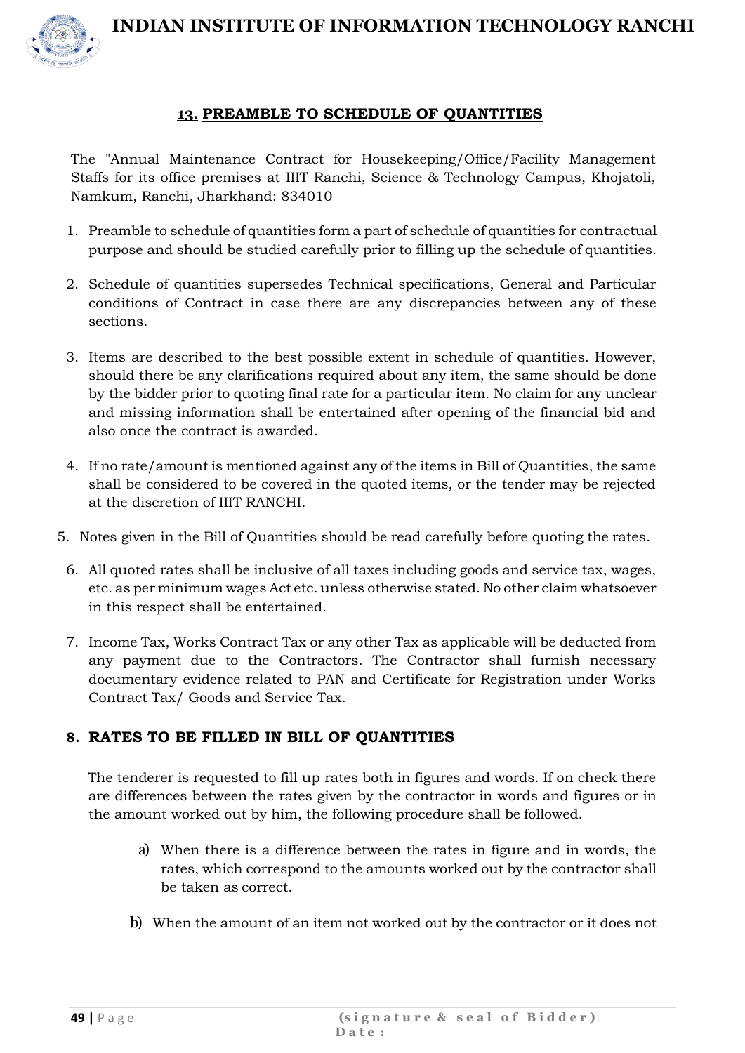## 13. PREAMBLE TO SCHEDULE OF QUANTITIES

The "Annual Maintenance Contract for Housekeeping/Office/Facility Management Staffs for its office premises at IIIT Ranchi, Science & Technology Campus, Khojatoli, Namkum, Ranchi, Jharkhand: 834010

1. Preamble to schedule of quantities form a part of schedule of quantities for contractual purpose and should be studied carefully prior to filling up the schedule of quantities.

2. Schedule of quantities supersedes Technical specifications, General and Particular conditions of Contract in case there are any discrepancies between any of these sections.

3. Items are described to the best possible extent in schedule of quantities. However, should there be any clarifications required about any item, the same should be done by the bidder prior to quoting final rate for a particular item. No claim for any unclear and missing information shall be entertained after opening of the financial bid and also once the contract is awarded.

4. If no rate/amount is mentioned against any of the items in Bill of Quantities, the same shall be considered to be covered in the quoted items, or the tender may be rejected at the discretion of IIIT RANCHI.

5. Notes given in the Bill of Quantities should be read carefully before quoting the rates.

6. All quoted rates shall be inclusive of all taxes including goods and service tax, wages, etc. as per minimum wages Act etc. unless otherwise stated. No other claim whatsoever in this respect shall be entertained.

7. Income Tax, Works Contract Tax or any other Tax as applicable will be deducted from any payment due to the Contractors. The Contractor shall furnish necessary documentary evidence related to PAN and Certificate for Registration under Works Contract Tax/ Goods and Service Tax.

8. **RATES TO BE FILLED IN BILL OF QUANTITIES**

   The tenderer is requested to fill up rates both in figures and words. If on check there are differences between the rates given by the contractor in words and figures or in the amount worked out by him, the following procedure shall be followed.

   a) When there is a difference between the rates in figure and in words, the rates, which correspond to the amounts worked out by the contractor shall be taken as correct.

   b) When the amount of an item not worked out by the contractor or it does not

(signature & seal of Bidder)
Date :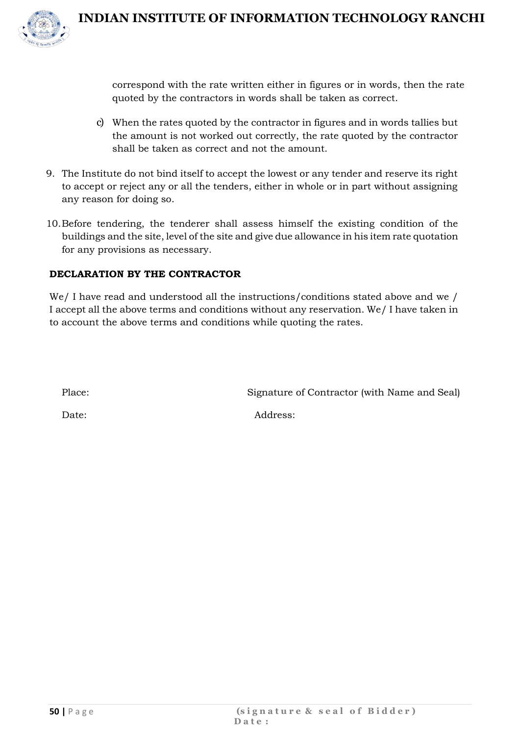correspond with the rate written either in figures or in words, then the rate quoted by the contractors in words shall be taken as correct.

c) When the rates quoted by the contractor in figures and in words tallies but the amount is not worked out correctly, the rate quoted by the contractor shall be taken as correct and not the amount.

9. The Institute do not bind itself to accept the lowest or any tender and reserve its right to accept or reject any or all the tenders, either in whole or in part without assigning any reason for doing so.

10. Before tendering, the tenderer shall assess himself the existing condition of the buildings and the site, level of the site and give due allowance in his item rate quotation for any provisions as necessary.

**DECLARATION BY THE CONTRACTOR**

We/ I have read and understood all the instructions/conditions stated above and we / I accept all the above terms and conditions without any reservation. We/ I have taken in to account the above terms and conditions while quoting the rates.

Place: Signature of Contractor (with Name and Seal)

Date: Address: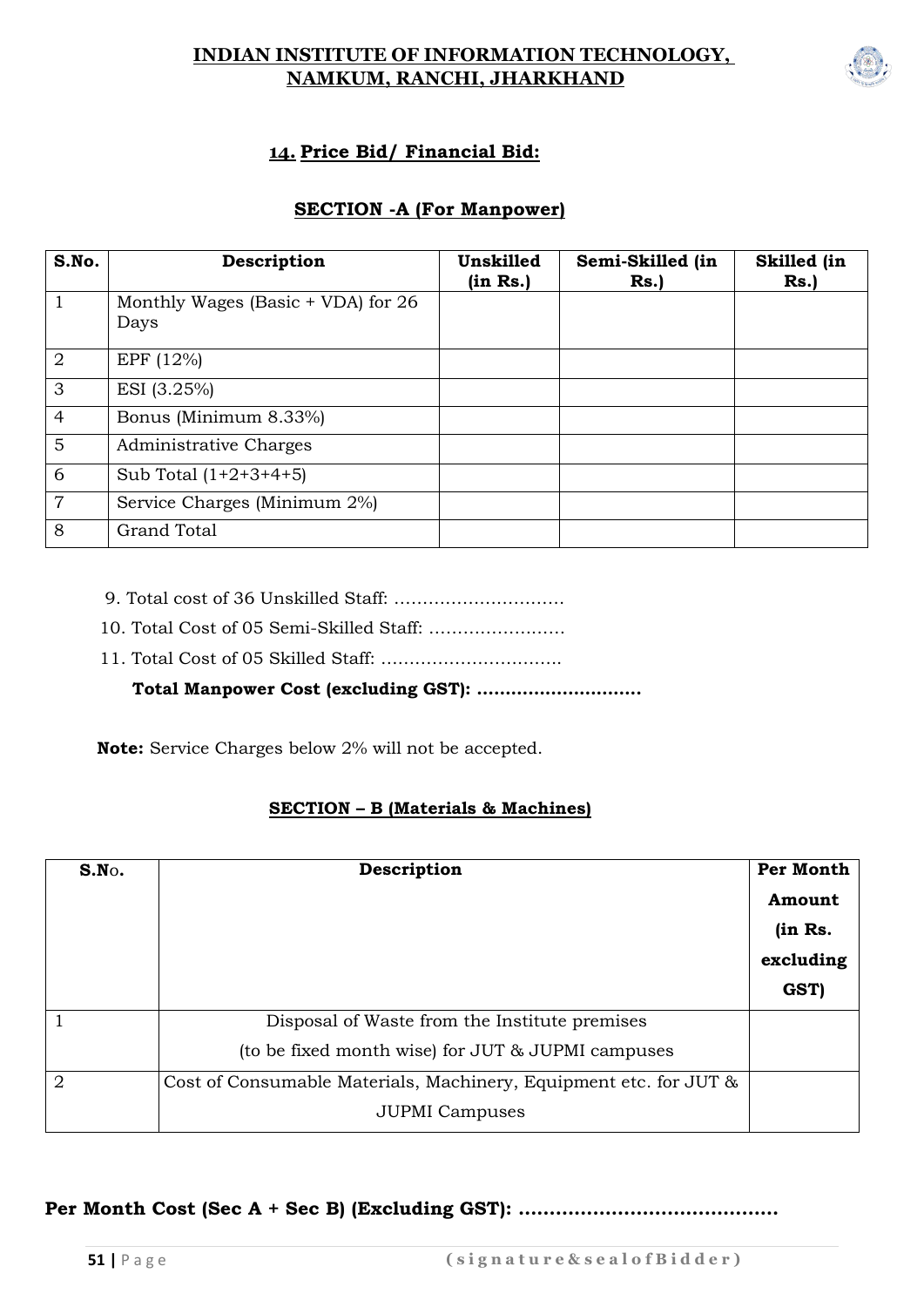# INDIAN INSTITUTE OF INFORMATION TECHNOLOGY, NAMKUM, RANCHI, JHARKHAND

## 14. Price Bid/ Financial Bid:

### SECTION -A (For Manpower)

| S.No. | Description | Unskilled (in Rs.) | Semi-Skilled (in Rs.) | Skilled (in Rs.) |
|---|---|---|---|---|
| 1 | Monthly Wages (Basic + VDA) for 26 Days | | | |
| 2 | EPF (12%) | | | |
| 3 | ESI (3.25%) | | | |
| 4 | Bonus (Minimum 8.33%) | | | |
| 5 | Administrative Charges | | | |
| 6 | Sub Total (1+2+3+4+5) | | | |
| 7 | Service Charges (Minimum 2%) | | | |
| 8 | Grand Total | | | |

9. Total cost of 36 Unskilled Staff: ..............................
10. Total Cost of 05 Semi-Skilled Staff: ........................
11. Total Cost of 05 Skilled Staff: ................................

**Total Manpower Cost (excluding GST): ............................**

**Note:** Service Charges below 2% will not be accepted.

### SECTION – B (Materials & Machines)

| S.No. | Description | Per Month Amount (in Rs. excluding GST) |
|---|---|---|
| 1 | Disposal of Waste from the Institute premises (to be fixed month wise) for JUT & JUPMI campuses | |
| 2 | Cost of Consumable Materials, Machinery, Equipment etc. for JUT & JUPMI Campuses | |

**Per Month Cost (Sec A + Sec B) (Excluding GST): .........................................**

**(signature & seal of Bidder)**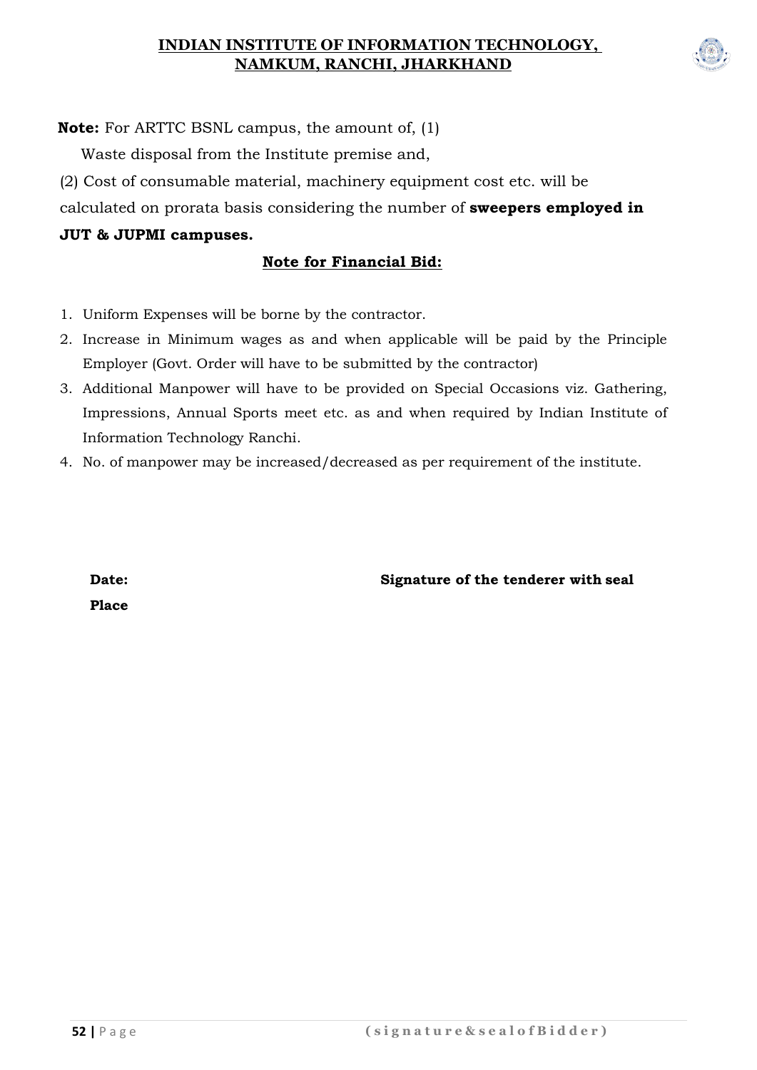**Note:** For ARTTC BSNL campus, the amount of, (1)

Waste disposal from the Institute premise and,

(2) Cost of consumable material, machinery equipment cost etc. will be calculated on prorata basis considering the number of **sweepers employed in JUT & JUPMI campuses.**

**Note for Financial Bid:**

1. Uniform Expenses will be borne by the contractor.
2. Increase in Minimum wages as and when applicable will be paid by the Principle Employer (Govt. Order will have to be submitted by the contractor)
3. Additional Manpower will have to be provided on Special Occasions viz. Gathering, Impressions, Annual Sports meet etc. as and when required by Indian Institute of Information Technology Ranchi.
4. No. of manpower may be increased/decreased as per requirement of the institute.

**Date:** **Signature of the tenderer with seal**

**Place**